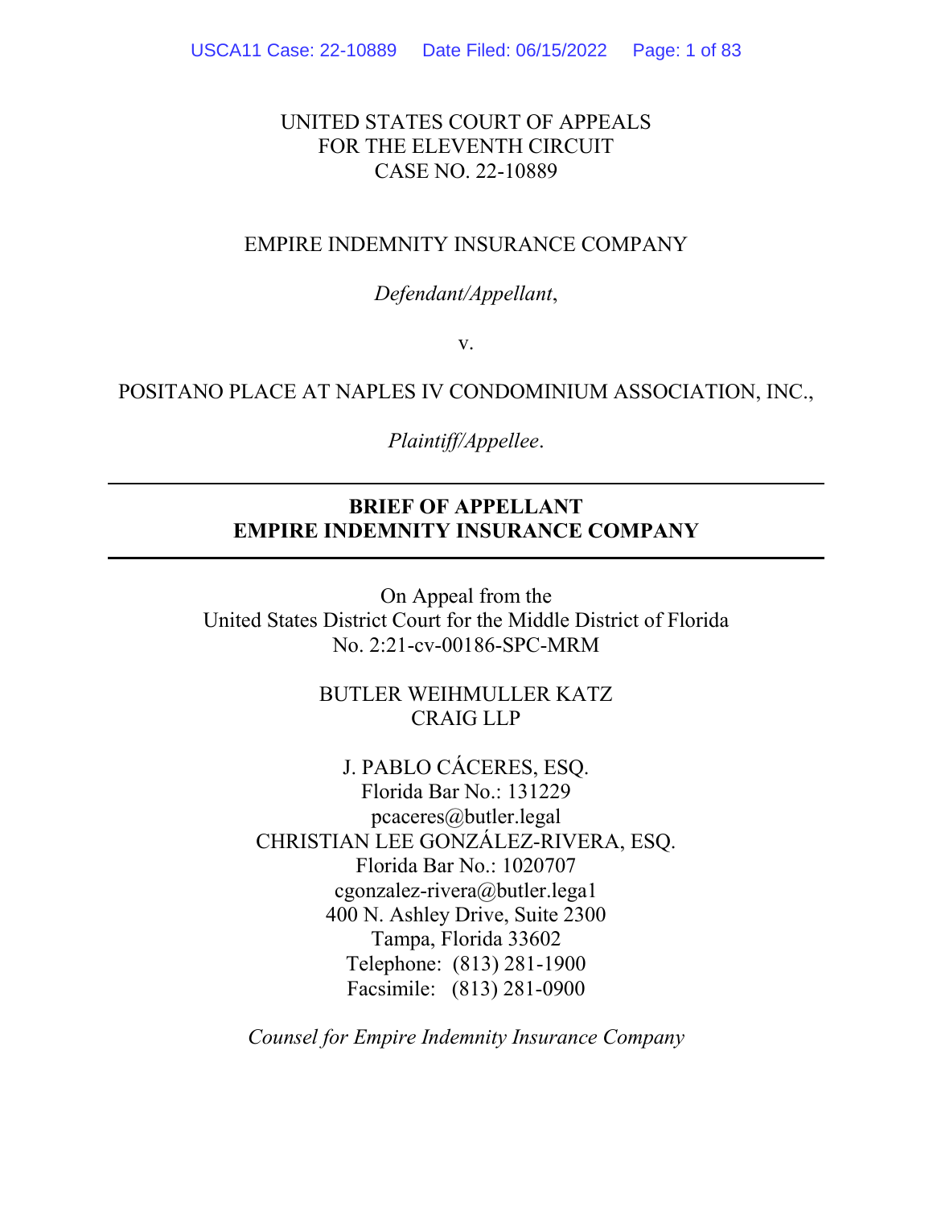UNITED STATES COURT OF APPEALS
FOR THE ELEVENTH CIRCUIT
CASE NO. 22-10889

EMPIRE INDEMNITY INSURANCE COMPANY

*Defendant/Appellant*,

v.

POSITANO PLACE AT NAPLES IV CONDOMINIUM ASSOCIATION, INC.,

*Plaintiff/Appellee*.

---

**BRIEF OF APPELLANT**
**EMPIRE INDEMNITY INSURANCE COMPANY**

---

On Appeal from the
United States District Court for the Middle District of Florida
No. 2:21-cv-00186-SPC-MRM

BUTLER WEIHMULLER KATZ
CRAIG LLP

J. PABLO CÁCERES, ESQ.
Florida Bar No.: 131229
pcaceres@butler.legal
CHRISTIAN LEE GONZÁLEZ-RIVERA, ESQ.
Florida Bar No.: 1020707
cgonzalez-rivera@butler.lega1
400 N. Ashley Drive, Suite 2300
Tampa, Florida 33602
Telephone: (813) 281-1900
Facsimile: (813) 281-0900

*Counsel for Empire Indemnity Insurance Company*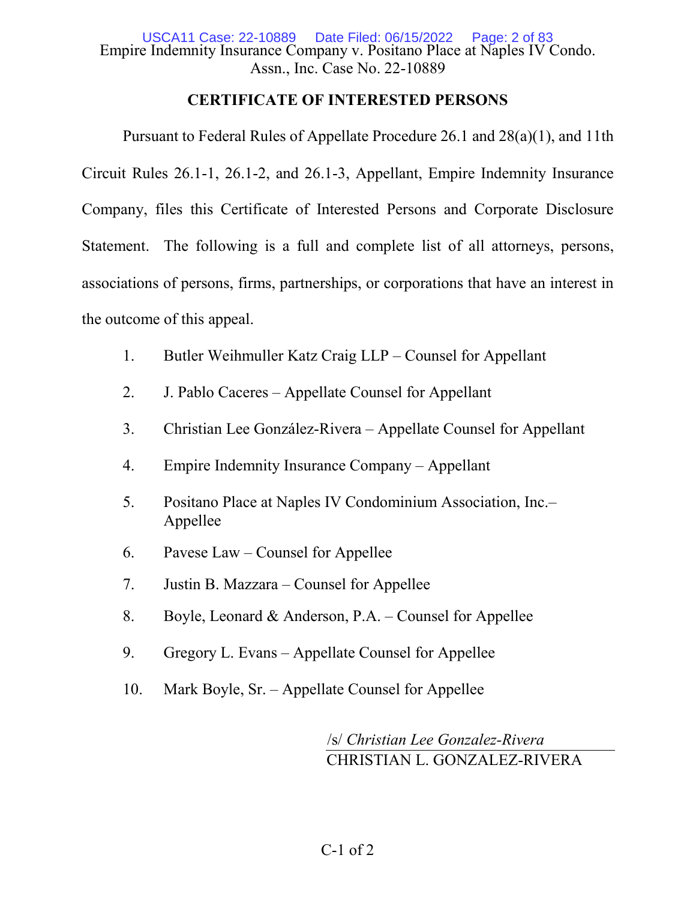Empire Indemnity Insurance Company v. Positano Place at Naples IV Condo. Assn., Inc. Case No. 22-10889

## CERTIFICATE OF INTERESTED PERSONS

Pursuant to Federal Rules of Appellate Procedure 26.1 and 28(a)(1), and 11th Circuit Rules 26.1-1, 26.1-2, and 26.1-3, Appellant, Empire Indemnity Insurance Company, files this Certificate of Interested Persons and Corporate Disclosure Statement. The following is a full and complete list of all attorneys, persons, associations of persons, firms, partnerships, or corporations that have an interest in the outcome of this appeal.

1. Butler Weihmuller Katz Craig LLP – Counsel for Appellant
2. J. Pablo Caceres – Appellate Counsel for Appellant
3. Christian Lee González-Rivera – Appellate Counsel for Appellant
4. Empire Indemnity Insurance Company – Appellant
5. Positano Place at Naples IV Condominium Association, Inc.– Appellee
6. Pavese Law – Counsel for Appellee
7. Justin B. Mazzara – Counsel for Appellee
8. Boyle, Leonard & Anderson, P.A. – Counsel for Appellee
9. Gregory L. Evans – Appellate Counsel for Appellee
10. Mark Boyle, Sr. – Appellate Counsel for Appellee

/s/ *Christian Lee Gonzalez-Rivera*
CHRISTIAN L. GONZALEZ-RIVERA

C-1 of 2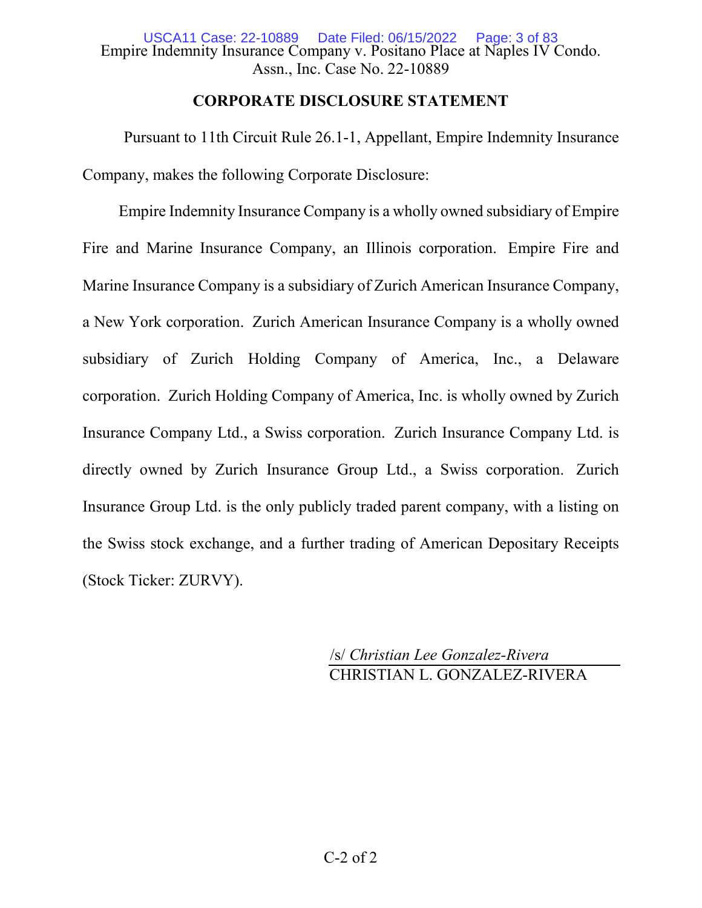Empire Indemnity Insurance Company v. Positano Place at Naples IV Condo. Assn., Inc. Case No. 22-10889

## CORPORATE DISCLOSURE STATEMENT

Pursuant to 11th Circuit Rule 26.1-1, Appellant, Empire Indemnity Insurance Company, makes the following Corporate Disclosure:

Empire Indemnity Insurance Company is a wholly owned subsidiary of Empire Fire and Marine Insurance Company, an Illinois corporation. Empire Fire and Marine Insurance Company is a subsidiary of Zurich American Insurance Company, a New York corporation. Zurich American Insurance Company is a wholly owned subsidiary of Zurich Holding Company of America, Inc., a Delaware corporation. Zurich Holding Company of America, Inc. is wholly owned by Zurich Insurance Company Ltd., a Swiss corporation. Zurich Insurance Company Ltd. is directly owned by Zurich Insurance Group Ltd., a Swiss corporation. Zurich Insurance Group Ltd. is the only publicly traded parent company, with a listing on the Swiss stock exchange, and a further trading of American Depositary Receipts (Stock Ticker: ZURVY).

/s/ *Christian Lee Gonzalez-Rivera*
CHRISTIAN L. GONZALEZ-RIVERA

C-2 of 2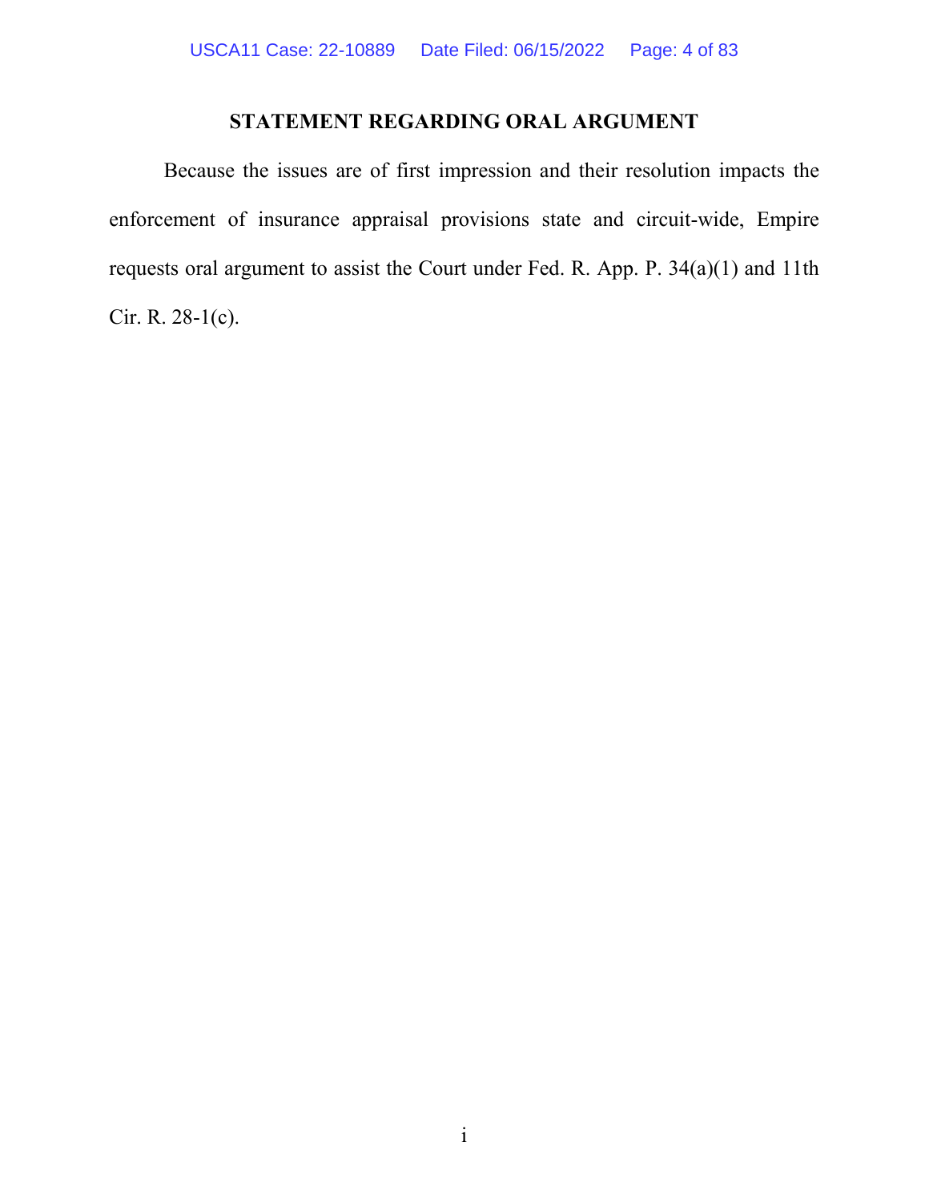## STATEMENT REGARDING ORAL ARGUMENT

Because the issues are of first impression and their resolution impacts the enforcement of insurance appraisal provisions state and circuit-wide, Empire requests oral argument to assist the Court under Fed. R. App. P. 34(a)(1) and 11th Cir. R. 28-1(c).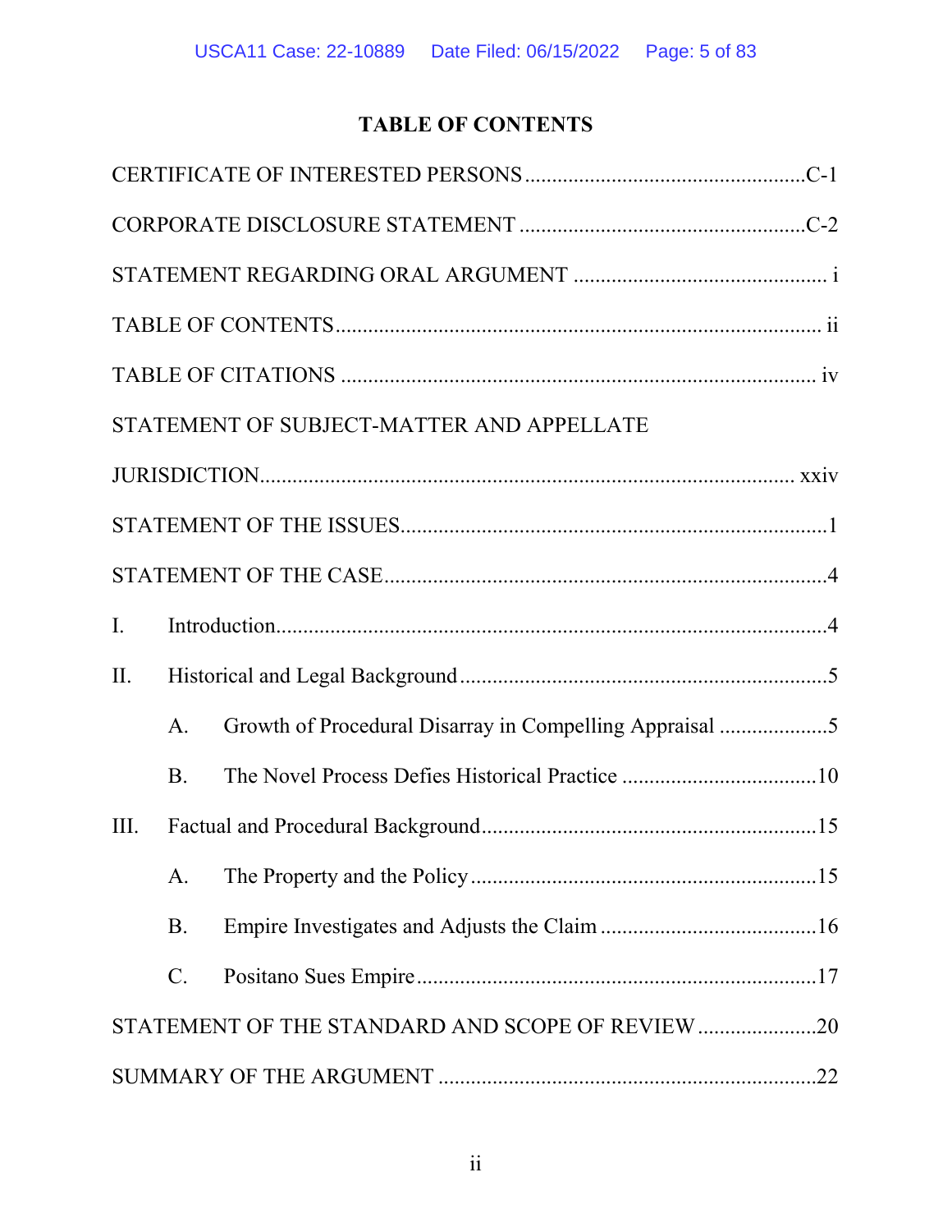# TABLE OF CONTENTS

CERTIFICATE OF INTERESTED PERSONS ....................................................C-1

CORPORATE DISCLOSURE STATEMENT .....................................................C-2

STATEMENT REGARDING ORAL ARGUMENT ............................................... i

TABLE OF CONTENTS......................................................................................... ii

TABLE OF CITATIONS ........................................................................................ iv

STATEMENT OF SUBJECT-MATTER AND APPELLATE JURISDICTION.................................................................................................. xxiv

STATEMENT OF THE ISSUES..............................................................................1

STATEMENT OF THE CASE.................................................................................4

I. Introduction......................................................................................................4

II. Historical and Legal Background ....................................................................5

   A. Growth of Procedural Disarray in Compelling Appraisal ....................5

   B. The Novel Process Defies Historical Practice ....................................10

III. Factual and Procedural Background..............................................................15

   A. The Property and the Policy ................................................................15

   B. Empire Investigates and Adjusts the Claim ........................................16

   C. Positano Sues Empire..........................................................................17

STATEMENT OF THE STANDARD AND SCOPE OF REVIEW ......................20

SUMMARY OF THE ARGUMENT .....................................................................22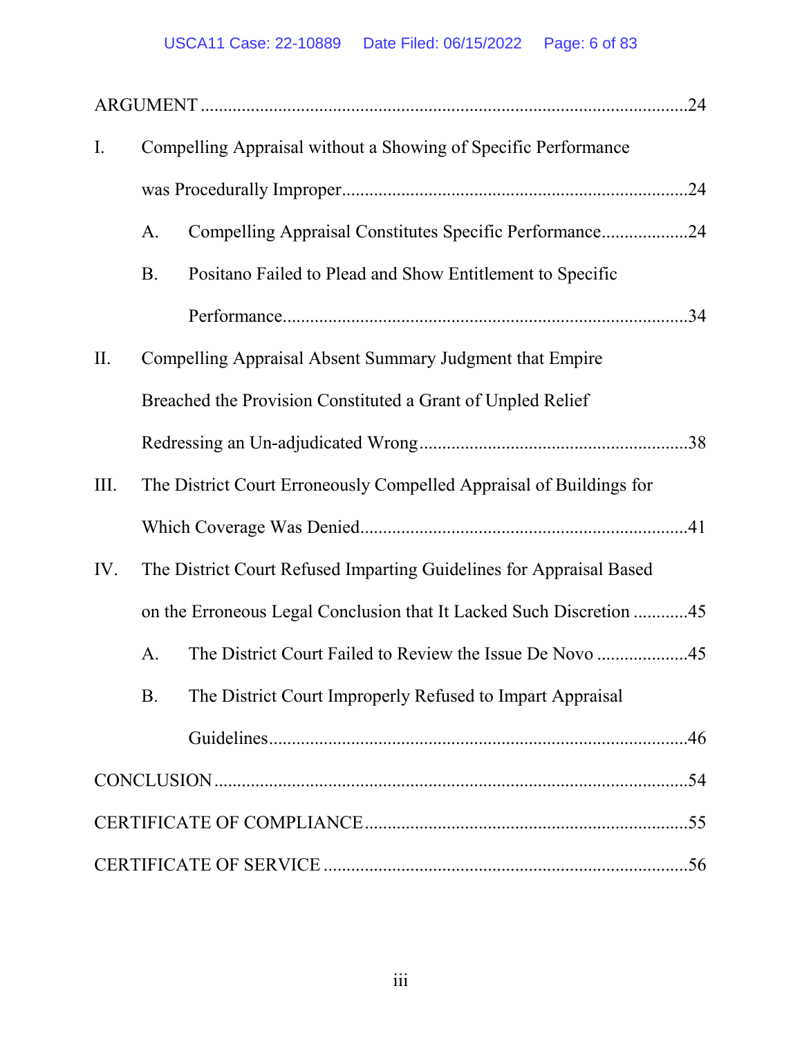ARGUMENT ........................................................................................24

I. Compelling Appraisal without a Showing of Specific Performance was Procedurally Improper..........................................................................24

   A. Compelling Appraisal Constitutes Specific Performance..................24

   B. Positano Failed to Plead and Show Entitlement to Specific Performance......................................................................................34

II. Compelling Appraisal Absent Summary Judgment that Empire Breached the Provision Constituted a Grant of Unpled Relief Redressing an Un-adjudicated Wrong..........................................................38

III. The District Court Erroneously Compelled Appraisal of Buildings for Which Coverage Was Denied......................................................................41

IV. The District Court Refused Imparting Guidelines for Appraisal Based on the Erroneous Legal Conclusion that It Lacked Such Discretion ............45

   A. The District Court Failed to Review the Issue De Novo ....................45

   B. The District Court Improperly Refused to Impart Appraisal Guidelines...........................................................................................46

CONCLUSION ......................................................................................................54

CERTIFICATE OF COMPLIANCE......................................................................55

CERTIFICATE OF SERVICE ..............................................................................56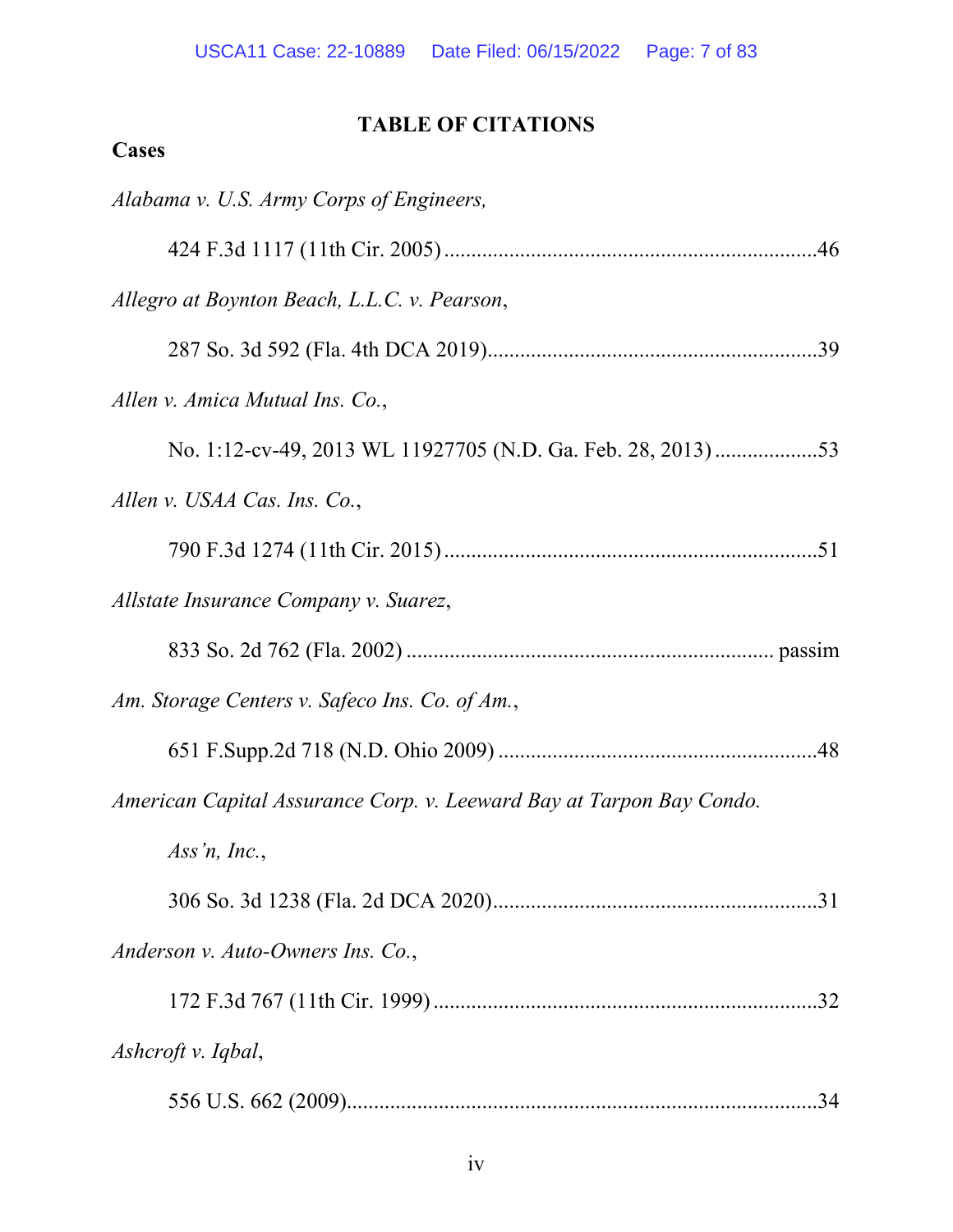# TABLE OF CITATIONS

**Cases**

*Alabama v. U.S. Army Corps of Engineers*,

424 F.3d 1117 (11th Cir. 2005) ....................................................................46

*Allegro at Boynton Beach, L.L.C. v. Pearson*,

287 So. 3d 592 (Fla. 4th DCA 2019)............................................................39

*Allen v. Amica Mutual Ins. Co.*,

No. 1:12-cv-49, 2013 WL 11927705 (N.D. Ga. Feb. 28, 2013) ...................53

*Allen v. USAA Cas. Ins. Co.*,

790 F.3d 1274 (11th Cir. 2015) ....................................................................51

*Allstate Insurance Company v. Suarez*,

833 So. 2d 762 (Fla. 2002) ................................................................... passim

*Am. Storage Centers v. Safeco Ins. Co. of Am.*,

651 F.Supp.2d 718 (N.D. Ohio 2009) ..........................................................48

*American Capital Assurance Corp. v. Leeward Bay at Tarpon Bay Condo. Ass'n, Inc.*,

306 So. 3d 1238 (Fla. 2d DCA 2020)...........................................................31

*Anderson v. Auto-Owners Ins. Co.*,

172 F.3d 767 (11th Cir. 1999) ......................................................................32

*Ashcroft v. Iqbal*,

556 U.S. 662 (2009)......................................................................................34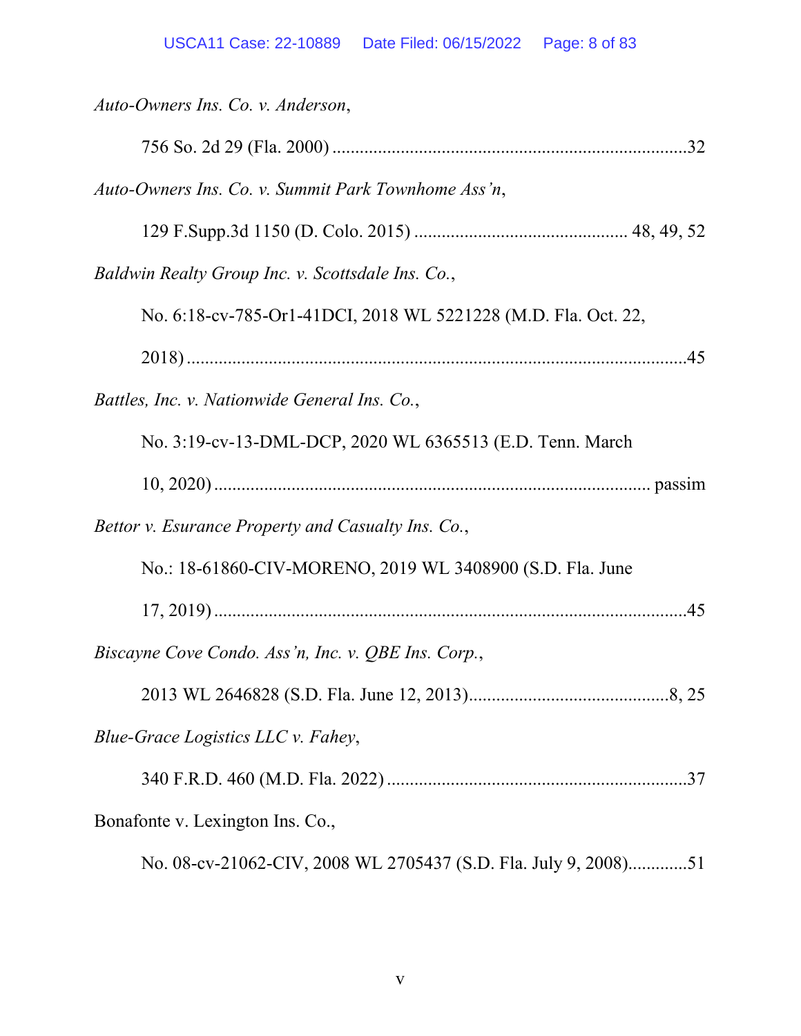*Auto-Owners Ins. Co. v. Anderson*,

756 So. 2d 29 (Fla. 2000) ..............................................................................32

*Auto-Owners Ins. Co. v. Summit Park Townhome Ass'n*,

129 F.Supp.3d 1150 (D. Colo. 2015) .............................................. 48, 49, 52

*Baldwin Realty Group Inc. v. Scottsdale Ins. Co.*,

No. 6:18-cv-785-Or1-41DCI, 2018 WL 5221228 (M.D. Fla. Oct. 22, 2018) ..............................................................................................................45

*Battles, Inc. v. Nationwide General Ins. Co.*,

No. 3:19-cv-13-DML-DCP, 2020 WL 6365513 (E.D. Tenn. March 10, 2020) ............................................................................................... passim

*Bettor v. Esurance Property and Casualty Ins. Co.*,

No.: 18-61860-CIV-MORENO, 2019 WL 3408900 (S.D. Fla. June 17, 2019) ........................................................................................................45

*Biscayne Cove Condo. Ass'n, Inc. v. QBE Ins. Corp.*,

2013 WL 2646828 (S.D. Fla. June 12, 2013)............................................8, 25

*Blue-Grace Logistics LLC v. Fahey*,

340 F.R.D. 460 (M.D. Fla. 2022) ..................................................................37

Bonafonte v. Lexington Ins. Co.,

No. 08-cv-21062-CIV, 2008 WL 2705437 (S.D. Fla. July 9, 2008).............51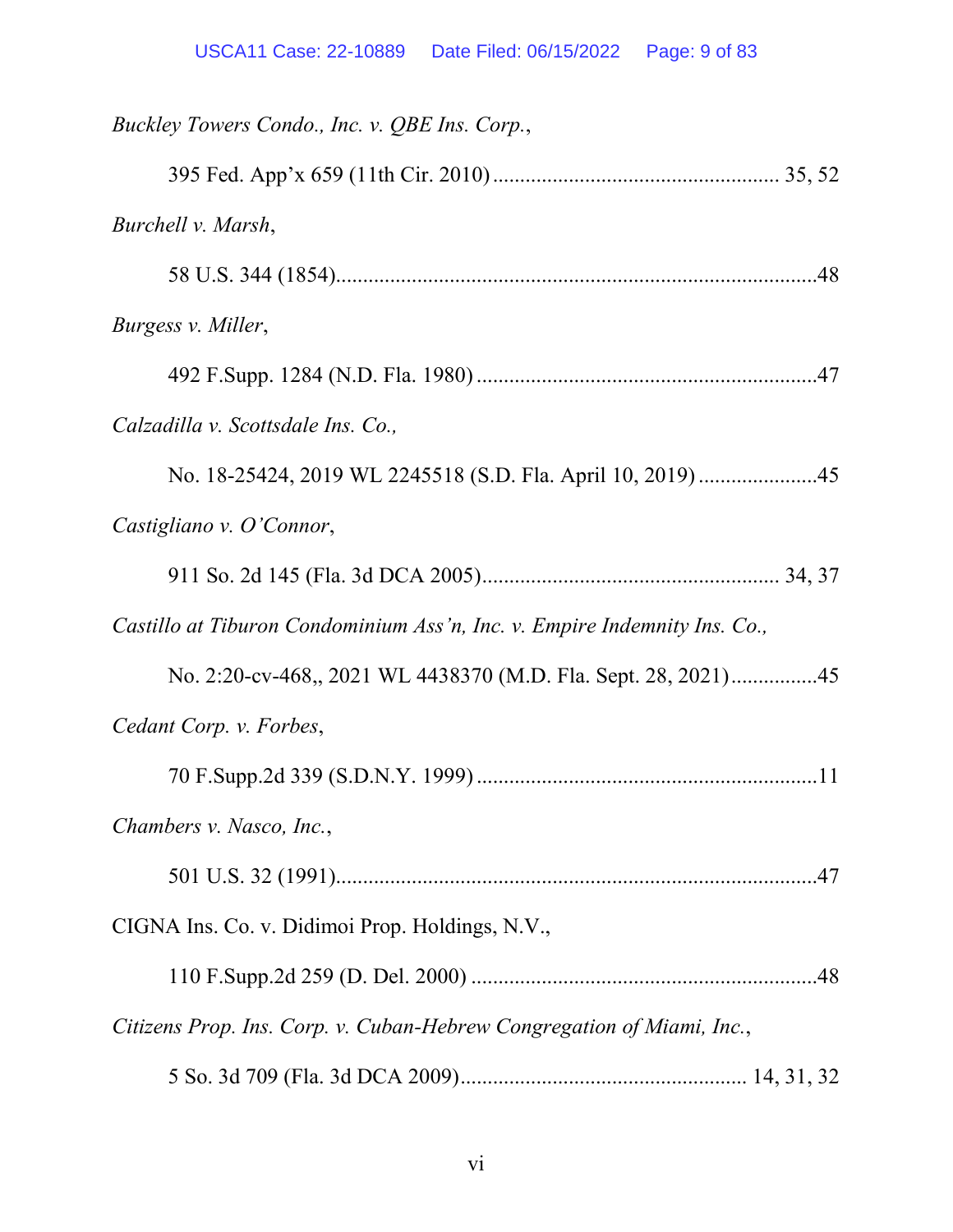*Buckley Towers Condo., Inc. v. QBE Ins. Corp.*,

395 Fed. App'x 659 (11th Cir. 2010) .................................................... 35, 52

*Burchell v. Marsh*,

58 U.S. 344 (1854)........................................................................................48

*Burgess v. Miller*,

492 F.Supp. 1284 (N.D. Fla. 1980) ..............................................................47

*Calzadilla v. Scottsdale Ins. Co.,*

No. 18-25424, 2019 WL 2245518 (S.D. Fla. April 10, 2019) ......................45

*Castigliano v. O'Connor*,

911 So. 2d 145 (Fla. 3d DCA 2005)...................................................... 34, 37

*Castillo at Tiburon Condominium Ass'n, Inc. v. Empire Indemnity Ins. Co.,*

No. 2:20-cv-468,, 2021 WL 4438370 (M.D. Fla. Sept. 28, 2021)................45

*Cedant Corp. v. Forbes*,

70 F.Supp.2d 339 (S.D.N.Y. 1999) ...............................................................11

*Chambers v. Nasco, Inc.*,

501 U.S. 32 (1991)........................................................................................47

CIGNA Ins. Co. v. Didimoi Prop. Holdings, N.V.,

110 F.Supp.2d 259 (D. Del. 2000) ................................................................48

*Citizens Prop. Ins. Corp. v. Cuban-Hebrew Congregation of Miami, Inc.*,

5 So. 3d 709 (Fla. 3d DCA 2009).................................................... 14, 31, 32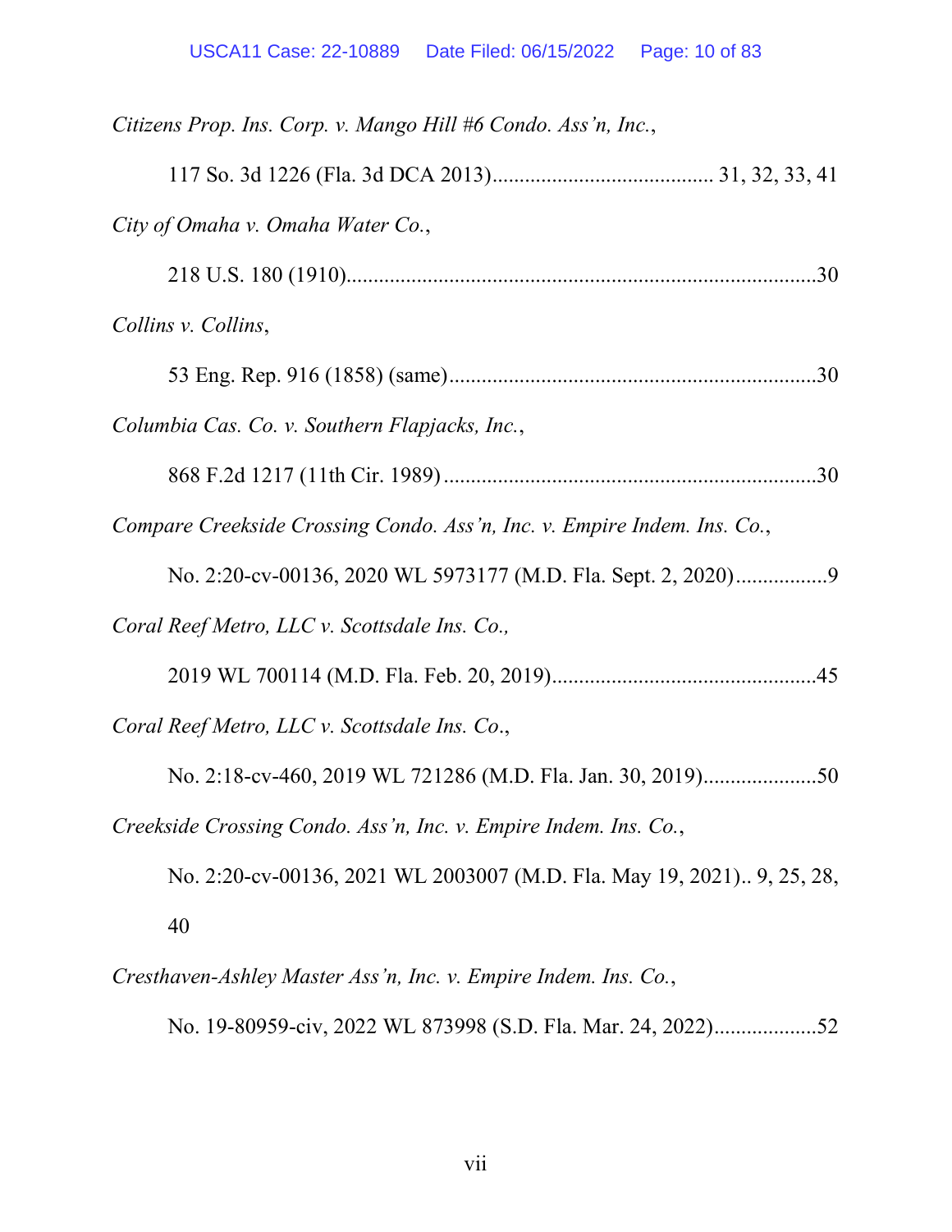*Citizens Prop. Ins. Corp. v. Mango Hill #6 Condo. Ass'n, Inc.*,

117 So. 3d 1226 (Fla. 3d DCA 2013)........................................ 31, 32, 33, 41

*City of Omaha v. Omaha Water Co.*,

218 U.S. 180 (1910).......................................................................................30

*Collins v. Collins*,

53 Eng. Rep. 916 (1858) (same)....................................................................30

*Columbia Cas. Co. v. Southern Flapjacks, Inc.*,

868 F.2d 1217 (11th Cir. 1989) .....................................................................30

*Compare Creekside Crossing Condo. Ass'n, Inc. v. Empire Indem. Ins. Co.*,

No. 2:20-cv-00136, 2020 WL 5973177 (M.D. Fla. Sept. 2, 2020).................9

*Coral Reef Metro, LLC v. Scottsdale Ins. Co.,*

2019 WL 700114 (M.D. Fla. Feb. 20, 2019).................................................45

*Coral Reef Metro, LLC v. Scottsdale Ins. Co*.,

No. 2:18-cv-460, 2019 WL 721286 (M.D. Fla. Jan. 30, 2019).....................50

*Creekside Crossing Condo. Ass'n, Inc. v. Empire Indem. Ins. Co.*,

No. 2:20-cv-00136, 2021 WL 2003007 (M.D. Fla. May 19, 2021).. 9, 25, 28, 40

*Cresthaven-Ashley Master Ass'n, Inc. v. Empire Indem. Ins. Co.*,

No. 19-80959-civ, 2022 WL 873998 (S.D. Fla. Mar. 24, 2022)...................52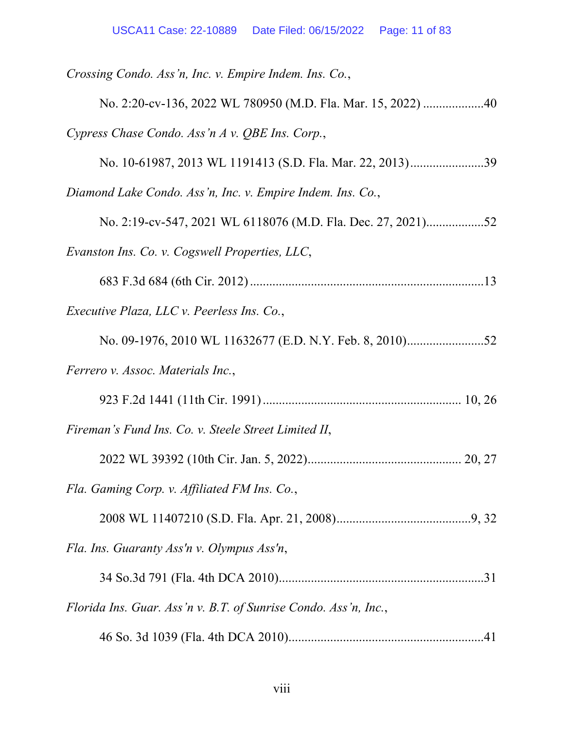*Crossing Condo. Ass'n, Inc. v. Empire Indem. Ins. Co.*,

No. 2:20-cv-136, 2022 WL 780950 (M.D. Fla. Mar. 15, 2022) ...................40

*Cypress Chase Condo. Ass'n A v. QBE Ins. Corp.*,

No. 10-61987, 2013 WL 1191413 (S.D. Fla. Mar. 22, 2013).......................39

*Diamond Lake Condo. Ass'n, Inc. v. Empire Indem. Ins. Co.*,

No. 2:19-cv-547, 2021 WL 6118076 (M.D. Fla. Dec. 27, 2021).................52

*Evanston Ins. Co. v. Cogswell Properties, LLC*,

683 F.3d 684 (6th Cir. 2012) ........................................................................13

*Executive Plaza, LLC v. Peerless Ins. Co.*,

No. 09-1976, 2010 WL 11632677 (E.D. N.Y. Feb. 8, 2010)........................52

*Ferrero v. Assoc. Materials Inc.*,

923 F.2d 1441 (11th Cir. 1991) ............................................................ 10, 26

*Fireman's Fund Ins. Co. v. Steele Street Limited II*,

2022 WL 39392 (10th Cir. Jan. 5, 2022)............................................... 20, 27

*Fla. Gaming Corp. v. Affiliated FM Ins. Co.*,

2008 WL 11407210 (S.D. Fla. Apr. 21, 2008)..........................................9, 32

*Fla. Ins. Guaranty Ass'n v. Olympus Ass'n*,

34 So.3d 791 (Fla. 4th DCA 2010)................................................................31

*Florida Ins. Guar. Ass'n v. B.T. of Sunrise Condo. Ass'n, Inc.*,

46 So. 3d 1039 (Fla. 4th DCA 2010).............................................................41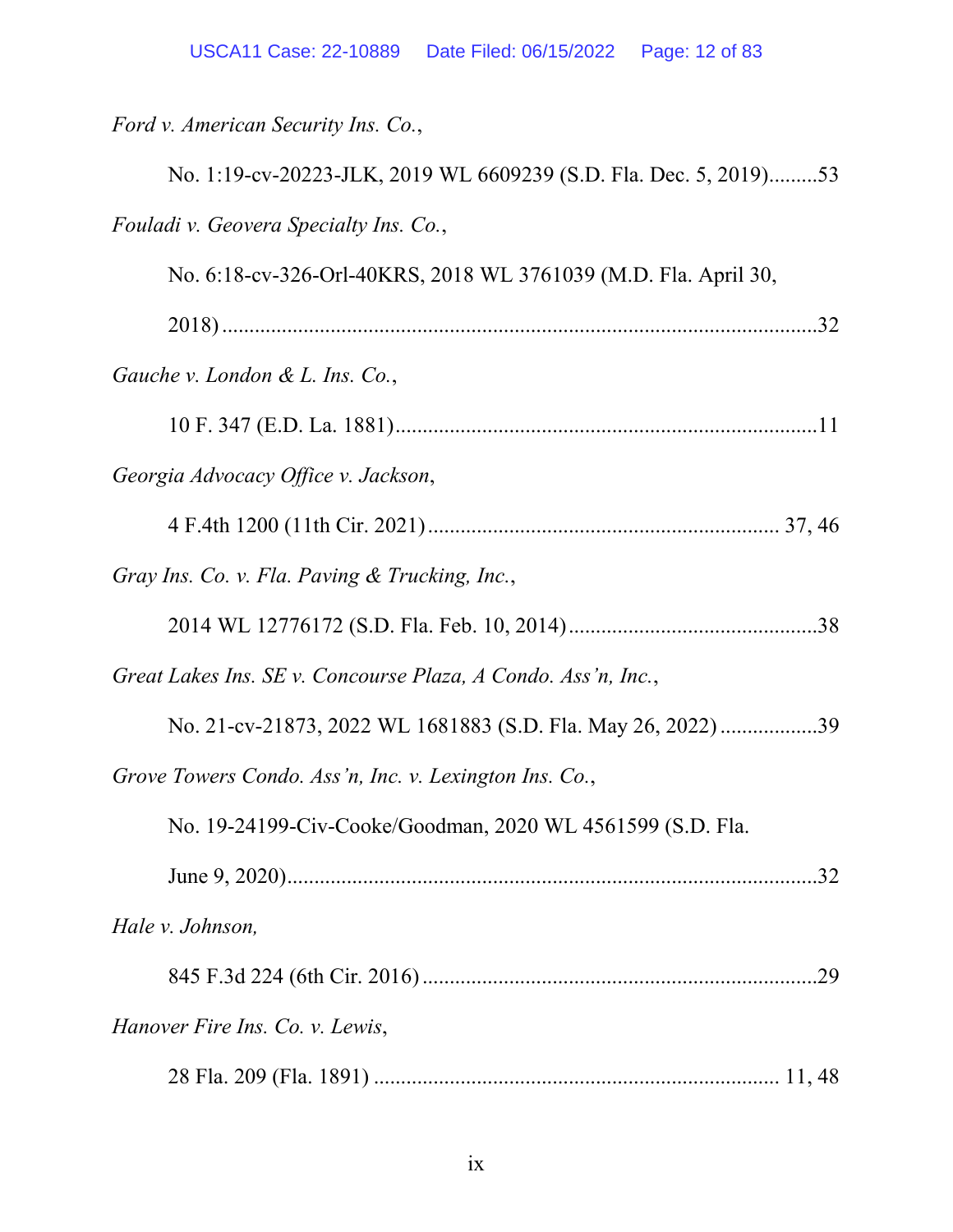*Ford v. American Security Ins. Co.*,

No. 1:19-cv-20223-JLK, 2019 WL 6609239 (S.D. Fla. Dec. 5, 2019).........53

*Fouladi v. Geovera Specialty Ins. Co.*,

No. 6:18-cv-326-Orl-40KRS, 2018 WL 3761039 (M.D. Fla. April 30, 2018)..........................................................................................................32

*Gauche v. London & L. Ins. Co.*,

10 F. 347 (E.D. La. 1881)...........................................................................11

*Georgia Advocacy Office v. Jackson*,

4 F.4th 1200 (11th Cir. 2021)............................................................... 37, 46

*Gray Ins. Co. v. Fla. Paving & Trucking, Inc.*,

2014 WL 12776172 (S.D. Fla. Feb. 10, 2014).............................................38

*Great Lakes Ins. SE v. Concourse Plaza, A Condo. Ass'n, Inc.*,

No. 21-cv-21873, 2022 WL 1681883 (S.D. Fla. May 26, 2022) ..................39

*Grove Towers Condo. Ass'n, Inc. v. Lexington Ins. Co.*,

No. 19-24199-Civ-Cooke/Goodman, 2020 WL 4561599 (S.D. Fla. June 9, 2020)...............................................................................................32

*Hale v. Johnson,*

845 F.3d 224 (6th Cir. 2016) .......................................................................29

*Hanover Fire Ins. Co. v. Lewis*,

28 Fla. 209 (Fla. 1891) ......................................................................... 11, 48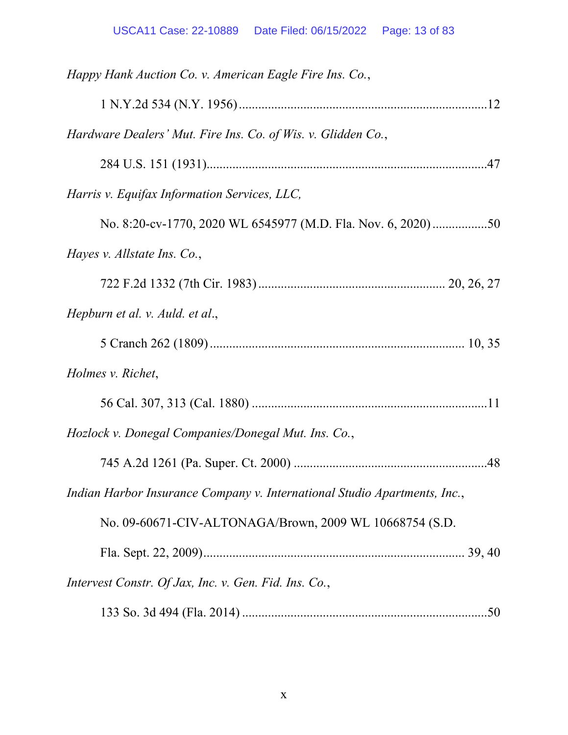*Happy Hank Auction Co. v. American Eagle Fire Ins. Co.*,

1 N.Y.2d 534 (N.Y. 1956) ............................................................................12

*Hardware Dealers' Mut. Fire Ins. Co. of Wis. v. Glidden Co.*,

284 U.S. 151 (1931).......................................................................................47

*Harris v. Equifax Information Services, LLC,*

No. 8:20-cv-1770, 2020 WL 6545977 (M.D. Fla. Nov. 6, 2020) .................50

*Hayes v. Allstate Ins. Co.*,

722 F.2d 1332 (7th Cir. 1983) ......................................................... 20, 26, 27

*Hepburn et al. v. Auld. et al*.,

5 Cranch 262 (1809) .............................................................................. 10, 35

*Holmes v. Richet*,

56 Cal. 307, 313 (Cal. 1880) ........................................................................11

*Hozlock v. Donegal Companies/Donegal Mut. Ins. Co.*,

745 A.2d 1261 (Pa. Super. Ct. 2000) ...........................................................48

*Indian Harbor Insurance Company v. International Studio Apartments, Inc.*,

No. 09-60671-CIV-ALTONAGA/Brown, 2009 WL 10668754 (S.D.

Fla. Sept. 22, 2009)................................................................................ 39, 40

*Intervest Constr. Of Jax, Inc. v. Gen. Fid. Ins. Co.*,

133 So. 3d 494 (Fla. 2014) ...........................................................................50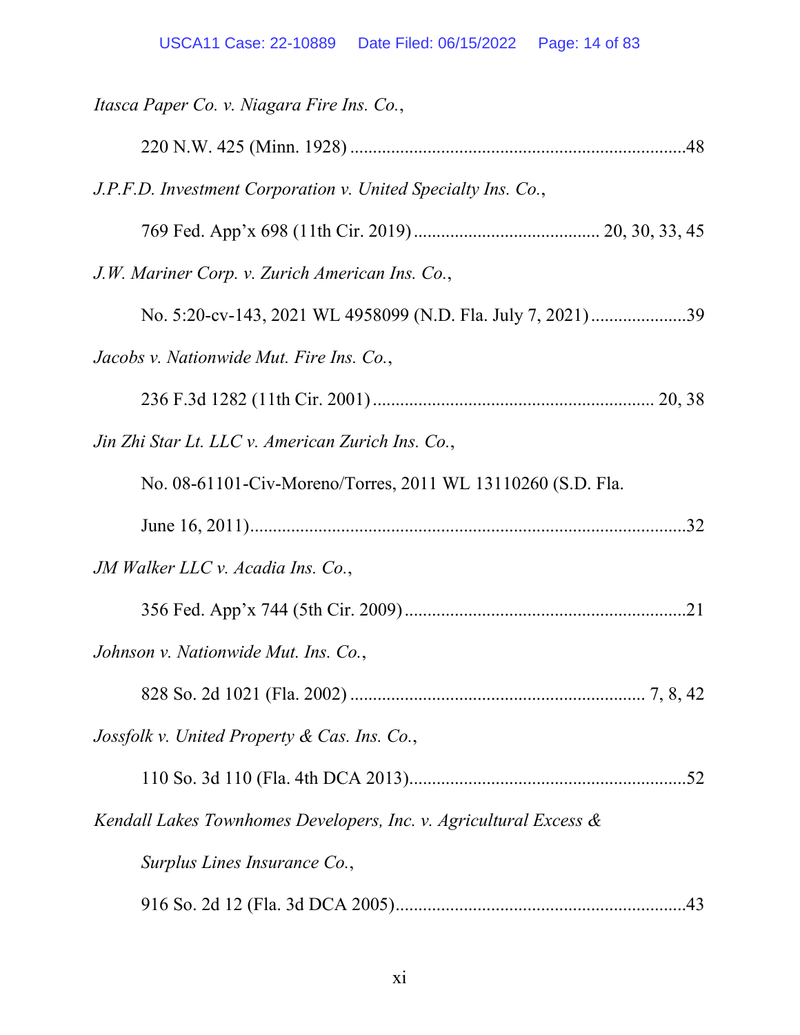*Itasca Paper Co. v. Niagara Fire Ins. Co.*,

220 N.W. 425 (Minn. 1928) .......................................................................48

*J.P.F.D. Investment Corporation v. United Specialty Ins. Co.*,

769 Fed. App'x 698 (11th Cir. 2019) ......................................... 20, 30, 33, 45

*J.W. Mariner Corp. v. Zurich American Ins. Co.*,

No. 5:20-cv-143, 2021 WL 4958099 (N.D. Fla. July 7, 2021) .....................39

*Jacobs v. Nationwide Mut. Fire Ins. Co.*,

236 F.3d 1282 (11th Cir. 2001) ............................................................. 20, 38

*Jin Zhi Star Lt. LLC v. American Zurich Ins. Co.*,

No. 08-61101-Civ-Moreno/Torres, 2011 WL 13110260 (S.D. Fla. June 16, 2011).................................................................................................32

*JM Walker LLC v. Acadia Ins. Co.*,

356 Fed. App'x 744 (5th Cir. 2009) ..............................................................21

*Johnson v. Nationwide Mut. Ins. Co.*,

828 So. 2d 1021 (Fla. 2002) ................................................................ 7, 8, 42

*Jossfolk v. United Property & Cas. Ins. Co.*,

110 So. 3d 110 (Fla. 4th DCA 2013).............................................................52

*Kendall Lakes Townhomes Developers, Inc. v. Agricultural Excess & Surplus Lines Insurance Co.*,

916 So. 2d 12 (Fla. 3d DCA 2005)................................................................43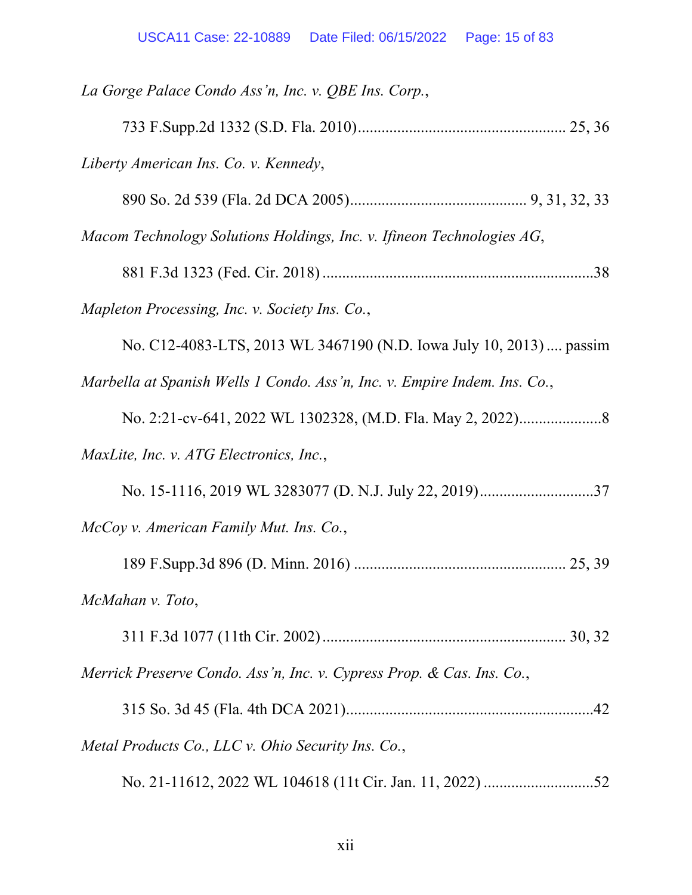*La Gorge Palace Condo Ass'n, Inc. v. QBE Ins. Corp.*,

733 F.Supp.2d 1332 (S.D. Fla. 2010).................................................... 25, 36

*Liberty American Ins. Co. v. Kennedy*,

890 So. 2d 539 (Fla. 2d DCA 2005)............................................ 9, 31, 32, 33

*Macom Technology Solutions Holdings, Inc. v. Ifineon Technologies AG*,

881 F.3d 1323 (Fed. Cir. 2018) ....................................................................38

*Mapleton Processing, Inc. v. Society Ins. Co.*,

No. C12-4083-LTS, 2013 WL 3467190 (N.D. Iowa July 10, 2013) .... passim

*Marbella at Spanish Wells 1 Condo. Ass'n, Inc. v. Empire Indem. Ins. Co.*,

No. 2:21-cv-641, 2022 WL 1302328, (M.D. Fla. May 2, 2022)....................8

*MaxLite, Inc. v. ATG Electronics, Inc.*,

No. 15-1116, 2019 WL 3283077 (D. N.J. July 22, 2019).............................37

*McCoy v. American Family Mut. Ins. Co.*,

189 F.Supp.3d 896 (D. Minn. 2016) ..................................................... 25, 39

*McMahan v. Toto*,

311 F.3d 1077 (11th Cir. 2002)............................................................. 30, 32

*Merrick Preserve Condo. Ass'n, Inc. v. Cypress Prop. & Cas. Ins. Co.*,

315 So. 3d 45 (Fla. 4th DCA 2021)..............................................................42

*Metal Products Co., LLC v. Ohio Security Ins. Co.*,

No. 21-11612, 2022 WL 104618 (11t Cir. Jan. 11, 2022) ............................52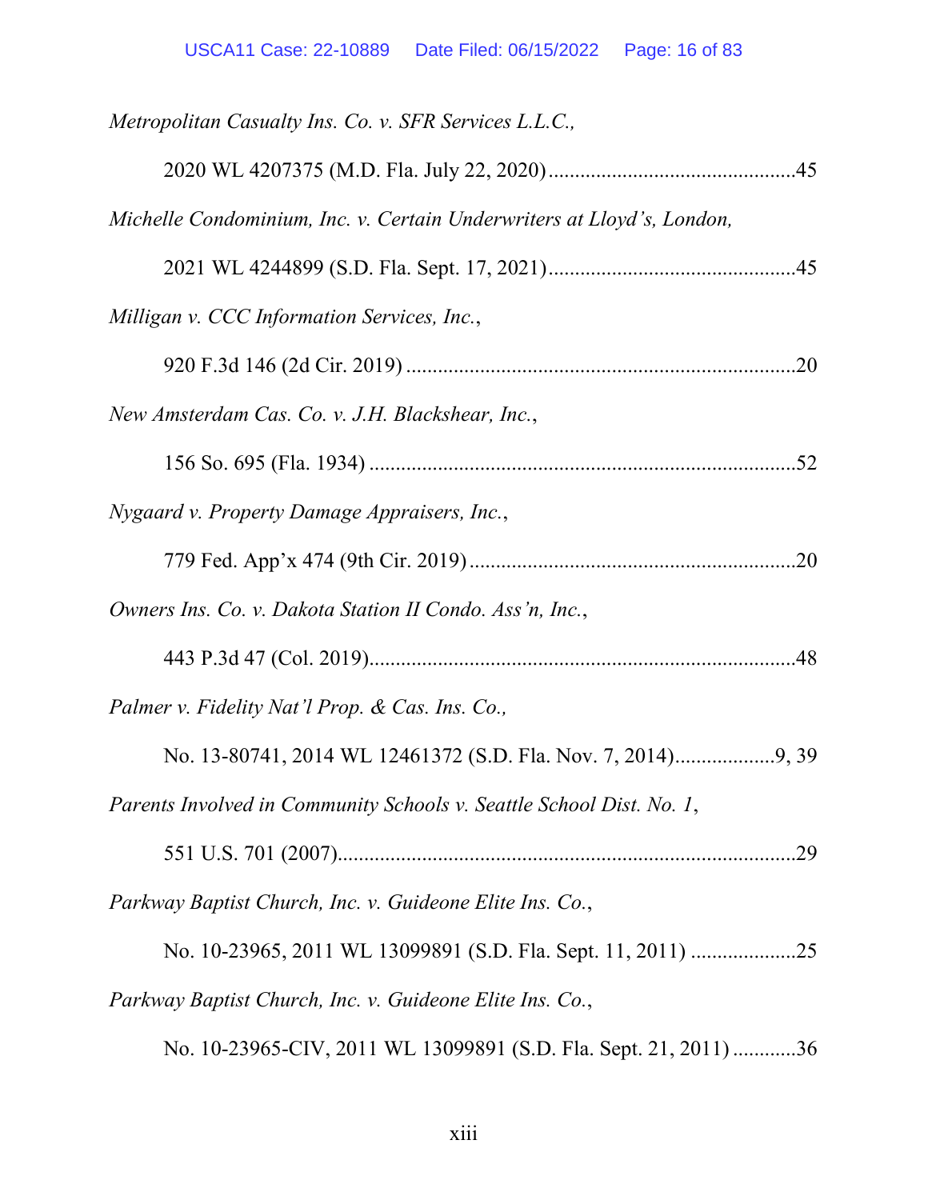*Metropolitan Casualty Ins. Co. v. SFR Services L.L.C.*,

2020 WL 4207375 (M.D. Fla. July 22, 2020)...............................................45

*Michelle Condominium, Inc. v. Certain Underwriters at Lloyd's, London*,

2021 WL 4244899 (S.D. Fla. Sept. 17, 2021)...............................................45

*Milligan v. CCC Information Services, Inc.*,

920 F.3d 146 (2d Cir. 2019) .........................................................................20

*New Amsterdam Cas. Co. v. J.H. Blackshear, Inc.*,

156 So. 695 (Fla. 1934) ................................................................................52

*Nygaard v. Property Damage Appraisers, Inc.*,

779 Fed. App'x 474 (9th Cir. 2019)..............................................................20

*Owners Ins. Co. v. Dakota Station II Condo. Ass'n, Inc.*,

443 P.3d 47 (Col. 2019).................................................................................48

*Palmer v. Fidelity Nat'l Prop. & Cas. Ins. Co.*,

No. 13-80741, 2014 WL 12461372 (S.D. Fla. Nov. 7, 2014)...................9, 39

*Parents Involved in Community Schools v. Seattle School Dist. No. 1*,

551 U.S. 701 (2007).......................................................................................29

*Parkway Baptist Church, Inc. v. Guideone Elite Ins. Co.*,

No. 10-23965, 2011 WL 13099891 (S.D. Fla. Sept. 11, 2011) ....................25

*Parkway Baptist Church, Inc. v. Guideone Elite Ins. Co.*,

No. 10-23965-CIV, 2011 WL 13099891 (S.D. Fla. Sept. 21, 2011) ............36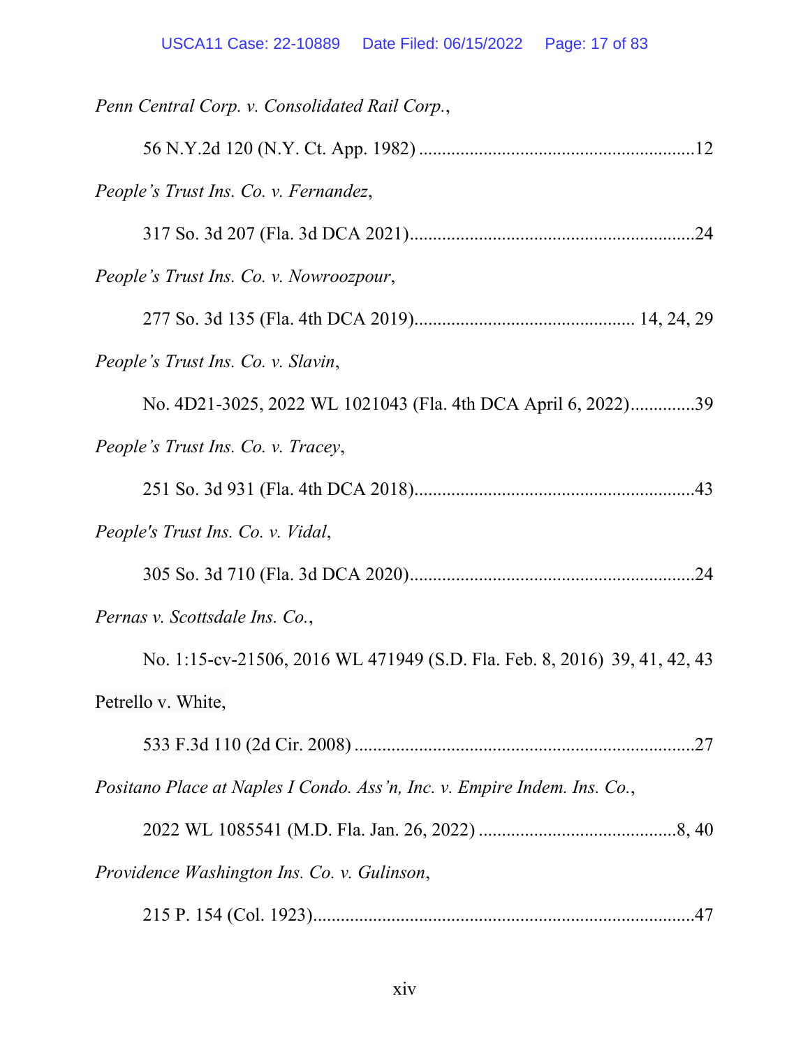*Penn Central Corp. v. Consolidated Rail Corp.*,

56 N.Y.2d 120 (N.Y. Ct. App. 1982) ............................................................12

*People's Trust Ins. Co. v. Fernandez*,

317 So. 3d 207 (Fla. 3d DCA 2021)..............................................................24

*People's Trust Ins. Co. v. Nowroozpour*,

277 So. 3d 135 (Fla. 4th DCA 2019)............................................... 14, 24, 29

*People's Trust Ins. Co. v. Slavin*,

No. 4D21-3025, 2022 WL 1021043 (Fla. 4th DCA April 6, 2022)..............39

*People's Trust Ins. Co. v. Tracey*,

251 So. 3d 931 (Fla. 4th DCA 2018).............................................................43

*People's Trust Ins. Co. v. Vidal*,

305 So. 3d 710 (Fla. 3d DCA 2020)..............................................................24

*Pernas v. Scottsdale Ins. Co.*,

No. 1:15-cv-21506, 2016 WL 471949 (S.D. Fla. Feb. 8, 2016) 39, 41, 42, 43

Petrello v. White,

533 F.3d 110 (2d Cir. 2008) ..........................................................................27

*Positano Place at Naples I Condo. Ass'n, Inc. v. Empire Indem. Ins. Co.*,

2022 WL 1085541 (M.D. Fla. Jan. 26, 2022) ...........................................8, 40

*Providence Washington Ins. Co. v. Gulinson*,

215 P. 154 (Col. 1923)...................................................................................47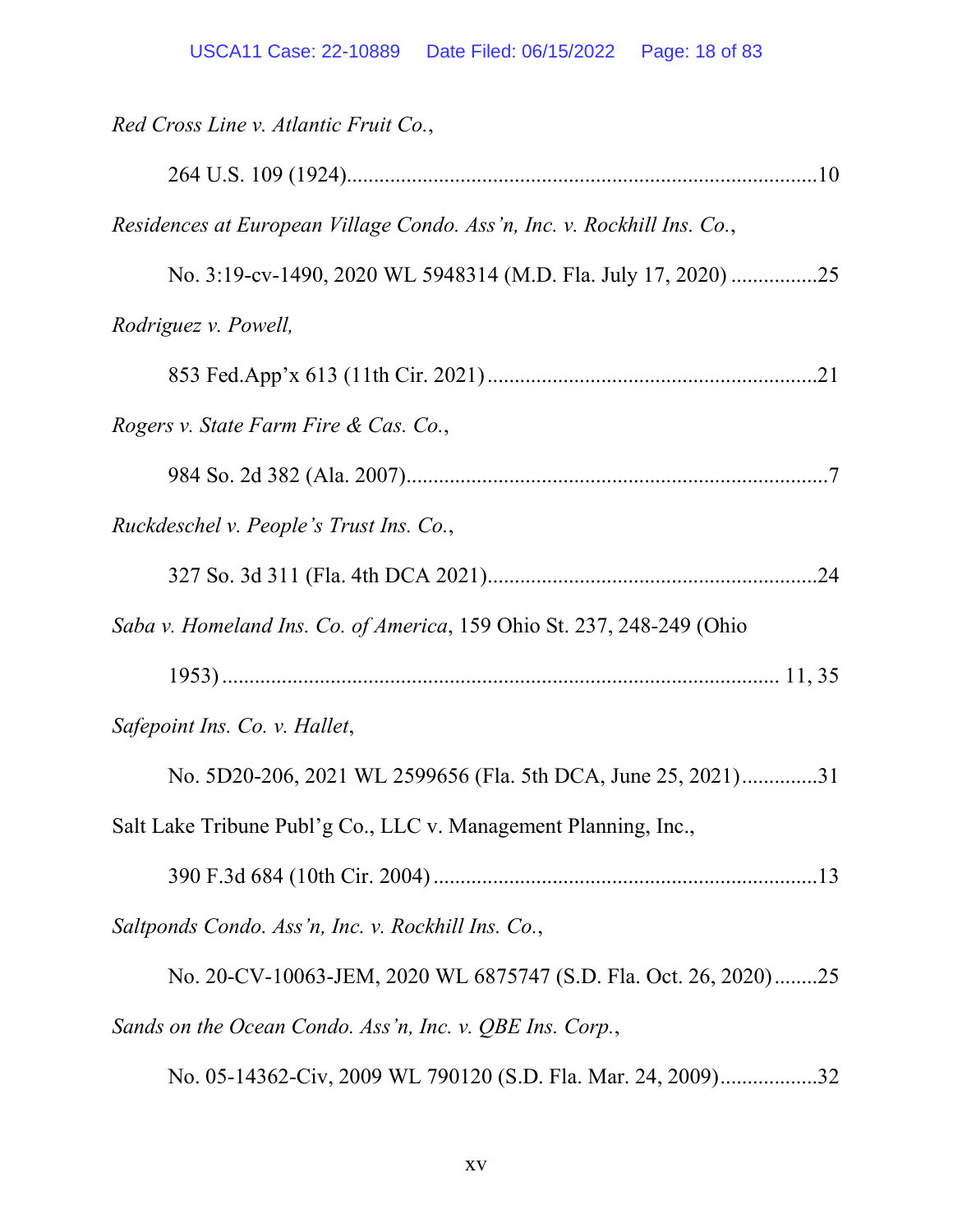*Red Cross Line v. Atlantic Fruit Co.*,

264 U.S. 109 (1924).......................................................................................10

*Residences at European Village Condo. Ass'n, Inc. v. Rockhill Ins. Co.*,

No. 3:19-cv-1490, 2020 WL 5948314 (M.D. Fla. July 17, 2020) ................25

*Rodriguez v. Powell,*

853 Fed.App'x 613 (11th Cir. 2021)............................................................21

*Rogers v. State Farm Fire & Cas. Co.*,

984 So. 2d 382 (Ala. 2007)..............................................................................7

*Ruckdeschel v. People's Trust Ins. Co.*,

327 So. 3d 311 (Fla. 4th DCA 2021).............................................................24

*Saba v. Homeland Ins. Co. of America*, 159 Ohio St. 237, 248-249 (Ohio

1953) ...................................................................................................... 11, 35

*Safepoint Ins. Co. v. Hallet*,

No. 5D20-206, 2021 WL 2599656 (Fla. 5th DCA, June 25, 2021)..............31

Salt Lake Tribune Publ'g Co., LLC v. Management Planning, Inc.,

390 F.3d 684 (10th Cir. 2004) .......................................................................13

*Saltponds Condo. Ass'n, Inc. v. Rockhill Ins. Co.*,

No. 20-CV-10063-JEM, 2020 WL 6875747 (S.D. Fla. Oct. 26, 2020)........25

*Sands on the Ocean Condo. Ass'n, Inc. v. QBE Ins. Corp.*,

No. 05-14362-Civ, 2009 WL 790120 (S.D. Fla. Mar. 24, 2009)..................32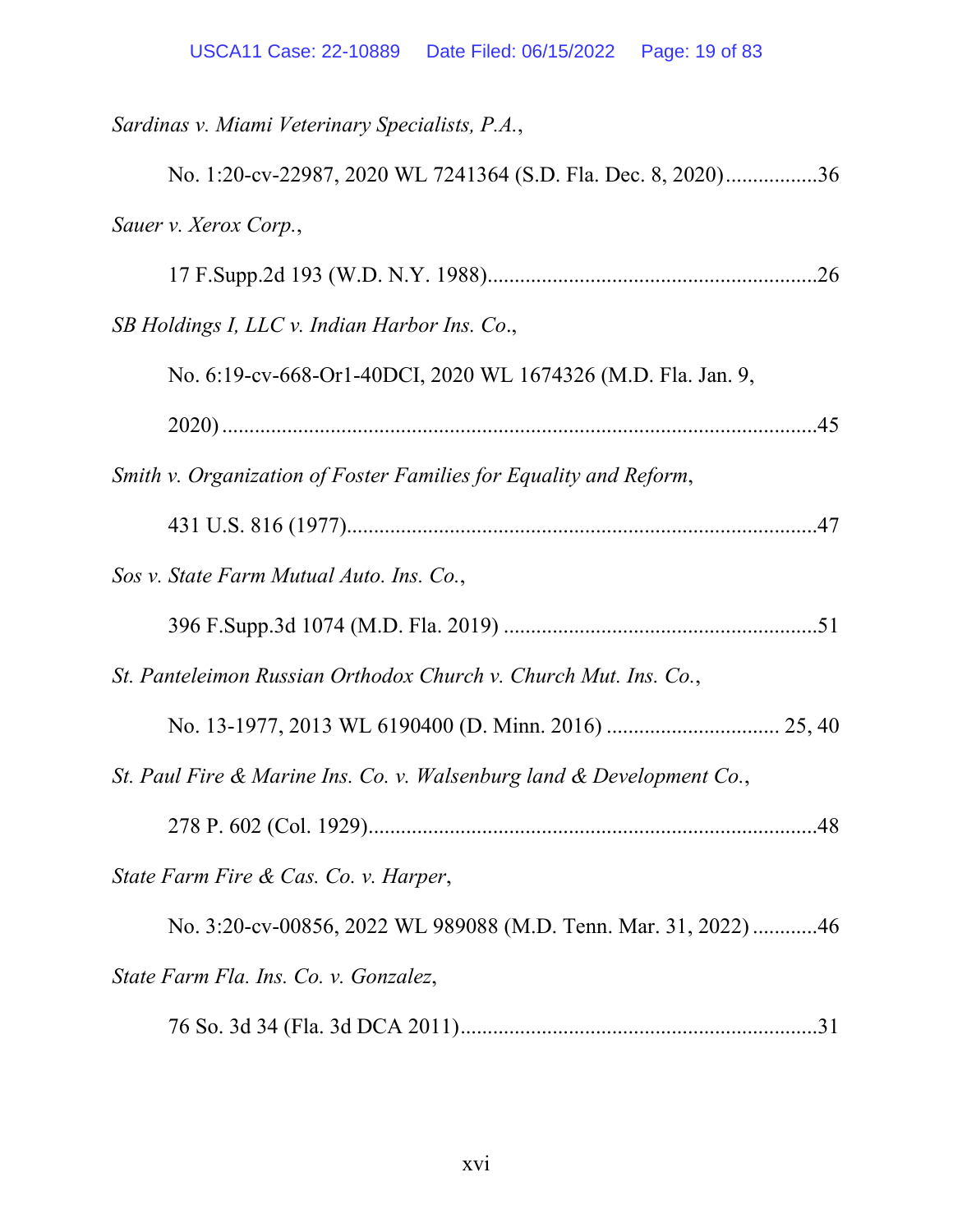*Sardinas v. Miami Veterinary Specialists, P.A.*,

No. 1:20-cv-22987, 2020 WL 7241364 (S.D. Fla. Dec. 8, 2020).................36

*Sauer v. Xerox Corp.*,

17 F.Supp.2d 193 (W.D. N.Y. 1988)............................................................26

*SB Holdings I, LLC v. Indian Harbor Ins. Co*.,

No. 6:19-cv-668-Or1-40DCI, 2020 WL 1674326 (M.D. Fla. Jan. 9, 2020)............................................................................................................45

*Smith v. Organization of Foster Families for Equality and Reform*,

431 U.S. 816 (1977).......................................................................................47

*Sos v. State Farm Mutual Auto. Ins. Co.*,

396 F.Supp.3d 1074 (M.D. Fla. 2019) ..........................................................51

*St. Panteleimon Russian Orthodox Church v. Church Mut. Ins. Co.*,

No. 13-1977, 2013 WL 6190400 (D. Minn. 2016) ............................... 25, 40

*St. Paul Fire & Marine Ins. Co. v. Walsenburg land & Development Co.*,

278 P. 602 (Col. 1929)...................................................................................48

*State Farm Fire & Cas. Co. v. Harper*,

No. 3:20-cv-00856, 2022 WL 989088 (M.D. Tenn. Mar. 31, 2022) ............46

*State Farm Fla. Ins. Co. v. Gonzalez*,

76 So. 3d 34 (Fla. 3d DCA 2011).................................................................31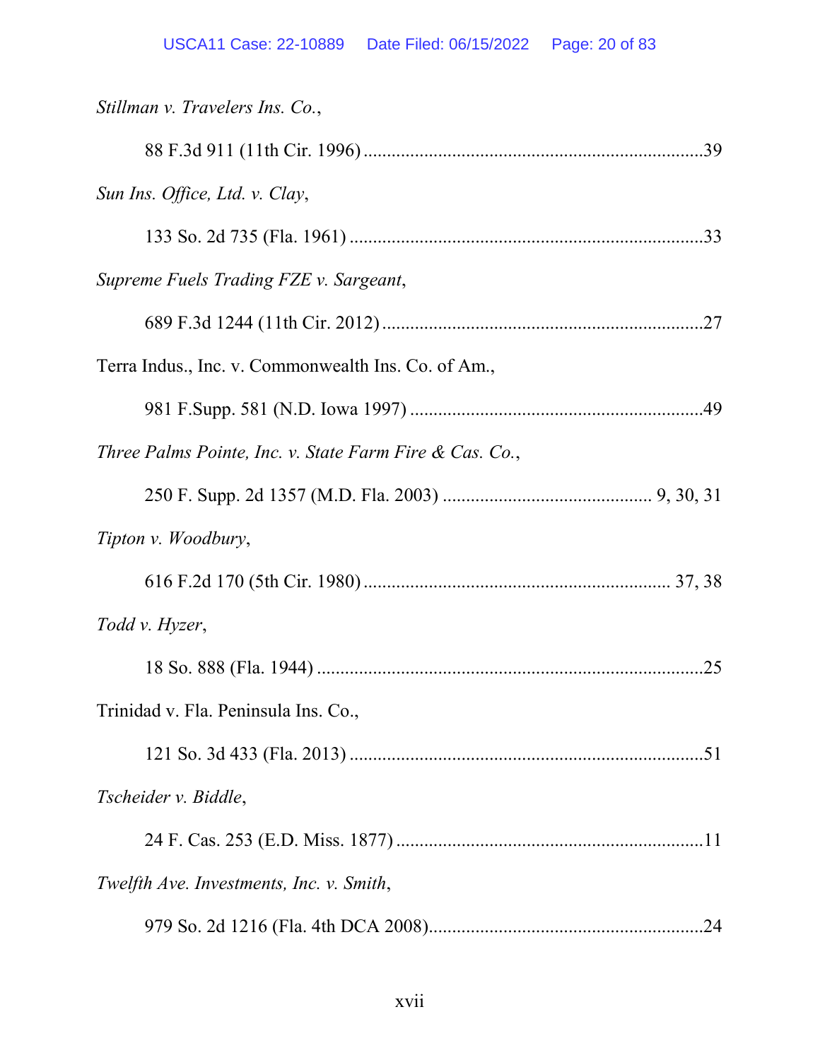*Stillman v. Travelers Ins. Co.*,

88 F.3d 911 (11th Cir. 1996) ........................................................................39

*Sun Ins. Office, Ltd. v. Clay*,

133 So. 2d 735 (Fla. 1961) ...........................................................................33

*Supreme Fuels Trading FZE v. Sargeant*,

689 F.3d 1244 (11th Cir. 2012) ....................................................................27

Terra Indus., Inc. v. Commonwealth Ins. Co. of Am.,

981 F.Supp. 581 (N.D. Iowa 1997) ...............................................................49

*Three Palms Pointe, Inc. v. State Farm Fire & Cas. Co.*,

250 F. Supp. 2d 1357 (M.D. Fla. 2003) ............................................ 9, 30, 31

*Tipton v. Woodbury*,

616 F.2d 170 (5th Cir. 1980) ................................................................. 37, 38

*Todd v. Hyzer*,

18 So. 888 (Fla. 1944) ...................................................................................25

Trinidad v. Fla. Peninsula Ins. Co.,

121 So. 3d 433 (Fla. 2013) ...........................................................................51

*Tscheider v. Biddle*,

24 F. Cas. 253 (E.D. Miss. 1877) .................................................................11

*Twelfth Ave. Investments, Inc. v. Smith*,

979 So. 2d 1216 (Fla. 4th DCA 2008)..........................................................24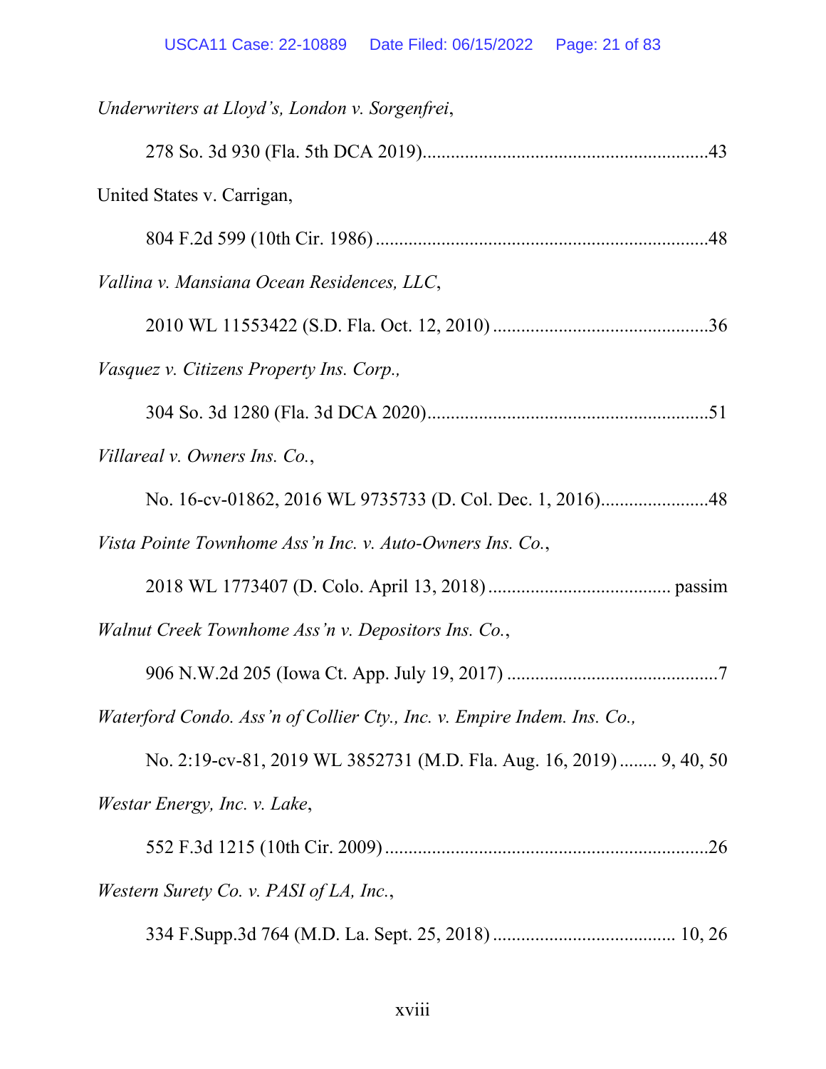*Underwriters at Lloyd's, London v. Sorgenfrei*,

278 So. 3d 930 (Fla. 5th DCA 2019)............................................................43

United States v. Carrigan,

804 F.2d 599 (10th Cir. 1986) ......................................................................48

*Vallina v. Mansiana Ocean Residences, LLC*,

2010 WL 11553422 (S.D. Fla. Oct. 12, 2010) .............................................36

*Vasquez v. Citizens Property Ins. Corp.,*

304 So. 3d 1280 (Fla. 3d DCA 2020)...........................................................51

*Villareal v. Owners Ins. Co.*,

No. 16-cv-01862, 2016 WL 9735733 (D. Col. Dec. 1, 2016).......................48

*Vista Pointe Townhome Ass'n Inc. v. Auto-Owners Ins. Co.*,

2018 WL 1773407 (D. Colo. April 13, 2018) ...................................... passim

*Walnut Creek Townhome Ass'n v. Depositors Ins. Co.*,

906 N.W.2d 205 (Iowa Ct. App. July 19, 2017) ............................................7

*Waterford Condo. Ass'n of Collier Cty., Inc. v. Empire Indem. Ins. Co.,*

No. 2:19-cv-81, 2019 WL 3852731 (M.D. Fla. Aug. 16, 2019)........ 9, 40, 50

*Westar Energy, Inc. v. Lake*,

552 F.3d 1215 (10th Cir. 2009) ....................................................................26

*Western Surety Co. v. PASI of LA, Inc.*,

334 F.Supp.3d 764 (M.D. La. Sept. 25, 2018) ...................................... 10, 26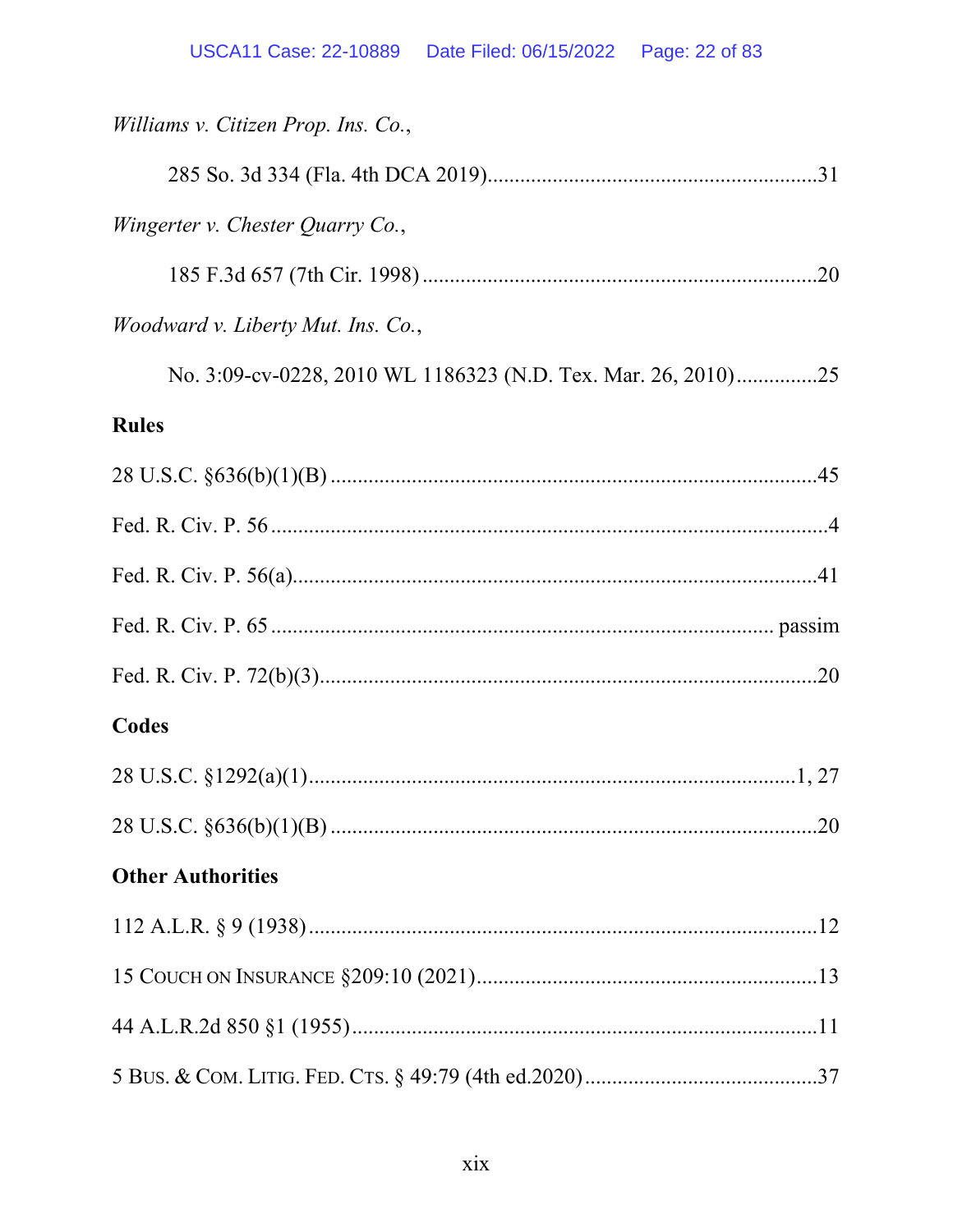*Williams v. Citizen Prop. Ins. Co.*,

285 So. 3d 334 (Fla. 4th DCA 2019)............................................................31

*Wingerter v. Chester Quarry Co.*,

185 F.3d 657 (7th Cir. 1998) ........................................................................20

*Woodward v. Liberty Mut. Ins. Co.*,

No. 3:09-cv-0228, 2010 WL 1186323 (N.D. Tex. Mar. 26, 2010)...............25

**Rules**

28 U.S.C. §636(b)(1)(B) ........................................................................................45

Fed. R. Civ. P. 56 .......................................................................................................4

Fed. R. Civ. P. 56(a)................................................................................................41

Fed. R. Civ. P. 65 ........................................................................................... passim

Fed. R. Civ. P. 72(b)(3)...........................................................................................20

**Codes**

28 U.S.C. §1292(a)(1).........................................................................................1, 27

28 U.S.C. §636(b)(1)(B) ........................................................................................20

**Other Authorities**

112 A.L.R. § 9 (1938).............................................................................................12

15 COUCH ON INSURANCE §209:10 (2021)..............................................................13

44 A.L.R.2d 850 §1 (1955).....................................................................................11

5 BUS. & COM. LITIG. FED. CTS. § 49:79 (4th ed.2020)..........................................37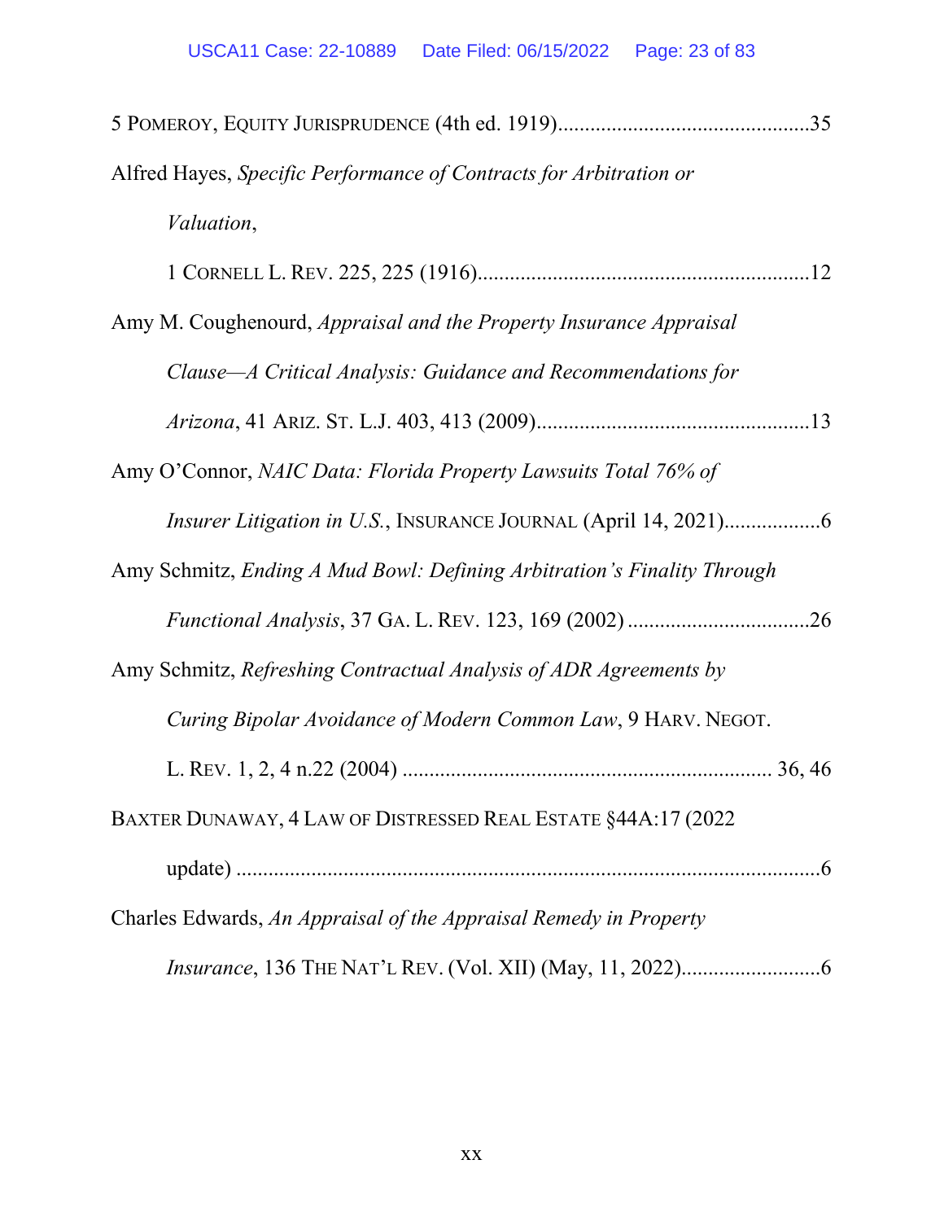5 POMEROY, EQUITY JURISPRUDENCE (4th ed. 1919)..............................................35

Alfred Hayes, *Specific Performance of Contracts for Arbitration or Valuation*, 1 CORNELL L. REV. 225, 225 (1916)..............................................................12

Amy M. Coughenourd, *Appraisal and the Property Insurance Appraisal Clause—A Critical Analysis: Guidance and Recommendations for Arizona*, 41 ARIZ. ST. L.J. 403, 413 (2009)..................................................13

Amy O'Connor, *NAIC Data: Florida Property Lawsuits Total 76% of Insurer Litigation in U.S.*, INSURANCE JOURNAL (April 14, 2021)..................6

Amy Schmitz, *Ending A Mud Bowl: Defining Arbitration's Finality Through Functional Analysis*, 37 GA. L. REV. 123, 169 (2002) .................................26

Amy Schmitz, *Refreshing Contractual Analysis of ADR Agreements by Curing Bipolar Avoidance of Modern Common Law*, 9 HARV. NEGOT. L. REV. 1, 2, 4 n.22 (2004) .................................................................... 36, 46

BAXTER DUNAWAY, 4 LAW OF DISTRESSED REAL ESTATE §44A:17 (2022 update) .............................................................................................6

Charles Edwards, *An Appraisal of the Appraisal Remedy in Property Insurance*, 136 THE NAT'L REV. (Vol. XII) (May, 11, 2022)..........................6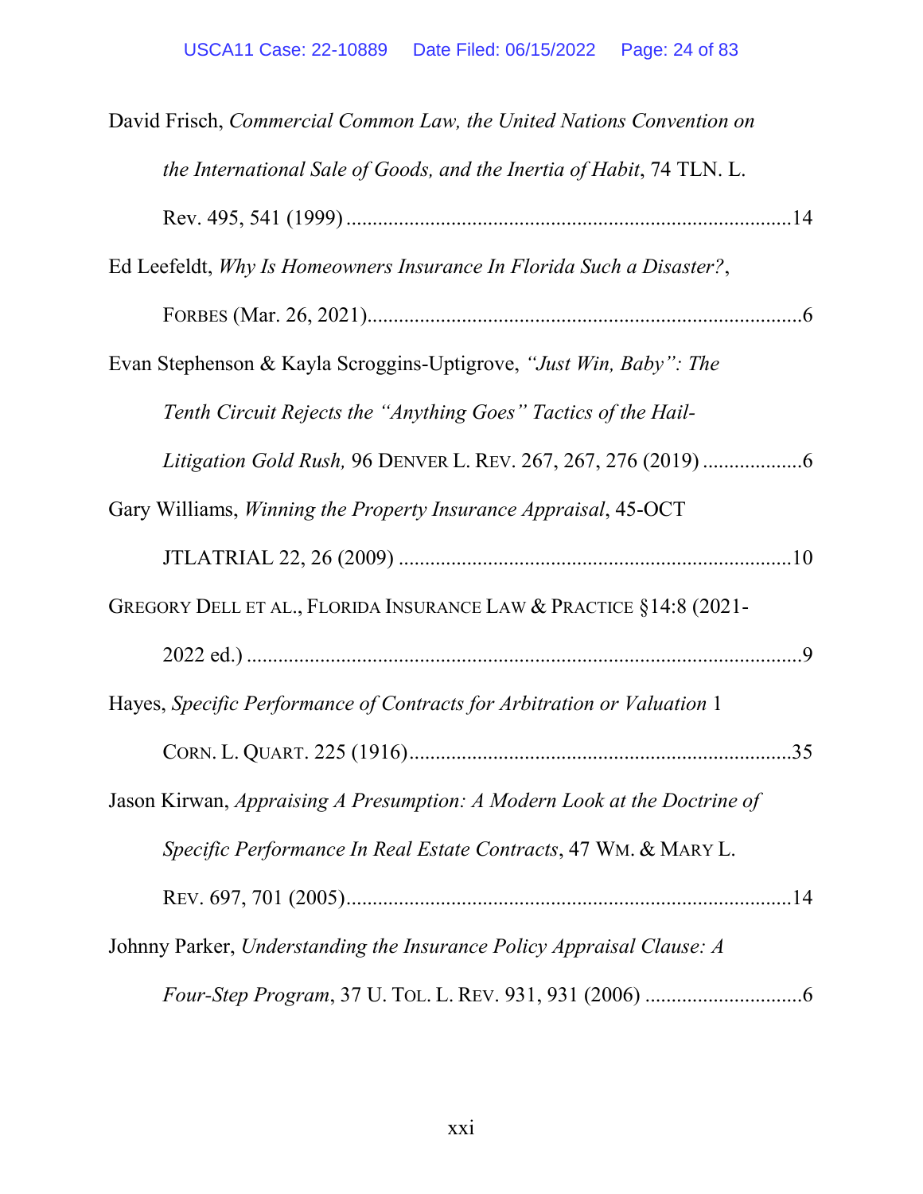David Frisch, *Commercial Common Law, the United Nations Convention on the International Sale of Goods, and the Inertia of Habit*, 74 TLN. L. Rev. 495, 541 (1999) ....................................................................................14

Ed Leefeldt, *Why Is Homeowners Insurance In Florida Such a Disaster?*, FORBES (Mar. 26, 2021)...................................................................................6

Evan Stephenson & Kayla Scroggins-Uptigrove, *"Just Win, Baby": The Tenth Circuit Rejects the "Anything Goes" Tactics of the Hail-Litigation Gold Rush,* 96 DENVER L. REV. 267, 267, 276 (2019) ...................6

Gary Williams, *Winning the Property Insurance Appraisal*, 45-OCT JTLATRIAL 22, 26 (2009) ..........................................................................10

GREGORY DELL ET AL., FLORIDA INSURANCE LAW & PRACTICE §14:8 (2021-2022 ed.) ..........................................................................................................9

Hayes, *Specific Performance of Contracts for Arbitration or Valuation* 1 CORN. L. QUART. 225 (1916)........................................................................35

Jason Kirwan, *Appraising A Presumption: A Modern Look at the Doctrine of Specific Performance In Real Estate Contracts*, 47 WM. & MARY L. REV. 697, 701 (2005)....................................................................................14

Johnny Parker, *Understanding the Insurance Policy Appraisal Clause: A Four-Step Program*, 37 U. TOL. L. REV. 931, 931 (2006) ..............................6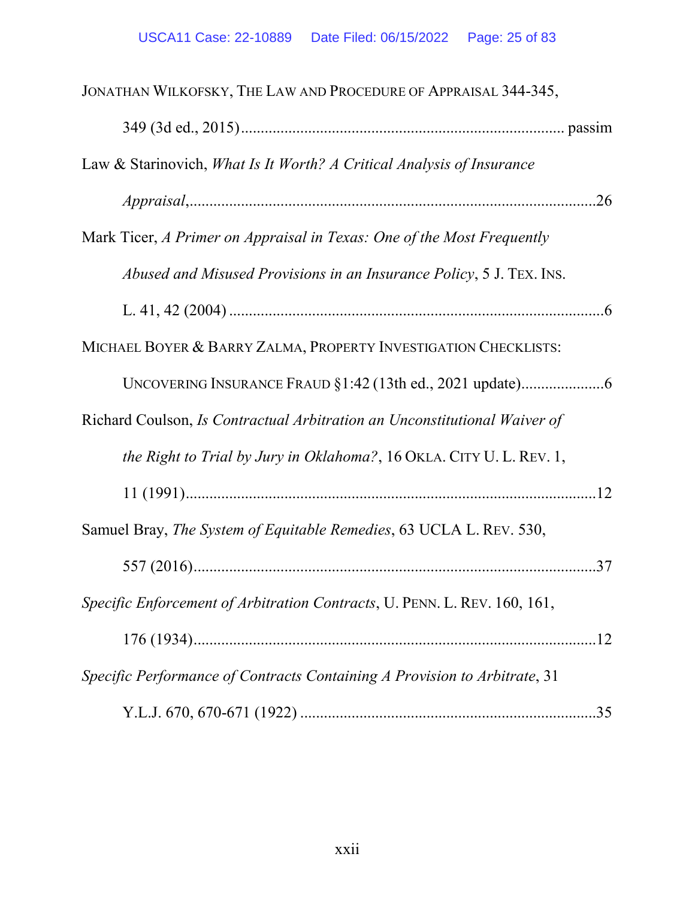JONATHAN WILKOFSKY, THE LAW AND PROCEDURE OF APPRAISAL 344-345, 349 (3d ed., 2015)................................................................................ passim

Law & Starinovich, *What Is It Worth? A Critical Analysis of Insurance Appraisal*,......................................................................................................26

Mark Ticer, *A Primer on Appraisal in Texas: One of the Most Frequently Abused and Misused Provisions in an Insurance Policy*, 5 J. TEX. INS. L. 41, 42 (2004) ..............................................................................................6

MICHAEL BOYER & BARRY ZALMA, PROPERTY INVESTIGATION CHECKLISTS: UNCOVERING INSURANCE FRAUD §1:42 (13th ed., 2021 update)....................6

Richard Coulson, *Is Contractual Arbitration an Unconstitutional Waiver of the Right to Trial by Jury in Oklahoma?*, 16 OKLA. CITY U. L. REV. 1, 11 (1991).........................................................................................................12

Samuel Bray, *The System of Equitable Remedies*, 63 UCLA L. REV. 530, 557 (2016)........................................................................................................37

*Specific Enforcement of Arbitration Contracts*, U. PENN. L. REV. 160, 161, 176 (1934)........................................................................................................12

*Specific Performance of Contracts Containing A Provision to Arbitrate*, 31 Y.L.J. 670, 670-671 (1922) ..........................................................................35

xxii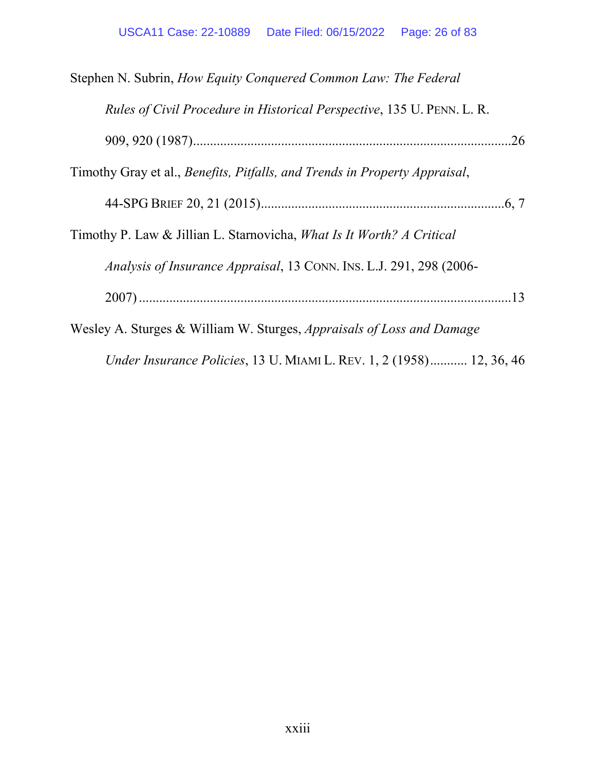Stephen N. Subrin, *How Equity Conquered Common Law: The Federal Rules of Civil Procedure in Historical Perspective*, 135 U. PENN. L. R. 909, 920 (1987)..............................................................................................26

Timothy Gray et al., *Benefits, Pitfalls, and Trends in Property Appraisal*, 44-SPG BRIEF 20, 21 (2015).......................................................................6, 7

Timothy P. Law & Jillian L. Starnovicha, *What Is It Worth? A Critical Analysis of Insurance Appraisal*, 13 CONN. INS. L.J. 291, 298 (2006-2007)..............................................................................................................13

Wesley A. Sturges & William W. Sturges, *Appraisals of Loss and Damage Under Insurance Policies*, 13 U. MIAMI L. REV. 1, 2 (1958)........... 12, 36, 46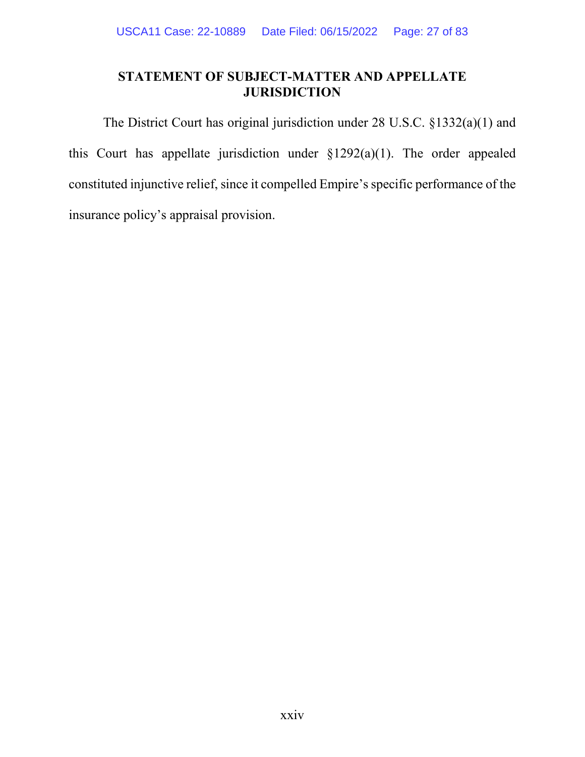## STATEMENT OF SUBJECT-MATTER AND APPELLATE JURISDICTION

The District Court has original jurisdiction under 28 U.S.C. §1332(a)(1) and this Court has appellate jurisdiction under §1292(a)(1). The order appealed constituted injunctive relief, since it compelled Empire's specific performance of the insurance policy's appraisal provision.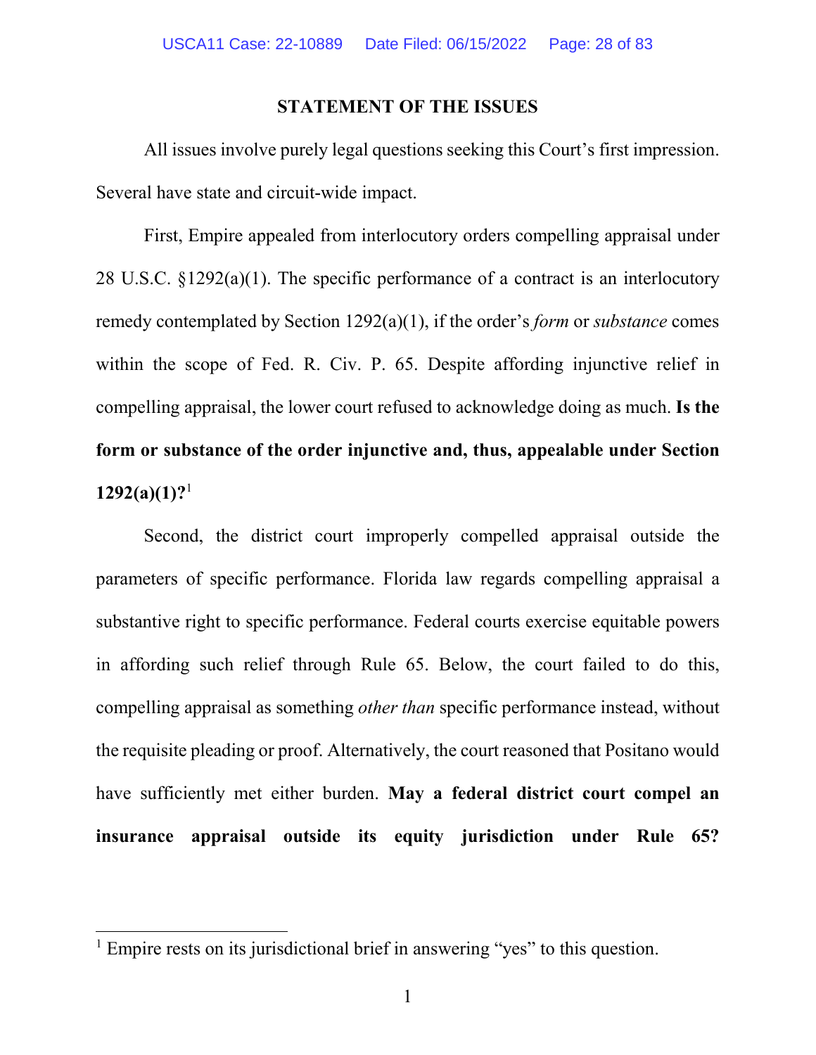## STATEMENT OF THE ISSUES

All issues involve purely legal questions seeking this Court's first impression. Several have state and circuit-wide impact.

First, Empire appealed from interlocutory orders compelling appraisal under 28 U.S.C. §1292(a)(1). The specific performance of a contract is an interlocutory remedy contemplated by Section 1292(a)(1), if the order's *form* or *substance* comes within the scope of Fed. R. Civ. P. 65. Despite affording injunctive relief in compelling appraisal, the lower court refused to acknowledge doing as much. **Is the form or substance of the order injunctive and, thus, appealable under Section 1292(a)(1)?**[1]

Second, the district court improperly compelled appraisal outside the parameters of specific performance. Florida law regards compelling appraisal a substantive right to specific performance. Federal courts exercise equitable powers in affording such relief through Rule 65. Below, the court failed to do this, compelling appraisal as something *other than* specific performance instead, without the requisite pleading or proof. Alternatively, the court reasoned that Positano would have sufficiently met either burden. **May a federal district court compel an insurance appraisal outside its equity jurisdiction under Rule 65?**

---

[1] Empire rests on its jurisdictional brief in answering "yes" to this question.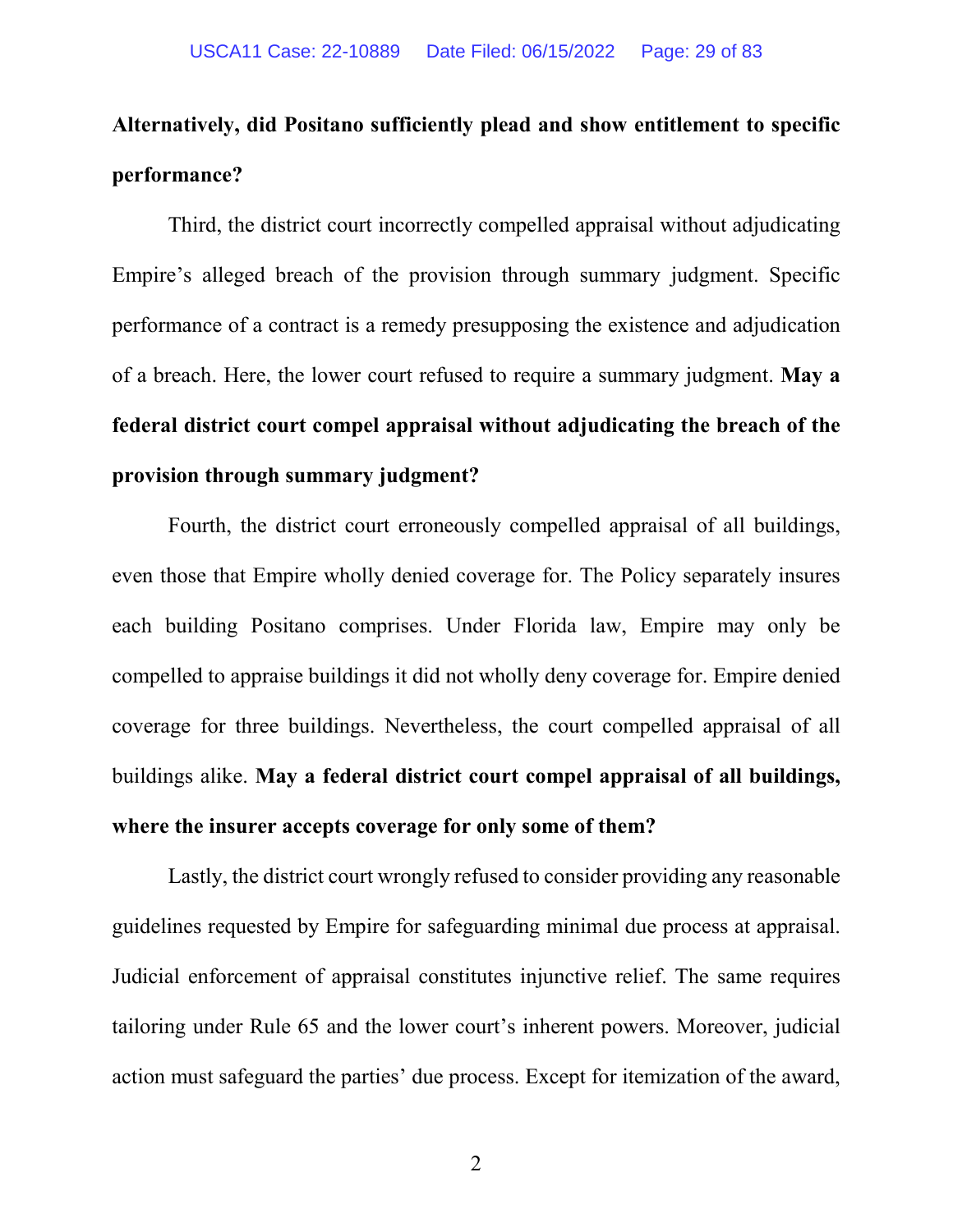**Alternatively, did Positano sufficiently plead and show entitlement to specific performance?**

Third, the district court incorrectly compelled appraisal without adjudicating Empire's alleged breach of the provision through summary judgment. Specific performance of a contract is a remedy presupposing the existence and adjudication of a breach. Here, the lower court refused to require a summary judgment. **May a federal district court compel appraisal without adjudicating the breach of the provision through summary judgment?**

Fourth, the district court erroneously compelled appraisal of all buildings, even those that Empire wholly denied coverage for. The Policy separately insures each building Positano comprises. Under Florida law, Empire may only be compelled to appraise buildings it did not wholly deny coverage for. Empire denied coverage for three buildings. Nevertheless, the court compelled appraisal of all buildings alike. **May a federal district court compel appraisal of all buildings, where the insurer accepts coverage for only some of them?**

Lastly, the district court wrongly refused to consider providing any reasonable guidelines requested by Empire for safeguarding minimal due process at appraisal. Judicial enforcement of appraisal constitutes injunctive relief. The same requires tailoring under Rule 65 and the lower court's inherent powers. Moreover, judicial action must safeguard the parties' due process. Except for itemization of the award,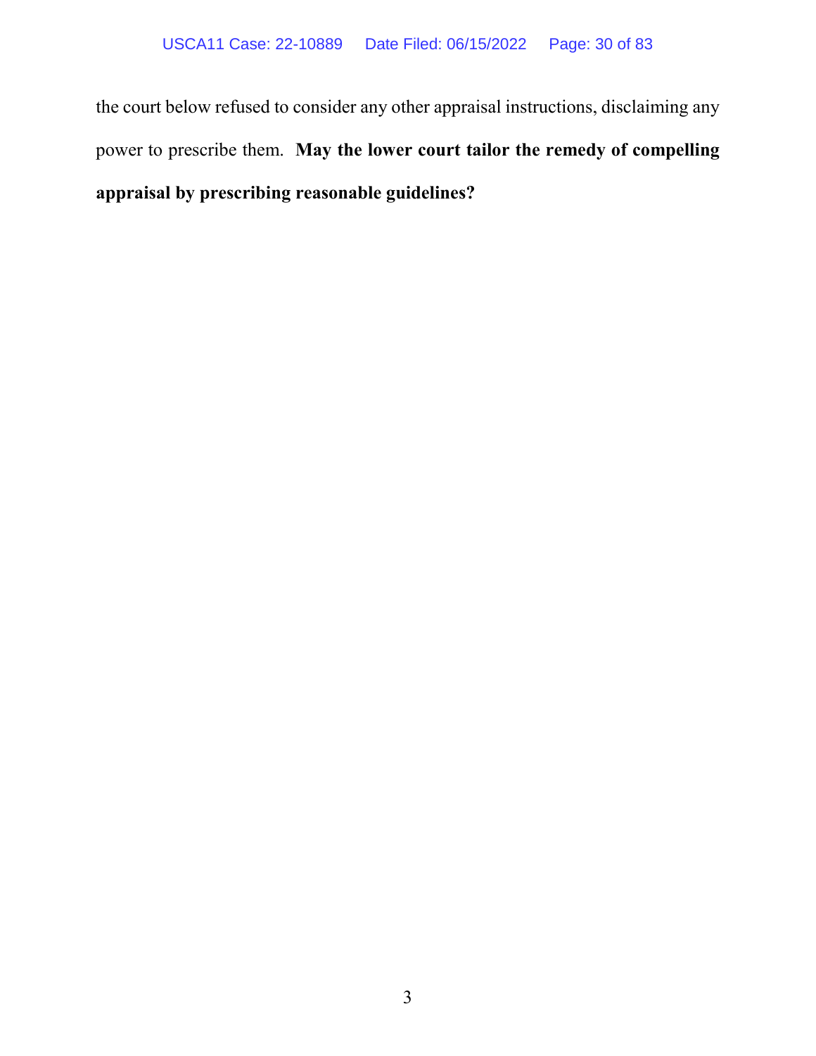the court below refused to consider any other appraisal instructions, disclaiming any power to prescribe them. **May the lower court tailor the remedy of compelling appraisal by prescribing reasonable guidelines?**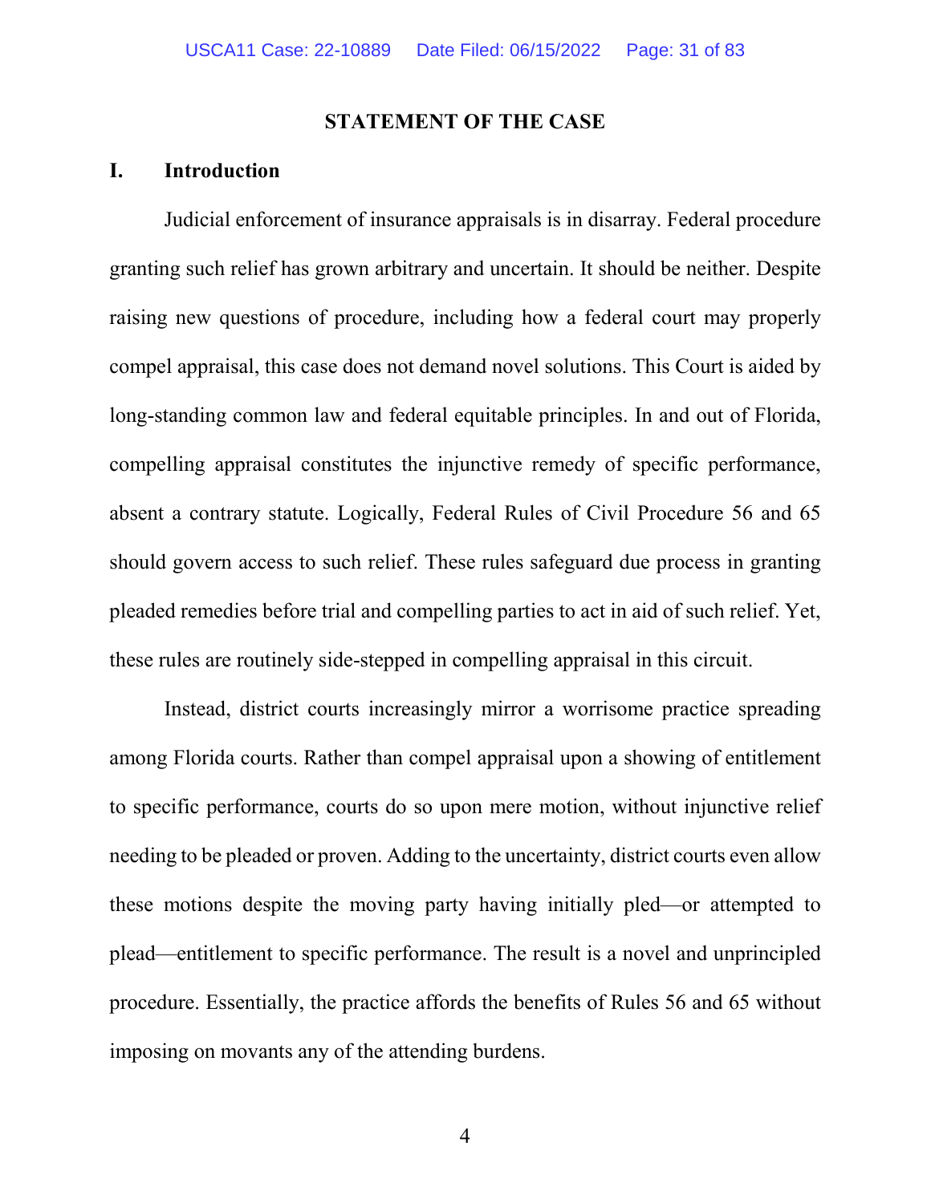## STATEMENT OF THE CASE

### I. Introduction

Judicial enforcement of insurance appraisals is in disarray. Federal procedure granting such relief has grown arbitrary and uncertain. It should be neither. Despite raising new questions of procedure, including how a federal court may properly compel appraisal, this case does not demand novel solutions. This Court is aided by long-standing common law and federal equitable principles. In and out of Florida, compelling appraisal constitutes the injunctive remedy of specific performance, absent a contrary statute. Logically, Federal Rules of Civil Procedure 56 and 65 should govern access to such relief. These rules safeguard due process in granting pleaded remedies before trial and compelling parties to act in aid of such relief. Yet, these rules are routinely side-stepped in compelling appraisal in this circuit.

Instead, district courts increasingly mirror a worrisome practice spreading among Florida courts. Rather than compel appraisal upon a showing of entitlement to specific performance, courts do so upon mere motion, without injunctive relief needing to be pleaded or proven. Adding to the uncertainty, district courts even allow these motions despite the moving party having initially pled—or attempted to plead—entitlement to specific performance. The result is a novel and unprincipled procedure. Essentially, the practice affords the benefits of Rules 56 and 65 without imposing on movants any of the attending burdens.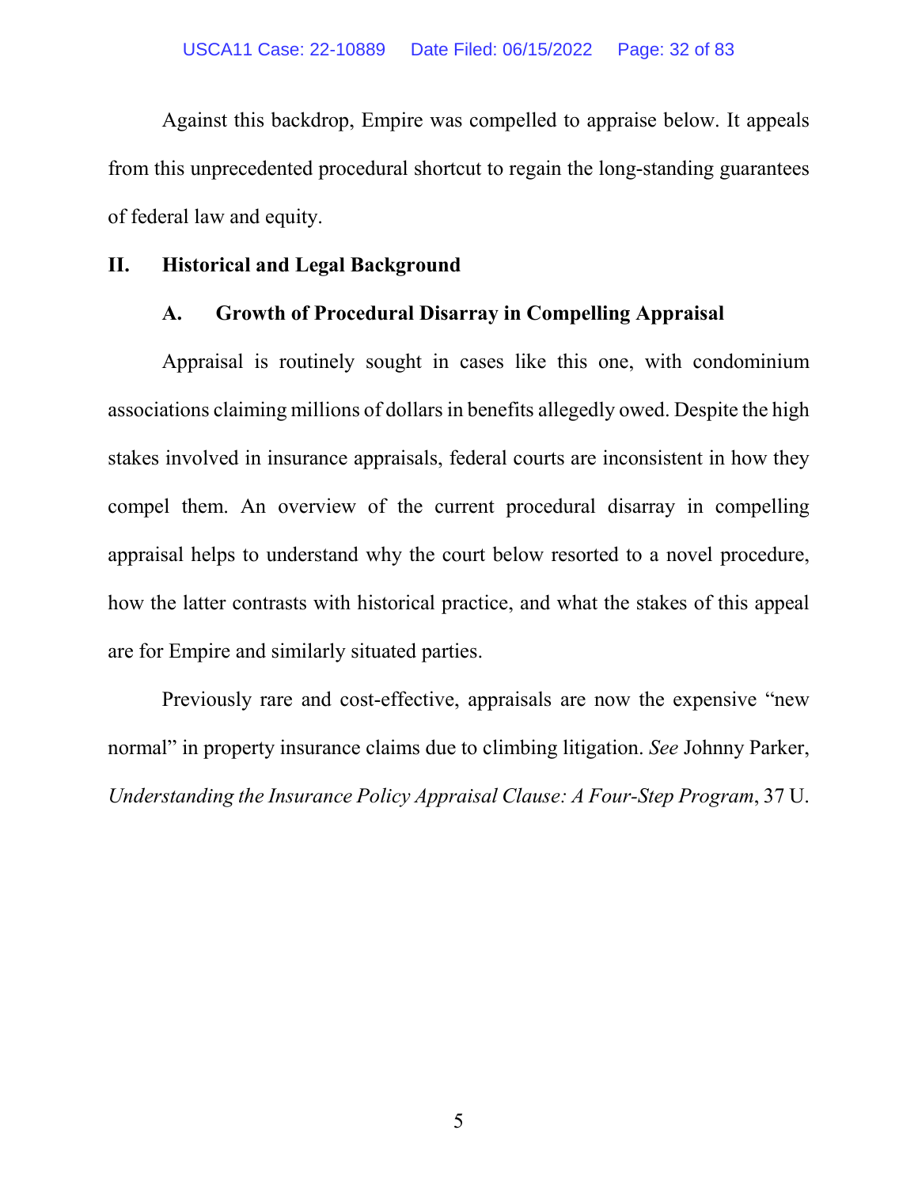Against this backdrop, Empire was compelled to appraise below. It appeals from this unprecedented procedural shortcut to regain the long-standing guarantees of federal law and equity.

## II. Historical and Legal Background

### A. Growth of Procedural Disarray in Compelling Appraisal

Appraisal is routinely sought in cases like this one, with condominium associations claiming millions of dollars in benefits allegedly owed. Despite the high stakes involved in insurance appraisals, federal courts are inconsistent in how they compel them. An overview of the current procedural disarray in compelling appraisal helps to understand why the court below resorted to a novel procedure, how the latter contrasts with historical practice, and what the stakes of this appeal are for Empire and similarly situated parties.

Previously rare and cost-effective, appraisals are now the expensive "new normal" in property insurance claims due to climbing litigation. *See* Johnny Parker, *Understanding the Insurance Policy Appraisal Clause: A Four-Step Program*, 37 U.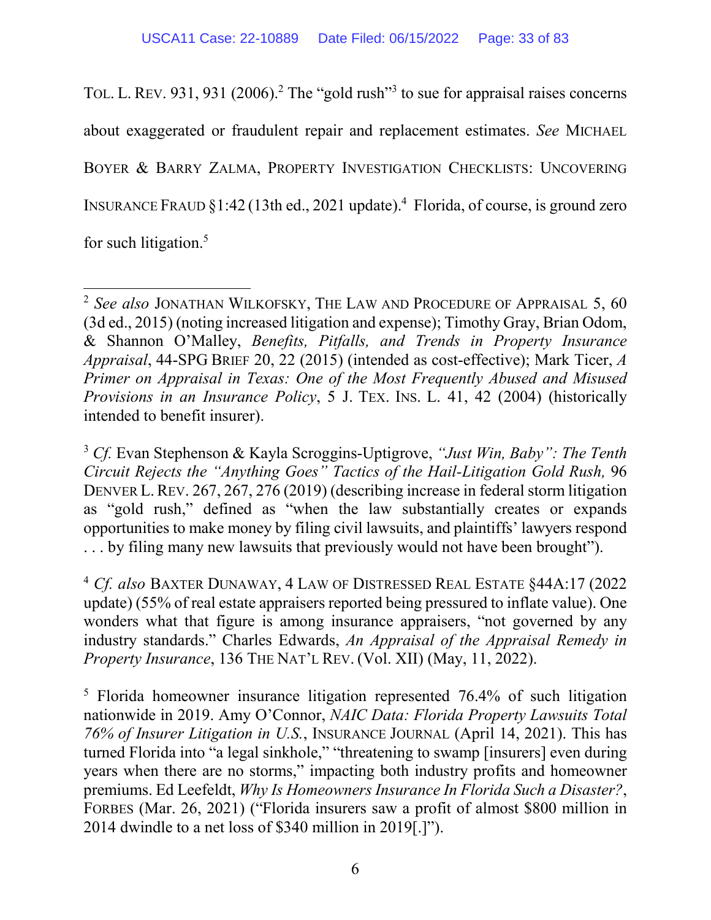TOL. L. REV. 931, 931 (2006).[2] The "gold rush"[3] to sue for appraisal raises concerns about exaggerated or fraudulent repair and replacement estimates. *See* MICHAEL BOYER & BARRY ZALMA, PROPERTY INVESTIGATION CHECKLISTS: UNCOVERING INSURANCE FRAUD §1:42 (13th ed., 2021 update).[4] Florida, of course, is ground zero for such litigation.[5]

---

[2] *See also* JONATHAN WILKOFSKY, THE LAW AND PROCEDURE OF APPRAISAL 5, 60 (3d ed., 2015) (noting increased litigation and expense); Timothy Gray, Brian Odom, & Shannon O'Malley, *Benefits, Pitfalls, and Trends in Property Insurance Appraisal*, 44-SPG BRIEF 20, 22 (2015) (intended as cost-effective); Mark Ticer, *A Primer on Appraisal in Texas: One of the Most Frequently Abused and Misused Provisions in an Insurance Policy*, 5 J. TEX. INS. L. 41, 42 (2004) (historically intended to benefit insurer).

[3] *Cf.* Evan Stephenson & Kayla Scroggins-Uptigrove, *"Just Win, Baby": The Tenth Circuit Rejects the "Anything Goes" Tactics of the Hail-Litigation Gold Rush,* 96 DENVER L. REV. 267, 267, 276 (2019) (describing increase in federal storm litigation as "gold rush," defined as "when the law substantially creates or expands opportunities to make money by filing civil lawsuits, and plaintiffs' lawyers respond . . . by filing many new lawsuits that previously would not have been brought").

[4] *Cf. also* BAXTER DUNAWAY, 4 LAW OF DISTRESSED REAL ESTATE §44A:17 (2022 update) (55% of real estate appraisers reported being pressured to inflate value). One wonders what that figure is among insurance appraisers, "not governed by any industry standards." Charles Edwards, *An Appraisal of the Appraisal Remedy in Property Insurance*, 136 THE NAT'L REV. (Vol. XII) (May, 11, 2022).

[5] Florida homeowner insurance litigation represented 76.4% of such litigation nationwide in 2019. Amy O'Connor, *NAIC Data: Florida Property Lawsuits Total 76% of Insurer Litigation in U.S.*, INSURANCE JOURNAL (April 14, 2021). This has turned Florida into "a legal sinkhole," "threatening to swamp [insurers] even during years when there are no storms," impacting both industry profits and homeowner premiums. Ed Leefeldt, *Why Is Homeowners Insurance In Florida Such a Disaster?*, FORBES (Mar. 26, 2021) ("Florida insurers saw a profit of almost $800 million in 2014 dwindle to a net loss of $340 million in 2019[.]").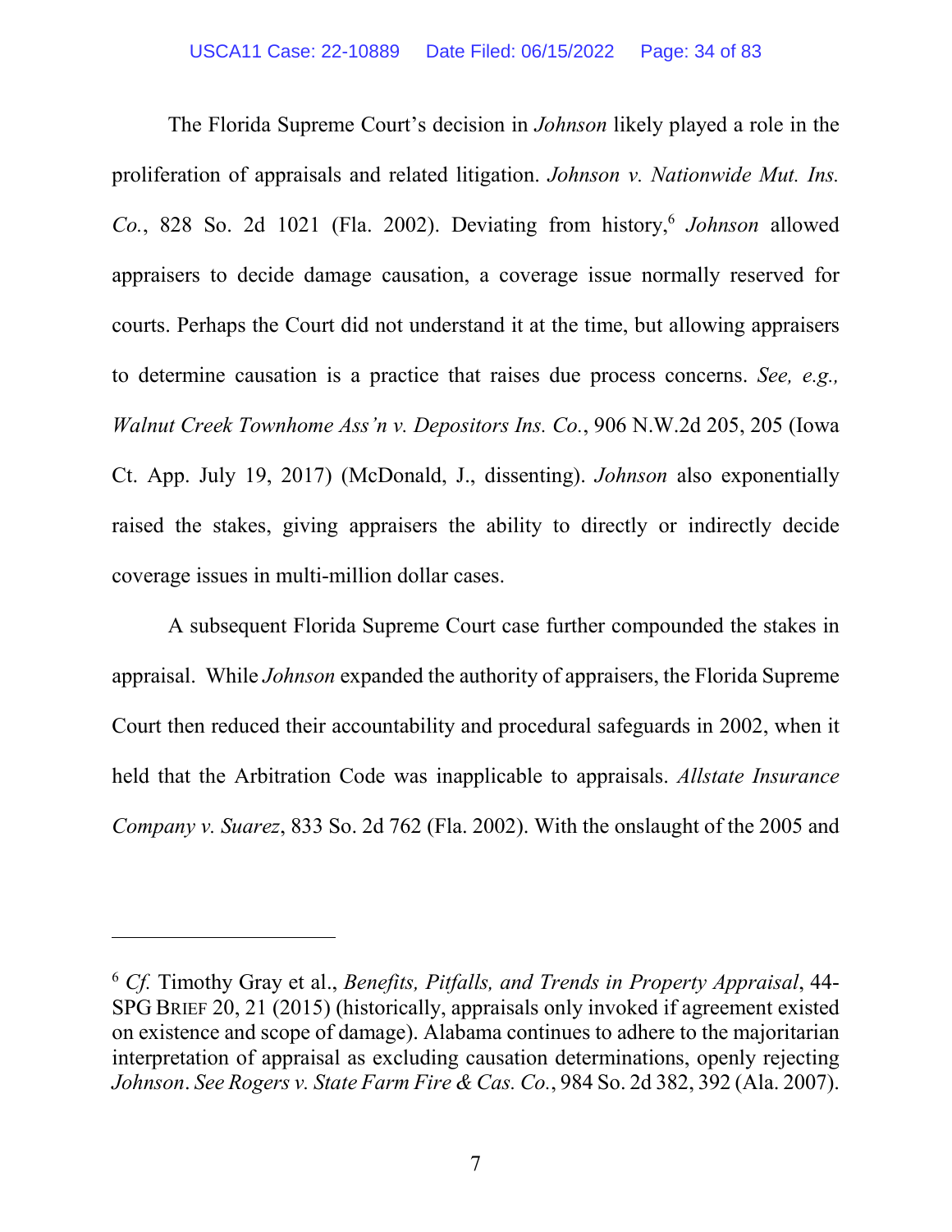The Florida Supreme Court's decision in *Johnson* likely played a role in the proliferation of appraisals and related litigation. *Johnson v. Nationwide Mut. Ins. Co.*, 828 So. 2d 1021 (Fla. 2002). Deviating from history,[6] *Johnson* allowed appraisers to decide damage causation, a coverage issue normally reserved for courts. Perhaps the Court did not understand it at the time, but allowing appraisers to determine causation is a practice that raises due process concerns. *See, e.g., Walnut Creek Townhome Ass'n v. Depositors Ins. Co.*, 906 N.W.2d 205, 205 (Iowa Ct. App. July 19, 2017) (McDonald, J., dissenting). *Johnson* also exponentially raised the stakes, giving appraisers the ability to directly or indirectly decide coverage issues in multi-million dollar cases.

A subsequent Florida Supreme Court case further compounded the stakes in appraisal. While *Johnson* expanded the authority of appraisers, the Florida Supreme Court then reduced their accountability and procedural safeguards in 2002, when it held that the Arbitration Code was inapplicable to appraisals. *Allstate Insurance Company v. Suarez*, 833 So. 2d 762 (Fla. 2002). With the onslaught of the 2005 and

---

[6] *Cf.* Timothy Gray et al., *Benefits, Pitfalls, and Trends in Property Appraisal*, 44-SPG BRIEF 20, 21 (2015) (historically, appraisals only invoked if agreement existed on existence and scope of damage). Alabama continues to adhere to the majoritarian interpretation of appraisal as excluding causation determinations, openly rejecting *Johnson*. *See Rogers v. State Farm Fire & Cas. Co.*, 984 So. 2d 382, 392 (Ala. 2007).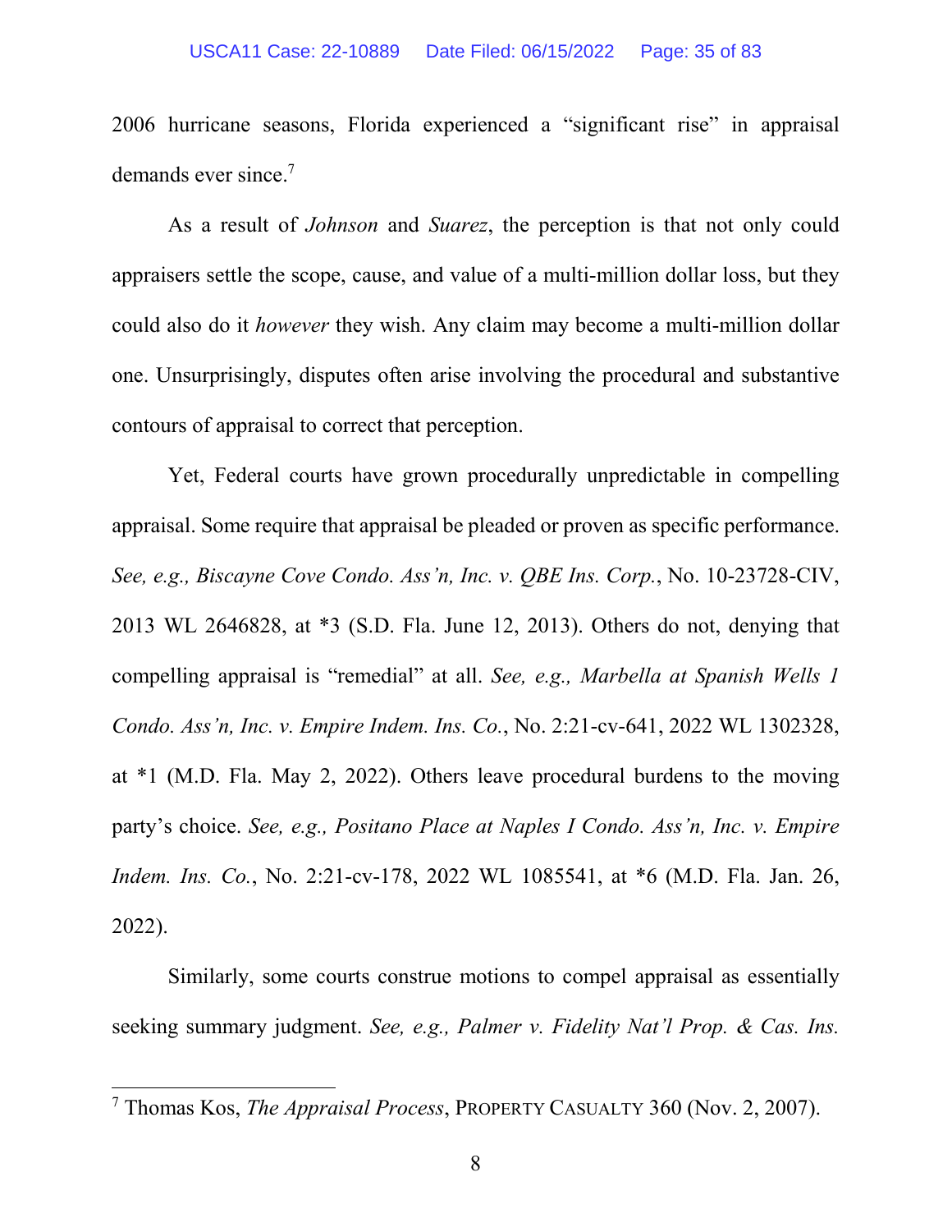2006 hurricane seasons, Florida experienced a "significant rise" in appraisal demands ever since.[7]

As a result of *Johnson* and *Suarez*, the perception is that not only could appraisers settle the scope, cause, and value of a multi-million dollar loss, but they could also do it *however* they wish. Any claim may become a multi-million dollar one. Unsurprisingly, disputes often arise involving the procedural and substantive contours of appraisal to correct that perception.

Yet, Federal courts have grown procedurally unpredictable in compelling appraisal. Some require that appraisal be pleaded or proven as specific performance. *See, e.g., Biscayne Cove Condo. Ass'n, Inc. v. QBE Ins. Corp.*, No. 10-23728-CIV, 2013 WL 2646828, at *3 (S.D. Fla. June 12, 2013). Others do not, denying that compelling appraisal is "remedial" at all. *See, e.g., Marbella at Spanish Wells 1 Condo. Ass'n, Inc. v. Empire Indem. Ins. Co.*, No. 2:21-cv-641, 2022 WL 1302328, at *1 (M.D. Fla. May 2, 2022). Others leave procedural burdens to the moving party's choice. *See, e.g., Positano Place at Naples I Condo. Ass'n, Inc. v. Empire Indem. Ins. Co.*, No. 2:21-cv-178, 2022 WL 1085541, at *6 (M.D. Fla. Jan. 26, 2022).

Similarly, some courts construe motions to compel appraisal as essentially seeking summary judgment. *See, e.g., Palmer v. Fidelity Nat'l Prop. & Cas. Ins.*

---

[7] Thomas Kos, *The Appraisal Process*, PROPERTY CASUALTY 360 (Nov. 2, 2007).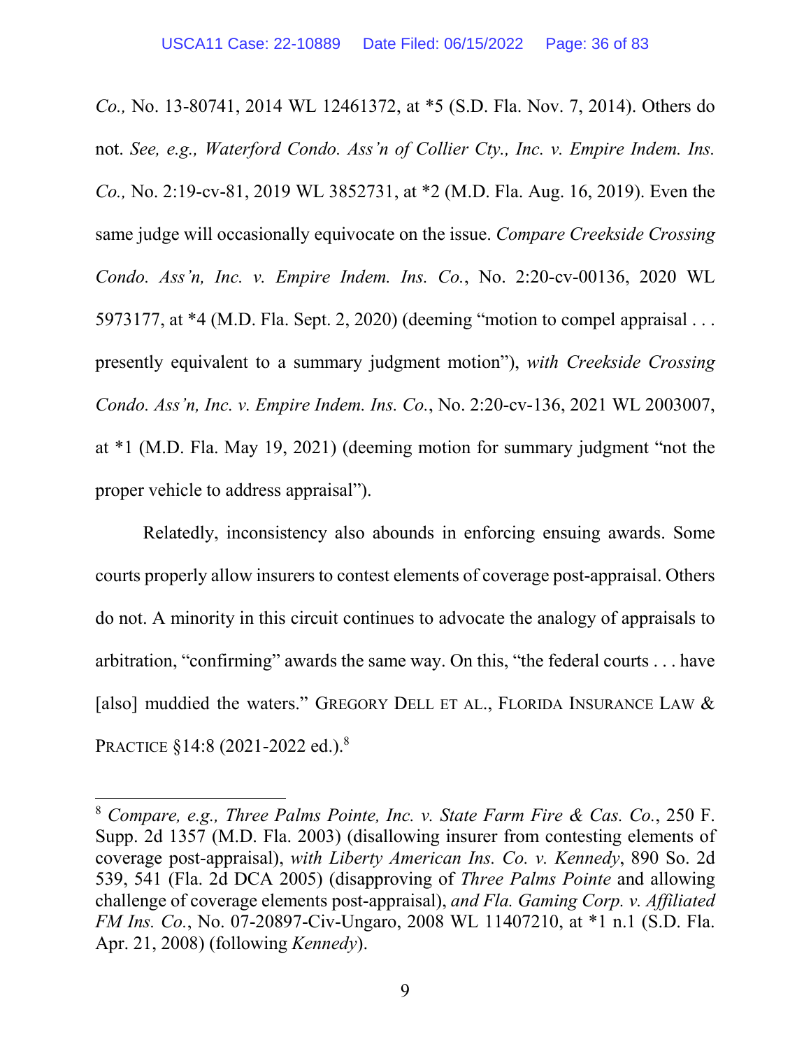*Co.,* No. 13-80741, 2014 WL 12461372, at *5 (S.D. Fla. Nov. 7, 2014). Others do not. *See, e.g., Waterford Condo. Ass'n of Collier Cty., Inc. v. Empire Indem. Ins. Co.,* No. 2:19-cv-81, 2019 WL 3852731, at *2 (M.D. Fla. Aug. 16, 2019). Even the same judge will occasionally equivocate on the issue. *Compare Creekside Crossing Condo. Ass'n, Inc. v. Empire Indem. Ins. Co.*, No. 2:20-cv-00136, 2020 WL 5973177, at *4 (M.D. Fla. Sept. 2, 2020) (deeming "motion to compel appraisal . . . presently equivalent to a summary judgment motion"), *with Creekside Crossing Condo. Ass'n, Inc. v. Empire Indem. Ins. Co.*, No. 2:20-cv-136, 2021 WL 2003007, at *1 (M.D. Fla. May 19, 2021) (deeming motion for summary judgment "not the proper vehicle to address appraisal").

Relatedly, inconsistency also abounds in enforcing ensuing awards. Some courts properly allow insurers to contest elements of coverage post-appraisal. Others do not. A minority in this circuit continues to advocate the analogy of appraisals to arbitration, "confirming" awards the same way. On this, "the federal courts . . . have [also] muddied the waters." GREGORY DELL ET AL., FLORIDA INSURANCE LAW & PRACTICE §14:8 (2021-2022 ed.).[8]

---

[8] *Compare, e.g., Three Palms Pointe, Inc. v. State Farm Fire & Cas. Co.*, 250 F. Supp. 2d 1357 (M.D. Fla. 2003) (disallowing insurer from contesting elements of coverage post-appraisal), *with Liberty American Ins. Co. v. Kennedy*, 890 So. 2d 539, 541 (Fla. 2d DCA 2005) (disapproving of *Three Palms Pointe* and allowing challenge of coverage elements post-appraisal), *and Fla. Gaming Corp. v. Affiliated FM Ins. Co.*, No. 07-20897-Civ-Ungaro, 2008 WL 11407210, at *1 n.1 (S.D. Fla. Apr. 21, 2008) (following *Kennedy*).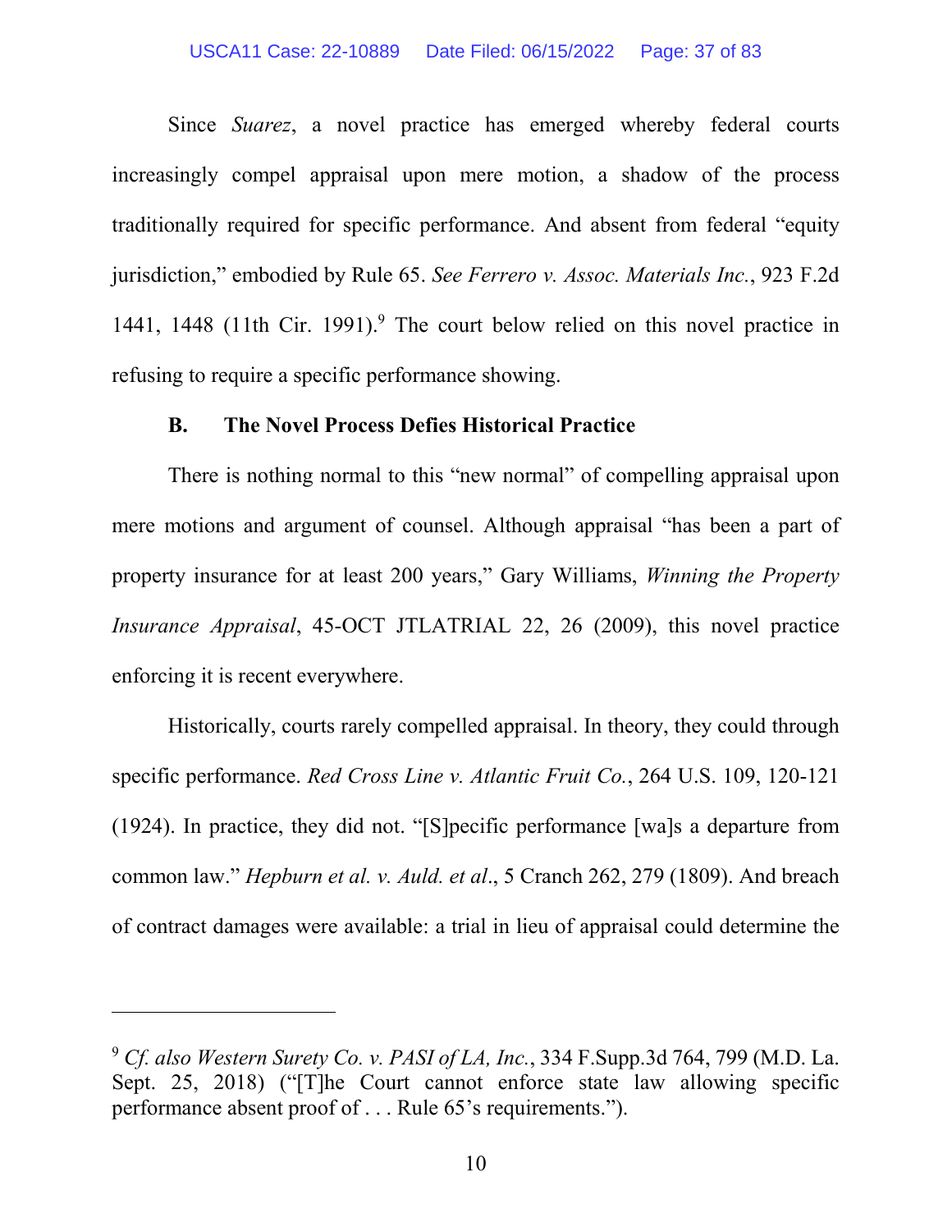Since *Suarez*, a novel practice has emerged whereby federal courts increasingly compel appraisal upon mere motion, a shadow of the process traditionally required for specific performance. And absent from federal "equity jurisdiction," embodied by Rule 65. *See Ferrero v. Assoc. Materials Inc.*, 923 F.2d 1441, 1448 (11th Cir. 1991).[9] The court below relied on this novel practice in refusing to require a specific performance showing.

### B. The Novel Process Defies Historical Practice

There is nothing normal to this "new normal" of compelling appraisal upon mere motions and argument of counsel. Although appraisal "has been a part of property insurance for at least 200 years," Gary Williams, *Winning the Property Insurance Appraisal*, 45-OCT JTLATRIAL 22, 26 (2009), this novel practice enforcing it is recent everywhere.

Historically, courts rarely compelled appraisal. In theory, they could through specific performance. *Red Cross Line v. Atlantic Fruit Co.*, 264 U.S. 109, 120-121 (1924). In practice, they did not. "[S]pecific performance [wa]s a departure from common law." *Hepburn et al. v. Auld. et al*., 5 Cranch 262, 279 (1809). And breach of contract damages were available: a trial in lieu of appraisal could determine the

---

[9] *Cf. also Western Surety Co. v. PASI of LA, Inc.*, 334 F.Supp.3d 764, 799 (M.D. La. Sept. 25, 2018) ("[T]he Court cannot enforce state law allowing specific performance absent proof of . . . Rule 65's requirements.").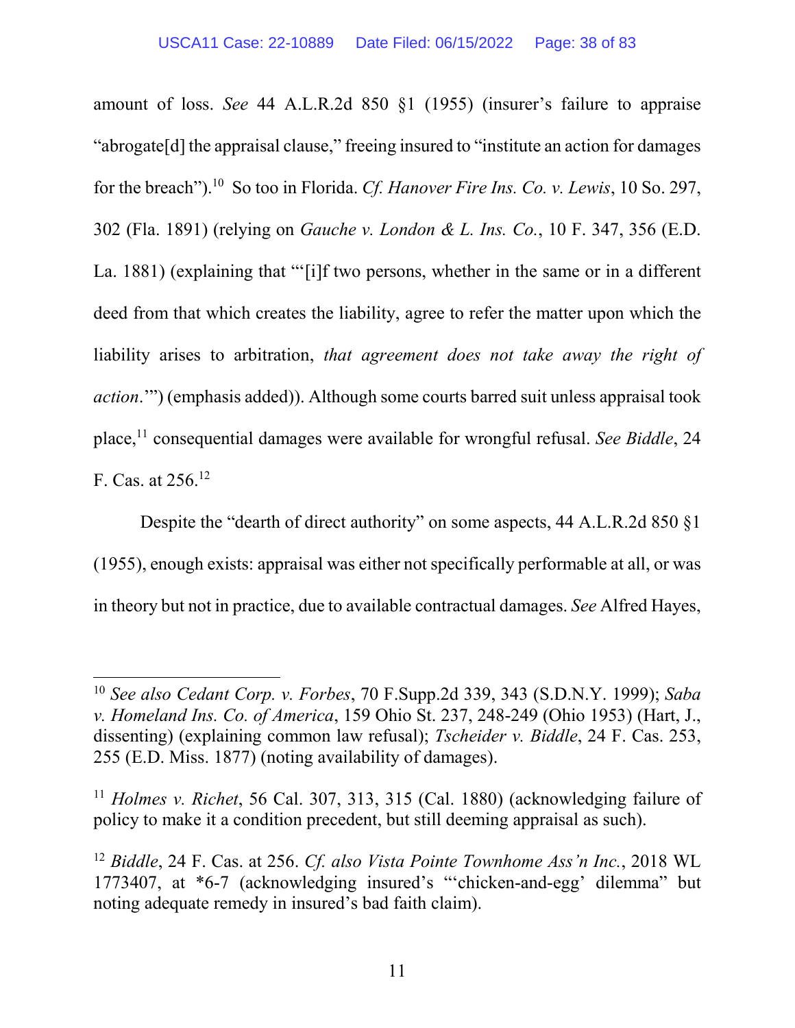amount of loss. *See* 44 A.L.R.2d 850 §1 (1955) (insurer's failure to appraise "abrogate[d] the appraisal clause," freeing insured to "institute an action for damages for the breach").[10] So too in Florida. *Cf. Hanover Fire Ins. Co. v. Lewis*, 10 So. 297, 302 (Fla. 1891) (relying on *Gauche v. London & L. Ins. Co.*, 10 F. 347, 356 (E.D. La. 1881) (explaining that "'[i]f two persons, whether in the same or in a different deed from that which creates the liability, agree to refer the matter upon which the liability arises to arbitration, *that agreement does not take away the right of action*.'") (emphasis added)). Although some courts barred suit unless appraisal took place,[11] consequential damages were available for wrongful refusal. *See Biddle*, 24 F. Cas. at 256.[12]

Despite the "dearth of direct authority" on some aspects, 44 A.L.R.2d 850 §1 (1955), enough exists: appraisal was either not specifically performable at all, or was in theory but not in practice, due to available contractual damages. *See* Alfred Hayes,

---

[10] *See also Cedant Corp. v. Forbes*, 70 F.Supp.2d 339, 343 (S.D.N.Y. 1999); *Saba v. Homeland Ins. Co. of America*, 159 Ohio St. 237, 248-249 (Ohio 1953) (Hart, J., dissenting) (explaining common law refusal); *Tscheider v. Biddle*, 24 F. Cas. 253, 255 (E.D. Miss. 1877) (noting availability of damages).

[11] *Holmes v. Richet*, 56 Cal. 307, 313, 315 (Cal. 1880) (acknowledging failure of policy to make it a condition precedent, but still deeming appraisal as such).

[12] *Biddle*, 24 F. Cas. at 256. *Cf. also Vista Pointe Townhome Ass'n Inc.*, 2018 WL 1773407, at *6-7 (acknowledging insured's "'chicken-and-egg' dilemma" but noting adequate remedy in insured's bad faith claim).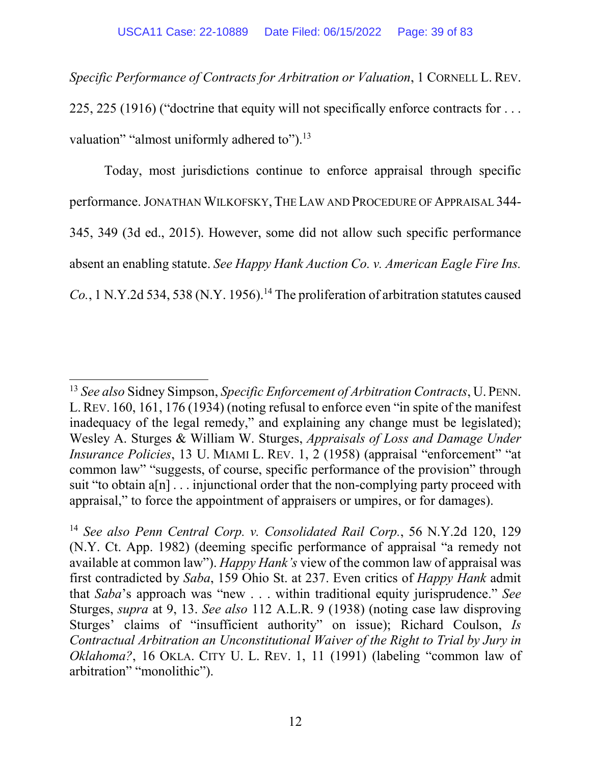*Specific Performance of Contracts for Arbitration or Valuation*, 1 CORNELL L. REV. 225, 225 (1916) ("doctrine that equity will not specifically enforce contracts for . . . valuation" "almost uniformly adhered to").[13]

Today, most jurisdictions continue to enforce appraisal through specific performance. JONATHAN WILKOFSKY, THE LAW AND PROCEDURE OF APPRAISAL 344-345, 349 (3d ed., 2015). However, some did not allow such specific performance absent an enabling statute. *See Happy Hank Auction Co. v. American Eagle Fire Ins. Co.*, 1 N.Y.2d 534, 538 (N.Y. 1956).[14] The proliferation of arbitration statutes caused

---

[13] *See also* Sidney Simpson, *Specific Enforcement of Arbitration Contracts*, U. PENN. L. REV. 160, 161, 176 (1934) (noting refusal to enforce even "in spite of the manifest inadequacy of the legal remedy," and explaining any change must be legislated); Wesley A. Sturges & William W. Sturges, *Appraisals of Loss and Damage Under Insurance Policies*, 13 U. MIAMI L. REV. 1, 2 (1958) (appraisal "enforcement" "at common law" "suggests, of course, specific performance of the provision" through suit "to obtain a[n] . . . injunctional order that the non-complying party proceed with appraisal," to force the appointment of appraisers or umpires, or for damages).

[14] *See also Penn Central Corp. v. Consolidated Rail Corp.*, 56 N.Y.2d 120, 129 (N.Y. Ct. App. 1982) (deeming specific performance of appraisal "a remedy not available at common law"). *Happy Hank's* view of the common law of appraisal was first contradicted by *Saba*, 159 Ohio St. at 237. Even critics of *Happy Hank* admit that *Saba*'s approach was "new . . . within traditional equity jurisprudence." *See* Sturges, *supra* at 9, 13. *See also* 112 A.L.R. 9 (1938) (noting case law disproving Sturges' claims of "insufficient authority" on issue); Richard Coulson, *Is Contractual Arbitration an Unconstitutional Waiver of the Right to Trial by Jury in Oklahoma?*, 16 OKLA. CITY U. L. REV. 1, 11 (1991) (labeling "common law of arbitration" "monolithic").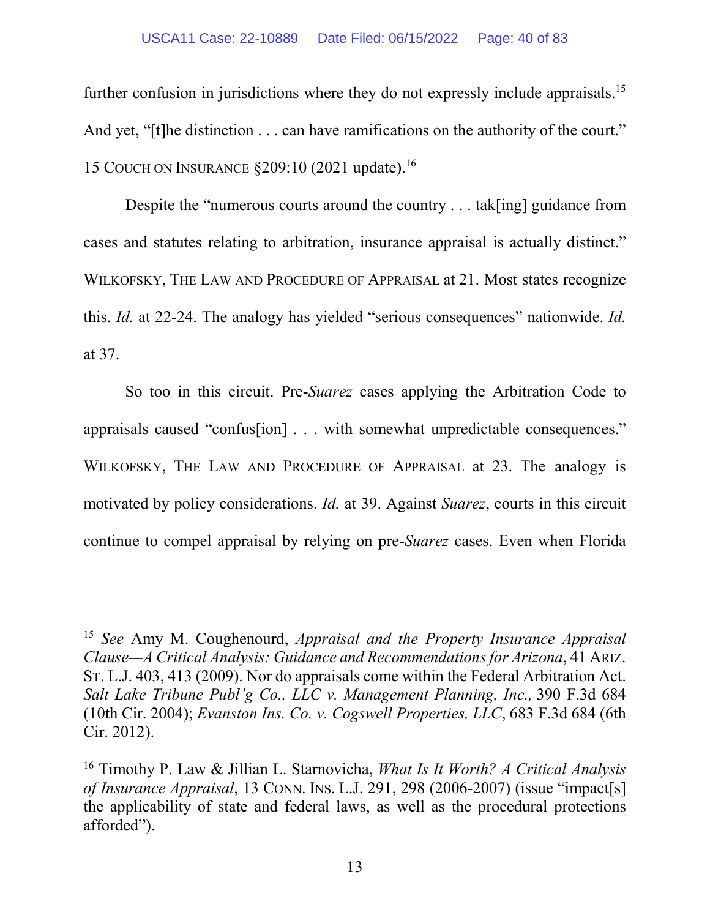further confusion in jurisdictions where they do not expressly include appraisals.[15] And yet, "[t]he distinction . . . can have ramifications on the authority of the court." 15 COUCH ON INSURANCE §209:10 (2021 update).[16]

Despite the "numerous courts around the country . . . tak[ing] guidance from cases and statutes relating to arbitration, insurance appraisal is actually distinct." WILKOFSKY, THE LAW AND PROCEDURE OF APPRAISAL at 21. Most states recognize this. *Id.* at 22-24. The analogy has yielded "serious consequences" nationwide. *Id.* at 37.

So too in this circuit. Pre-*Suarez* cases applying the Arbitration Code to appraisals caused "confus[ion] . . . with somewhat unpredictable consequences." WILKOFSKY, THE LAW AND PROCEDURE OF APPRAISAL at 23. The analogy is motivated by policy considerations. *Id.* at 39. Against *Suarez*, courts in this circuit continue to compel appraisal by relying on pre-*Suarez* cases. Even when Florida

---

[15] *See* Amy M. Coughenourd, *Appraisal and the Property Insurance Appraisal Clause—A Critical Analysis: Guidance and Recommendations for Arizona*, 41 ARIZ. ST. L.J. 403, 413 (2009). Nor do appraisals come within the Federal Arbitration Act. *Salt Lake Tribune Publ'g Co., LLC v. Management Planning, Inc.,* 390 F.3d 684 (10th Cir. 2004); *Evanston Ins. Co. v. Cogswell Properties, LLC*, 683 F.3d 684 (6th Cir. 2012).

[16] Timothy P. Law & Jillian L. Starnovicha, *What Is It Worth? A Critical Analysis of Insurance Appraisal*, 13 CONN. INS. L.J. 291, 298 (2006-2007) (issue "impact[s] the applicability of state and federal laws, as well as the procedural protections afforded").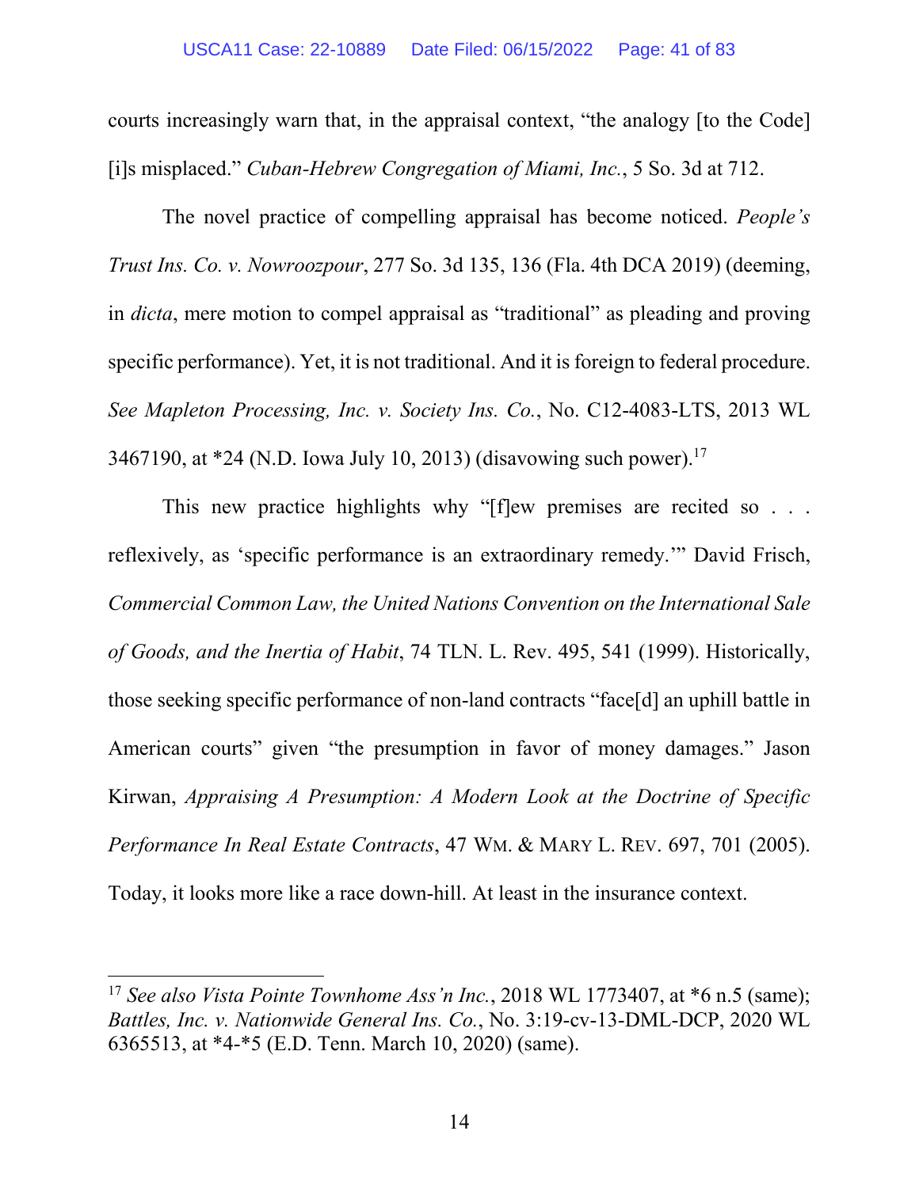courts increasingly warn that, in the appraisal context, "the analogy [to the Code] [i]s misplaced." *Cuban-Hebrew Congregation of Miami, Inc.*, 5 So. 3d at 712.

The novel practice of compelling appraisal has become noticed. *People's Trust Ins. Co. v. Nowroozpour*, 277 So. 3d 135, 136 (Fla. 4th DCA 2019) (deeming, in *dicta*, mere motion to compel appraisal as "traditional" as pleading and proving specific performance). Yet, it is not traditional. And it is foreign to federal procedure. *See Mapleton Processing, Inc. v. Society Ins. Co.*, No. C12-4083-LTS, 2013 WL 3467190, at *24 (N.D. Iowa July 10, 2013) (disavowing such power).[17]

This new practice highlights why "[f]ew premises are recited so . . . reflexively, as 'specific performance is an extraordinary remedy.'" David Frisch, *Commercial Common Law, the United Nations Convention on the International Sale of Goods, and the Inertia of Habit*, 74 TLN. L. Rev. 495, 541 (1999). Historically, those seeking specific performance of non-land contracts "face[d] an uphill battle in American courts" given "the presumption in favor of money damages." Jason Kirwan, *Appraising A Presumption: A Modern Look at the Doctrine of Specific Performance In Real Estate Contracts*, 47 WM. & MARY L. REV. 697, 701 (2005). Today, it looks more like a race down-hill. At least in the insurance context.

---

[17] *See also Vista Pointe Townhome Ass'n Inc.*, 2018 WL 1773407, at *6 n.5 (same); *Battles, Inc. v. Nationwide General Ins. Co.*, No. 3:19-cv-13-DML-DCP, 2020 WL 6365513, at *4-*5 (E.D. Tenn. March 10, 2020) (same).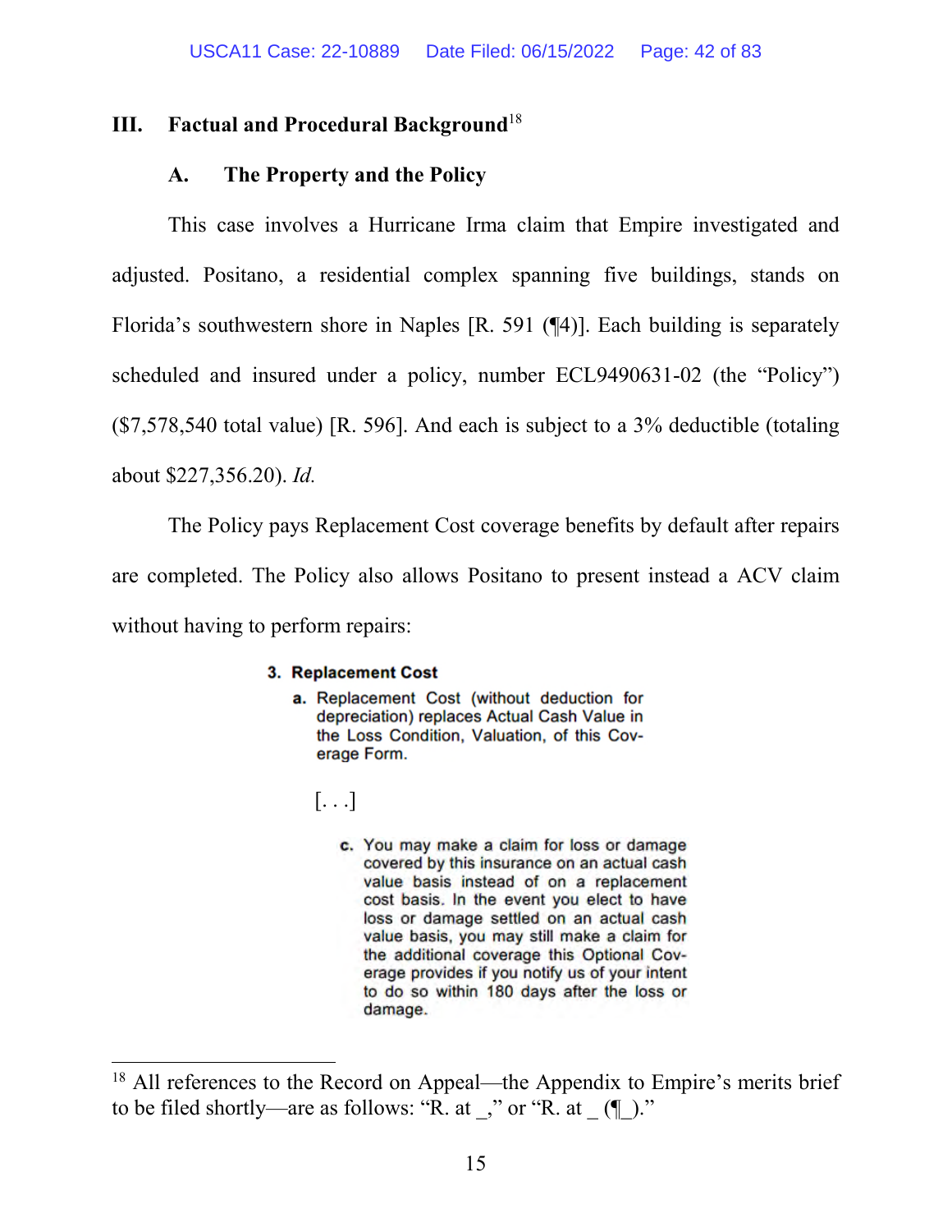## III. Factual and Procedural Background[18]

### A. The Property and the Policy

This case involves a Hurricane Irma claim that Empire investigated and adjusted. Positano, a residential complex spanning five buildings, stands on Florida's southwestern shore in Naples [R. 591 (¶4)]. Each building is separately scheduled and insured under a policy, number ECL9490631-02 (the "Policy") ($7,578,540 total value) [R. 596]. And each is subject to a 3% deductible (totaling about $227,356.20). *Id.*

The Policy pays Replacement Cost coverage benefits by default after repairs are completed. The Policy also allows Positano to present instead a ACV claim without having to perform repairs:

> **3. Replacement Cost**
>
> **a.** Replacement Cost (without deduction for depreciation) replaces Actual Cash Value in the Loss Condition, Valuation, of this Coverage Form.
>
> [. . .]
>
> **c.** You may make a claim for loss or damage covered by this insurance on an actual cash value basis instead of on a replacement cost basis. In the event you elect to have loss or damage settled on an actual cash value basis, you may still make a claim for the additional coverage this Optional Coverage provides if you notify us of your intent to do so within 180 days after the loss or damage.

---

[18] All references to the Record on Appeal—the Appendix to Empire's merits brief to be filed shortly—are as follows: "R. at _," or "R. at _ (¶_)."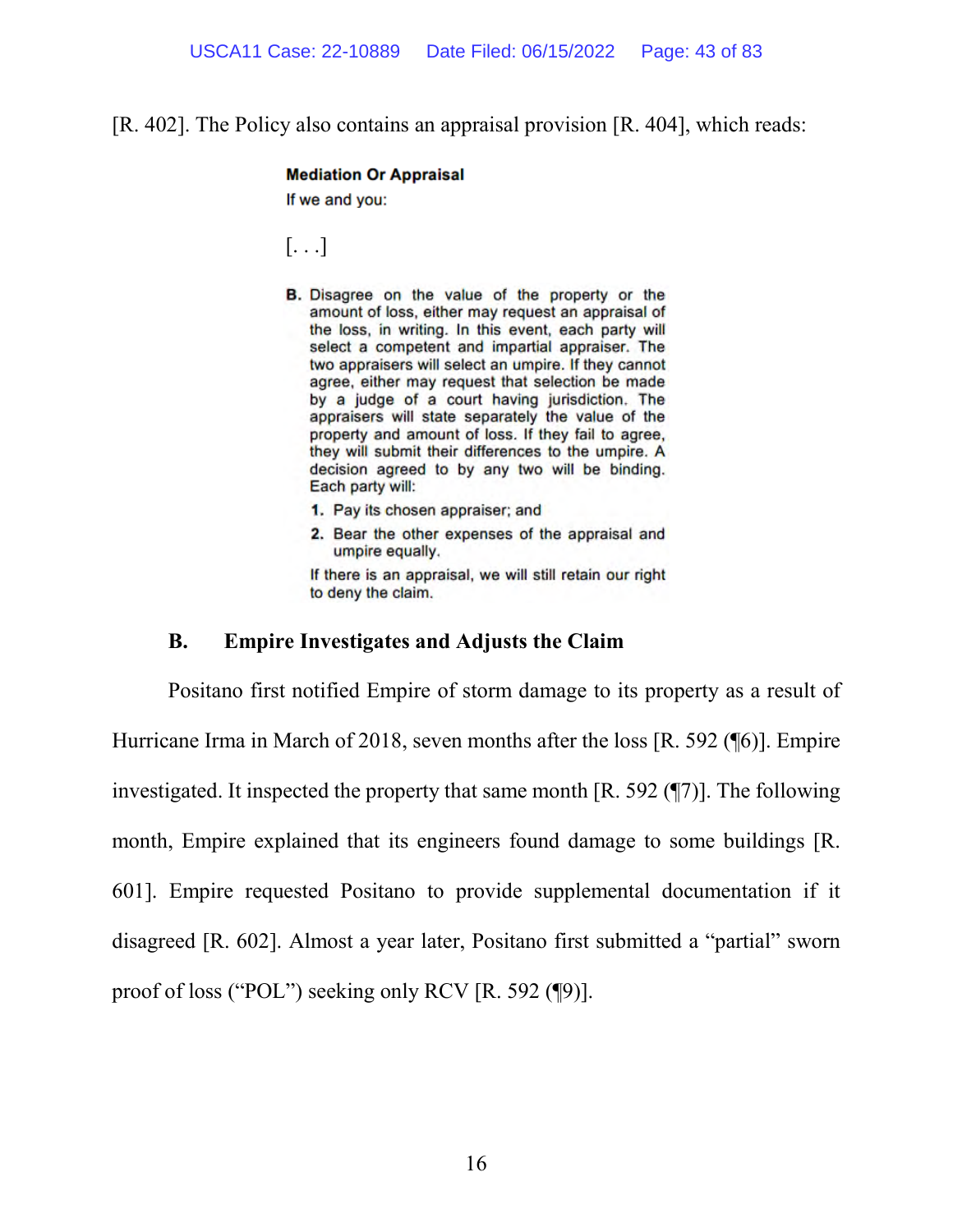[R. 402]. The Policy also contains an appraisal provision [R. 404], which reads:

> **Mediation Or Appraisal**
>
> If we and you:
>
> [. . .]
>
> **B.** Disagree on the value of the property or the amount of loss, either may request an appraisal of the loss, in writing. In this event, each party will select a competent and impartial appraiser. The two appraisers will select an umpire. If they cannot agree, either may request that selection be made by a judge of a court having jurisdiction. The appraisers will state separately the value of the property and amount of loss. If they fail to agree, they will submit their differences to the umpire. A decision agreed to by any two will be binding. Each party will:
>
> **1.** Pay its chosen appraiser; and
>
> **2.** Bear the other expenses of the appraisal and umpire equally.
>
> If there is an appraisal, we will still retain our right to deny the claim.

### B. Empire Investigates and Adjusts the Claim

Positano first notified Empire of storm damage to its property as a result of Hurricane Irma in March of 2018, seven months after the loss [R. 592 (¶6)]. Empire investigated. It inspected the property that same month [R. 592 (¶7)]. The following month, Empire explained that its engineers found damage to some buildings [R. 601]. Empire requested Positano to provide supplemental documentation if it disagreed [R. 602]. Almost a year later, Positano first submitted a "partial" sworn proof of loss ("POL") seeking only RCV [R. 592 (¶9)].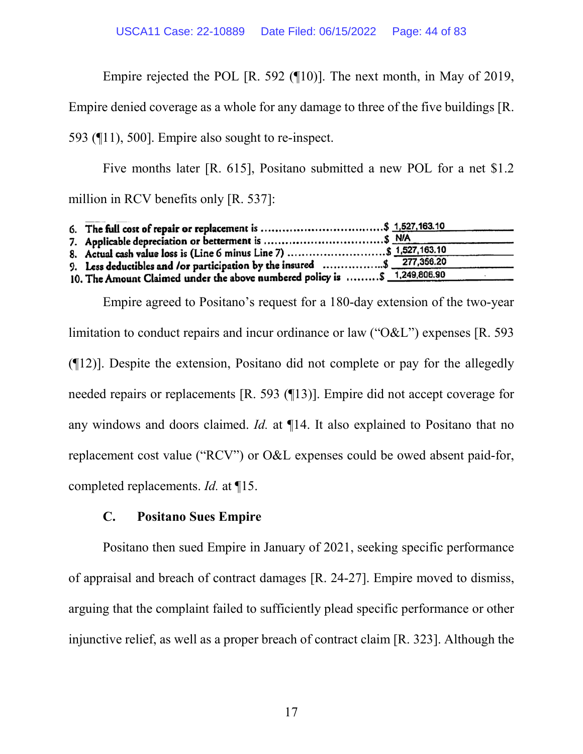Empire rejected the POL [R. 592 (¶10)]. The next month, in May of 2019, Empire denied coverage as a whole for any damage to three of the five buildings [R. 593 (¶11), 500]. Empire also sought to re-inspect.

Five months later [R. 615], Positano submitted a new POL for a net $1.2 million in RCV benefits only [R. 537]:

6. **The full cost of repair or replacement is** ....................................$ 1,527,163.10
7. **Applicable depreciation or betterment is** ....................................$ N/A
8. **Actual cash value loss is (Line 6 minus Line 7)** ...............................$ 1,527,163.10
9. **Less deductibles and /or participation by the insured** .....................$ 277,356.20
10. **The Amount Claimed under the above numbered policy is** .........$ 1,249,806.90

Empire agreed to Positano's request for a 180-day extension of the two-year limitation to conduct repairs and incur ordinance or law ("O&L") expenses [R. 593 (¶12)]. Despite the extension, Positano did not complete or pay for the allegedly needed repairs or replacements [R. 593 (¶13)]. Empire did not accept coverage for any windows and doors claimed. *Id.* at ¶14. It also explained to Positano that no replacement cost value ("RCV") or O&L expenses could be owed absent paid-for, completed replacements. *Id.* at ¶15.

### C. Positano Sues Empire

Positano then sued Empire in January of 2021, seeking specific performance of appraisal and breach of contract damages [R. 24-27]. Empire moved to dismiss, arguing that the complaint failed to sufficiently plead specific performance or other injunctive relief, as well as a proper breach of contract claim [R. 323]. Although the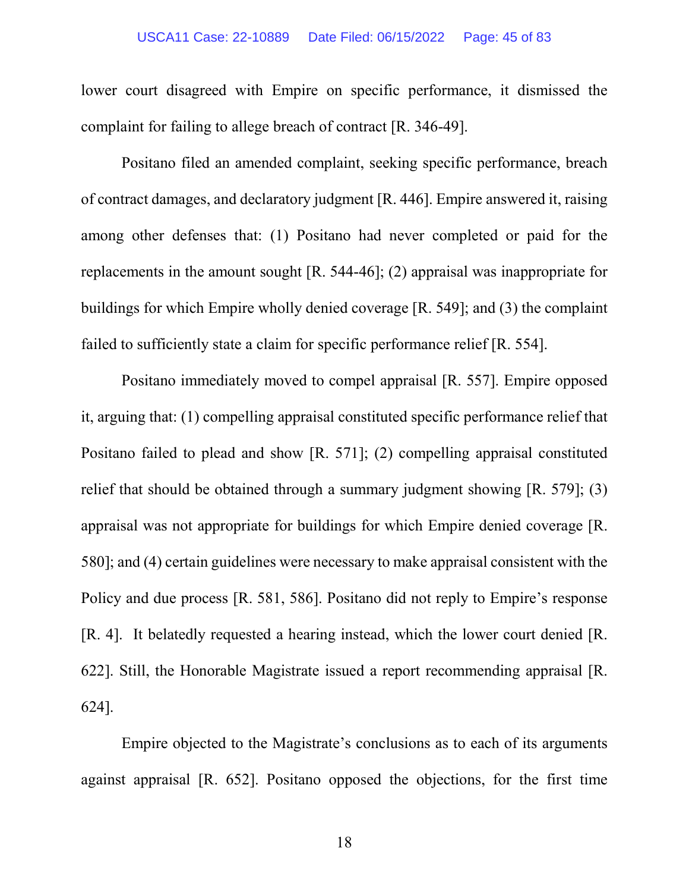lower court disagreed with Empire on specific performance, it dismissed the complaint for failing to allege breach of contract [R. 346-49].

Positano filed an amended complaint, seeking specific performance, breach of contract damages, and declaratory judgment [R. 446]. Empire answered it, raising among other defenses that: (1) Positano had never completed or paid for the replacements in the amount sought [R. 544-46]; (2) appraisal was inappropriate for buildings for which Empire wholly denied coverage [R. 549]; and (3) the complaint failed to sufficiently state a claim for specific performance relief [R. 554].

Positano immediately moved to compel appraisal [R. 557]. Empire opposed it, arguing that: (1) compelling appraisal constituted specific performance relief that Positano failed to plead and show [R. 571]; (2) compelling appraisal constituted relief that should be obtained through a summary judgment showing [R. 579]; (3) appraisal was not appropriate for buildings for which Empire denied coverage [R. 580]; and (4) certain guidelines were necessary to make appraisal consistent with the Policy and due process [R. 581, 586]. Positano did not reply to Empire's response [R. 4]. It belatedly requested a hearing instead, which the lower court denied [R. 622]. Still, the Honorable Magistrate issued a report recommending appraisal [R. 624].

Empire objected to the Magistrate's conclusions as to each of its arguments against appraisal [R. 652]. Positano opposed the objections, for the first time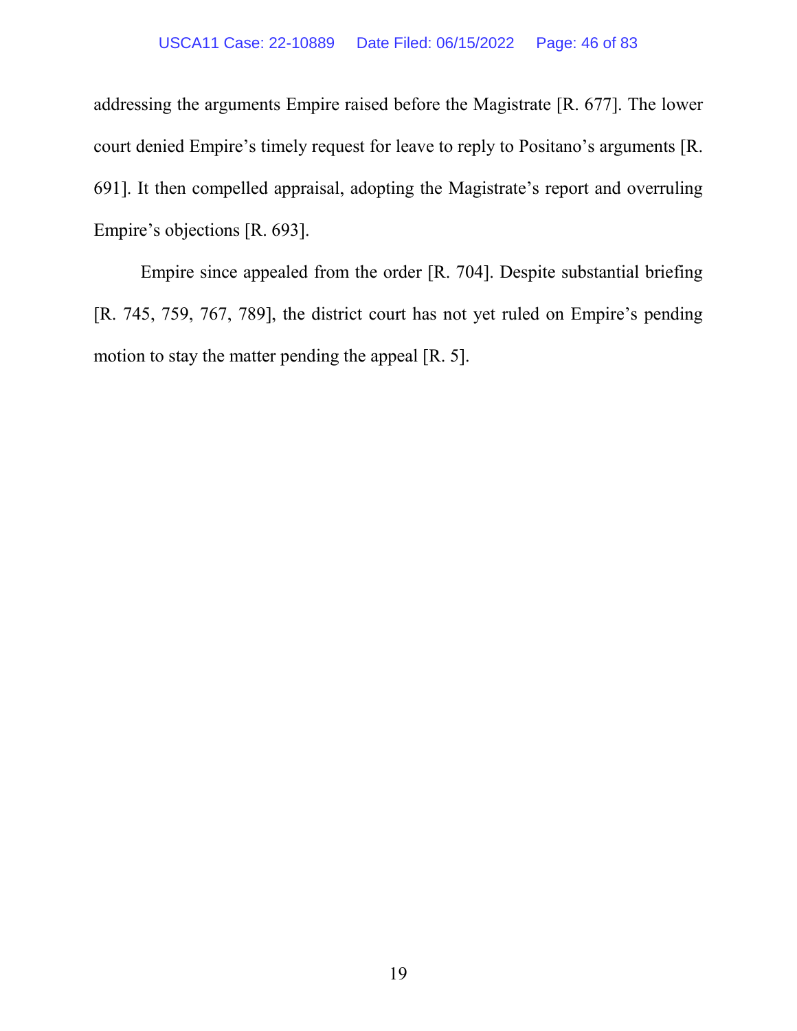addressing the arguments Empire raised before the Magistrate [R. 677]. The lower court denied Empire's timely request for leave to reply to Positano's arguments [R. 691]. It then compelled appraisal, adopting the Magistrate's report and overruling Empire's objections [R. 693].

Empire since appealed from the order [R. 704]. Despite substantial briefing [R. 745, 759, 767, 789], the district court has not yet ruled on Empire's pending motion to stay the matter pending the appeal [R. 5].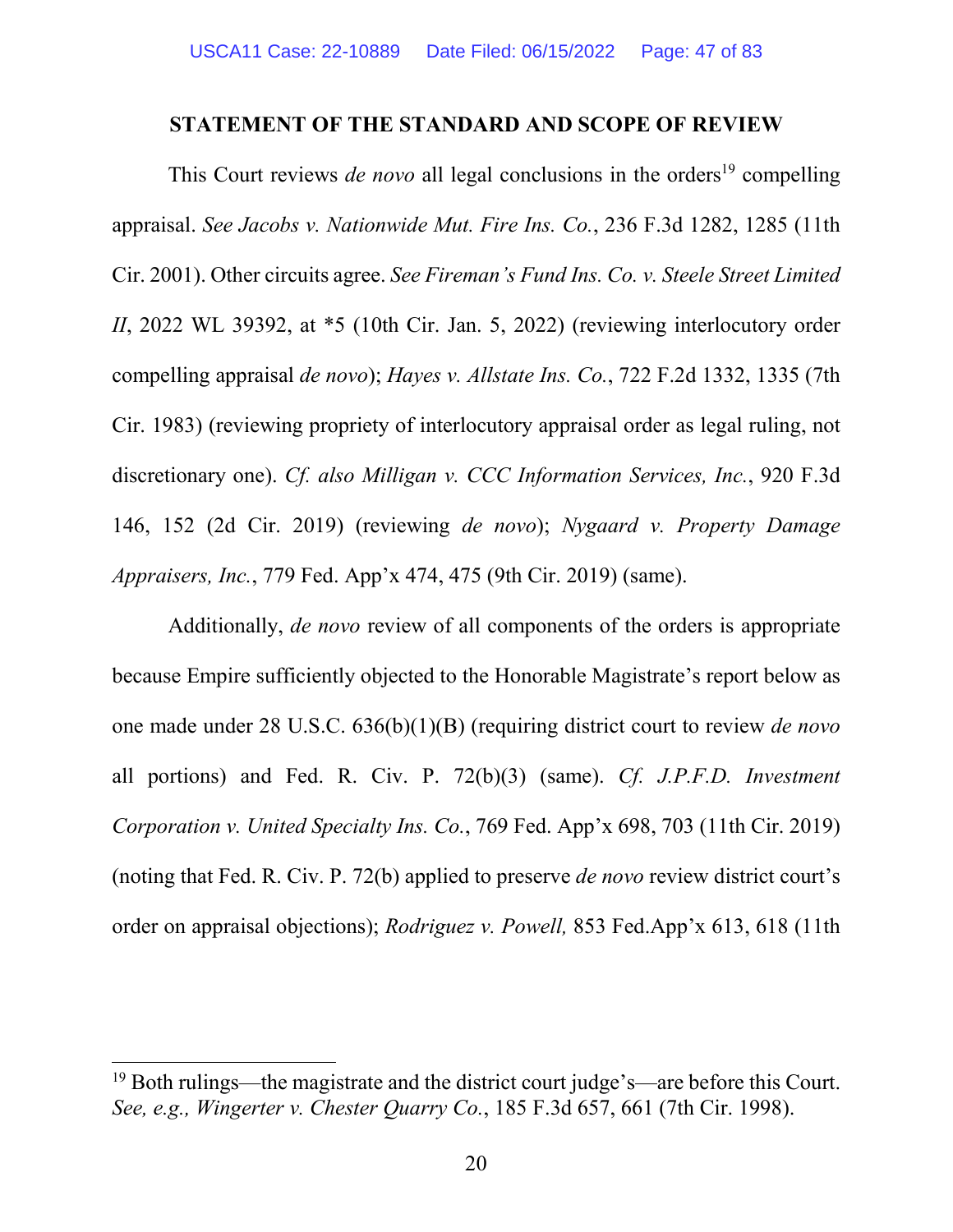## STATEMENT OF THE STANDARD AND SCOPE OF REVIEW

This Court reviews *de novo* all legal conclusions in the orders[19] compelling appraisal. *See Jacobs v. Nationwide Mut. Fire Ins. Co.*, 236 F.3d 1282, 1285 (11th Cir. 2001). Other circuits agree. *See Fireman's Fund Ins. Co. v. Steele Street Limited II*, 2022 WL 39392, at *5 (10th Cir. Jan. 5, 2022) (reviewing interlocutory order compelling appraisal *de novo*); *Hayes v. Allstate Ins. Co.*, 722 F.2d 1332, 1335 (7th Cir. 1983) (reviewing propriety of interlocutory appraisal order as legal ruling, not discretionary one). *Cf. also Milligan v. CCC Information Services, Inc.*, 920 F.3d 146, 152 (2d Cir. 2019) (reviewing *de novo*); *Nygaard v. Property Damage Appraisers, Inc.*, 779 Fed. App'x 474, 475 (9th Cir. 2019) (same).

Additionally, *de novo* review of all components of the orders is appropriate because Empire sufficiently objected to the Honorable Magistrate's report below as one made under 28 U.S.C. 636(b)(1)(B) (requiring district court to review *de novo* all portions) and Fed. R. Civ. P. 72(b)(3) (same). *Cf. J.P.F.D. Investment Corporation v. United Specialty Ins. Co.*, 769 Fed. App'x 698, 703 (11th Cir. 2019) (noting that Fed. R. Civ. P. 72(b) applied to preserve *de novo* review district court's order on appraisal objections); *Rodriguez v. Powell,* 853 Fed.App'x 613, 618 (11th

---

[19] Both rulings—the magistrate and the district court judge's—are before this Court. *See, e.g., Wingerter v. Chester Quarry Co.*, 185 F.3d 657, 661 (7th Cir. 1998).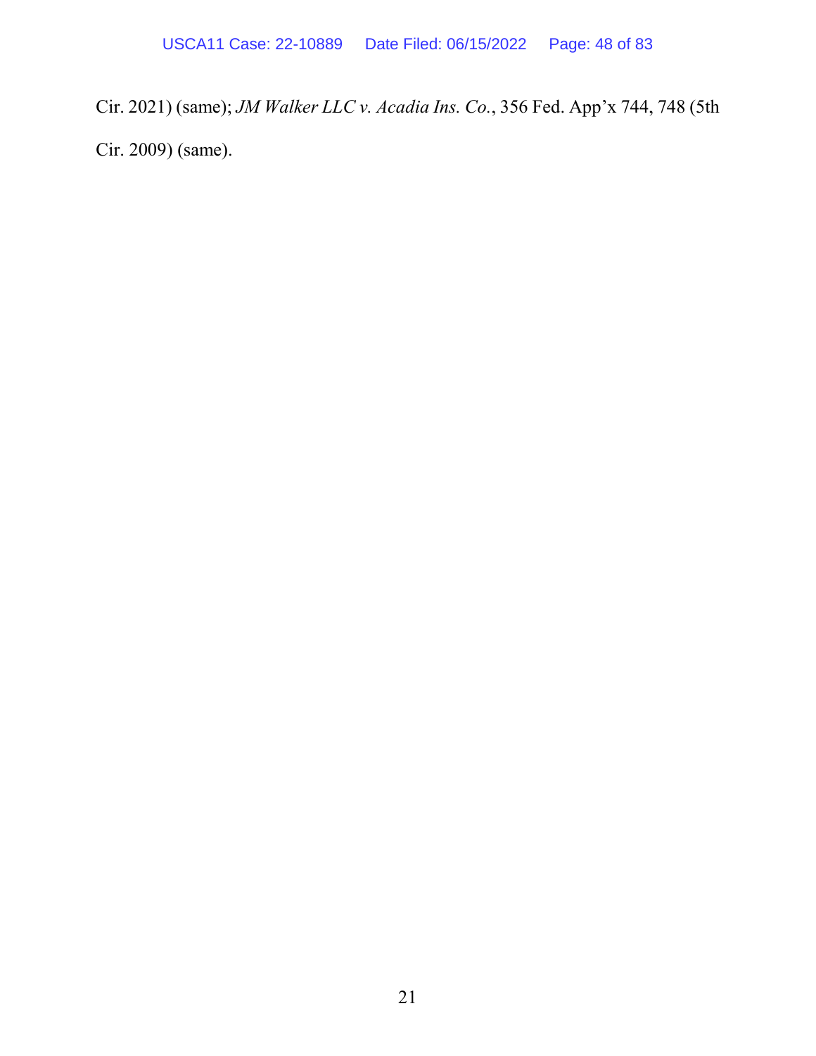Cir. 2021) (same); *JM Walker LLC v. Acadia Ins. Co.*, 356 Fed. App'x 744, 748 (5th Cir. 2009) (same).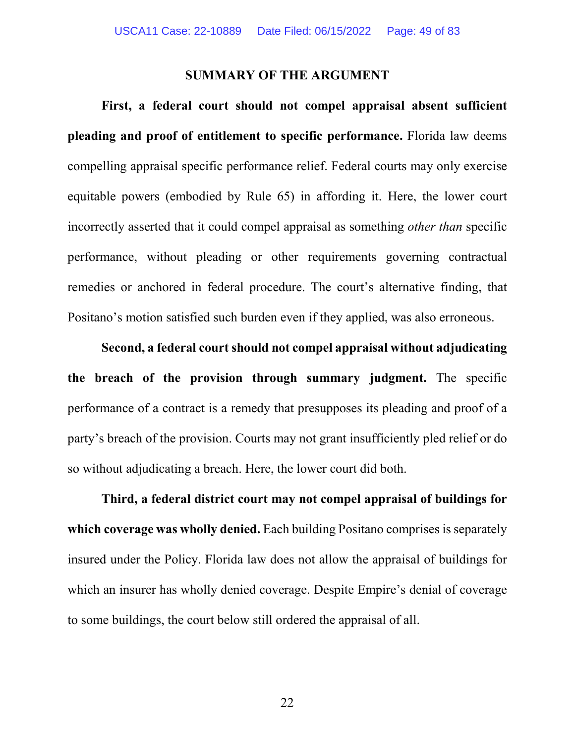## SUMMARY OF THE ARGUMENT

**First, a federal court should not compel appraisal absent sufficient pleading and proof of entitlement to specific performance.** Florida law deems compelling appraisal specific performance relief. Federal courts may only exercise equitable powers (embodied by Rule 65) in affording it. Here, the lower court incorrectly asserted that it could compel appraisal as something *other than* specific performance, without pleading or other requirements governing contractual remedies or anchored in federal procedure. The court's alternative finding, that Positano's motion satisfied such burden even if they applied, was also erroneous.

**Second, a federal court should not compel appraisal without adjudicating the breach of the provision through summary judgment.** The specific performance of a contract is a remedy that presupposes its pleading and proof of a party's breach of the provision. Courts may not grant insufficiently pled relief or do so without adjudicating a breach. Here, the lower court did both.

**Third, a federal district court may not compel appraisal of buildings for which coverage was wholly denied.** Each building Positano comprises is separately insured under the Policy. Florida law does not allow the appraisal of buildings for which an insurer has wholly denied coverage. Despite Empire's denial of coverage to some buildings, the court below still ordered the appraisal of all.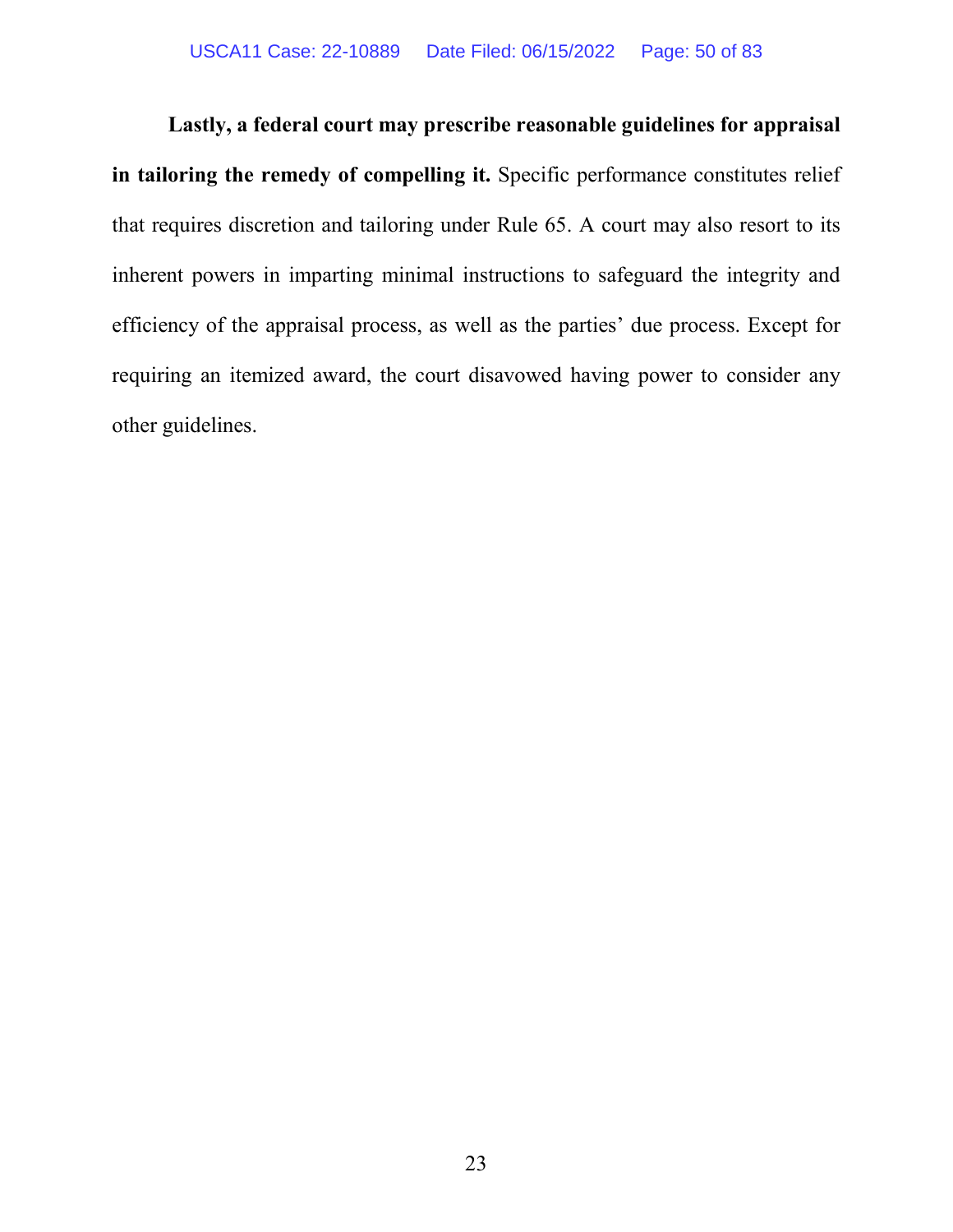**Lastly, a federal court may prescribe reasonable guidelines for appraisal in tailoring the remedy of compelling it.** Specific performance constitutes relief that requires discretion and tailoring under Rule 65. A court may also resort to its inherent powers in imparting minimal instructions to safeguard the integrity and efficiency of the appraisal process, as well as the parties' due process. Except for requiring an itemized award, the court disavowed having power to consider any other guidelines.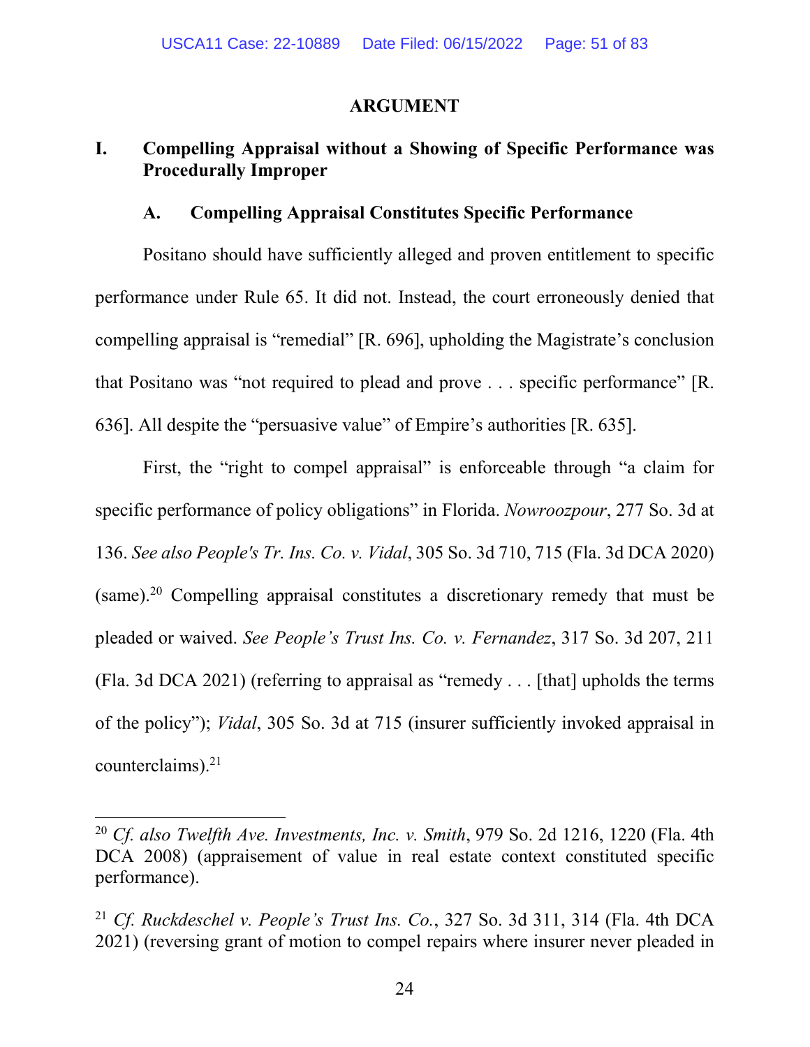## ARGUMENT

### I. Compelling Appraisal without a Showing of Specific Performance was Procedurally Improper

#### A. Compelling Appraisal Constitutes Specific Performance

Positano should have sufficiently alleged and proven entitlement to specific performance under Rule 65. It did not. Instead, the court erroneously denied that compelling appraisal is "remedial" [R. 696], upholding the Magistrate's conclusion that Positano was "not required to plead and prove . . . specific performance" [R. 636]. All despite the "persuasive value" of Empire's authorities [R. 635].

First, the "right to compel appraisal" is enforceable through "a claim for specific performance of policy obligations" in Florida. *Nowroozpour*, 277 So. 3d at 136. *See also People's Tr. Ins. Co. v. Vidal*, 305 So. 3d 710, 715 (Fla. 3d DCA 2020) (same).[20] Compelling appraisal constitutes a discretionary remedy that must be pleaded or waived. *See People's Trust Ins. Co. v. Fernandez*, 317 So. 3d 207, 211 (Fla. 3d DCA 2021) (referring to appraisal as "remedy . . . [that] upholds the terms of the policy"); *Vidal*, 305 So. 3d at 715 (insurer sufficiently invoked appraisal in counterclaims).[21]

---

[20] *Cf. also Twelfth Ave. Investments, Inc. v. Smith*, 979 So. 2d 1216, 1220 (Fla. 4th DCA 2008) (appraisement of value in real estate context constituted specific performance).

[21] *Cf. Ruckdeschel v. People's Trust Ins. Co.*, 327 So. 3d 311, 314 (Fla. 4th DCA 2021) (reversing grant of motion to compel repairs where insurer never pleaded in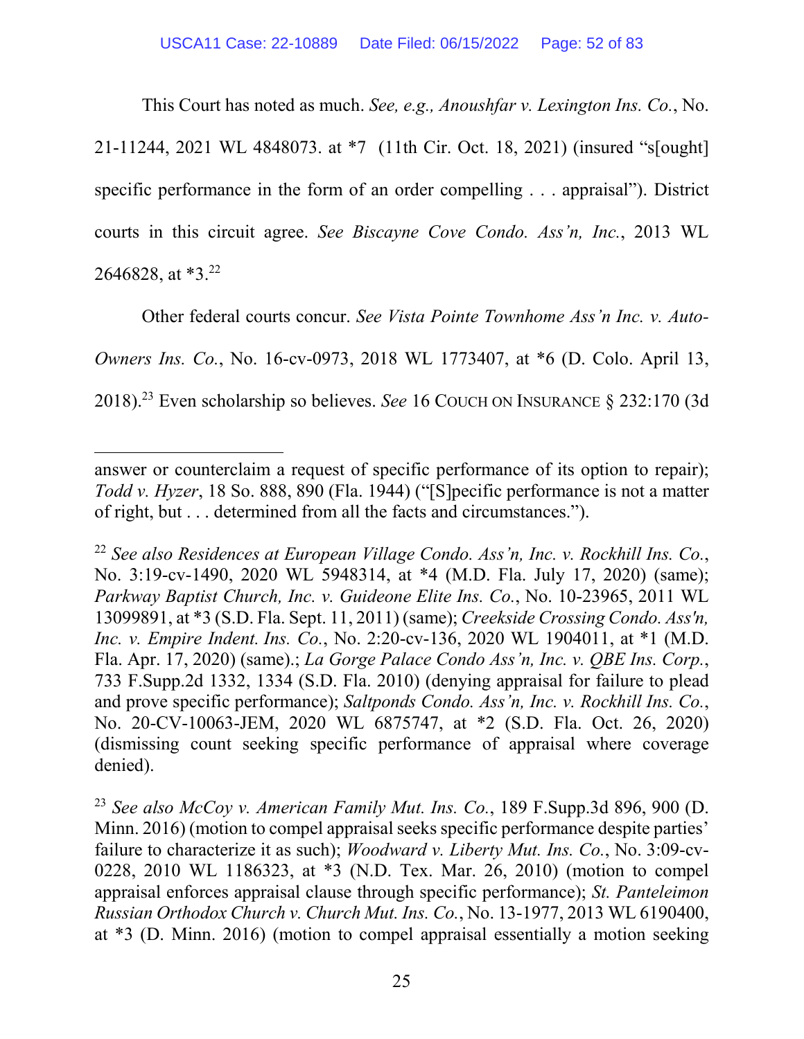This Court has noted as much. *See, e.g., Anoushfar v. Lexington Ins. Co.*, No. 21-11244, 2021 WL 4848073. at *7 (11th Cir. Oct. 18, 2021) (insured "s[ought] specific performance in the form of an order compelling . . . appraisal"). District courts in this circuit agree. *See Biscayne Cove Condo. Ass'n, Inc.*, 2013 WL 2646828, at *3.[22]

Other federal courts concur. *See Vista Pointe Townhome Ass'n Inc. v. Auto-Owners Ins. Co.*, No. 16-cv-0973, 2018 WL 1773407, at *6 (D. Colo. April 13, 2018).[23] Even scholarship so believes. *See* 16 COUCH ON INSURANCE § 232:170 (3d

---

answer or counterclaim a request of specific performance of its option to repair); *Todd v. Hyzer*, 18 So. 888, 890 (Fla. 1944) ("[S]pecific performance is not a matter of right, but . . . determined from all the facts and circumstances.").

[22] *See also Residences at European Village Condo. Ass'n, Inc. v. Rockhill Ins. Co.*, No. 3:19-cv-1490, 2020 WL 5948314, at *4 (M.D. Fla. July 17, 2020) (same); *Parkway Baptist Church, Inc. v. Guideone Elite Ins. Co.*, No. 10-23965, 2011 WL 13099891, at *3 (S.D. Fla. Sept. 11, 2011) (same); *Creekside Crossing Condo. Ass'n, Inc. v. Empire Indent. Ins. Co.*, No. 2:20-cv-136, 2020 WL 1904011, at *1 (M.D. Fla. Apr. 17, 2020) (same).; *La Gorge Palace Condo Ass'n, Inc. v. QBE Ins. Corp.*, 733 F.Supp.2d 1332, 1334 (S.D. Fla. 2010) (denying appraisal for failure to plead and prove specific performance); *Saltponds Condo. Ass'n, Inc. v. Rockhill Ins. Co.*, No. 20-CV-10063-JEM, 2020 WL 6875747, at *2 (S.D. Fla. Oct. 26, 2020) (dismissing count seeking specific performance of appraisal where coverage denied).

[23] *See also McCoy v. American Family Mut. Ins. Co.*, 189 F.Supp.3d 896, 900 (D. Minn. 2016) (motion to compel appraisal seeks specific performance despite parties' failure to characterize it as such); *Woodward v. Liberty Mut. Ins. Co.*, No. 3:09-cv-0228, 2010 WL 1186323, at *3 (N.D. Tex. Mar. 26, 2010) (motion to compel appraisal enforces appraisal clause through specific performance); *St. Panteleimon Russian Orthodox Church v. Church Mut. Ins. Co.*, No. 13-1977, 2013 WL 6190400, at *3 (D. Minn. 2016) (motion to compel appraisal essentially a motion seeking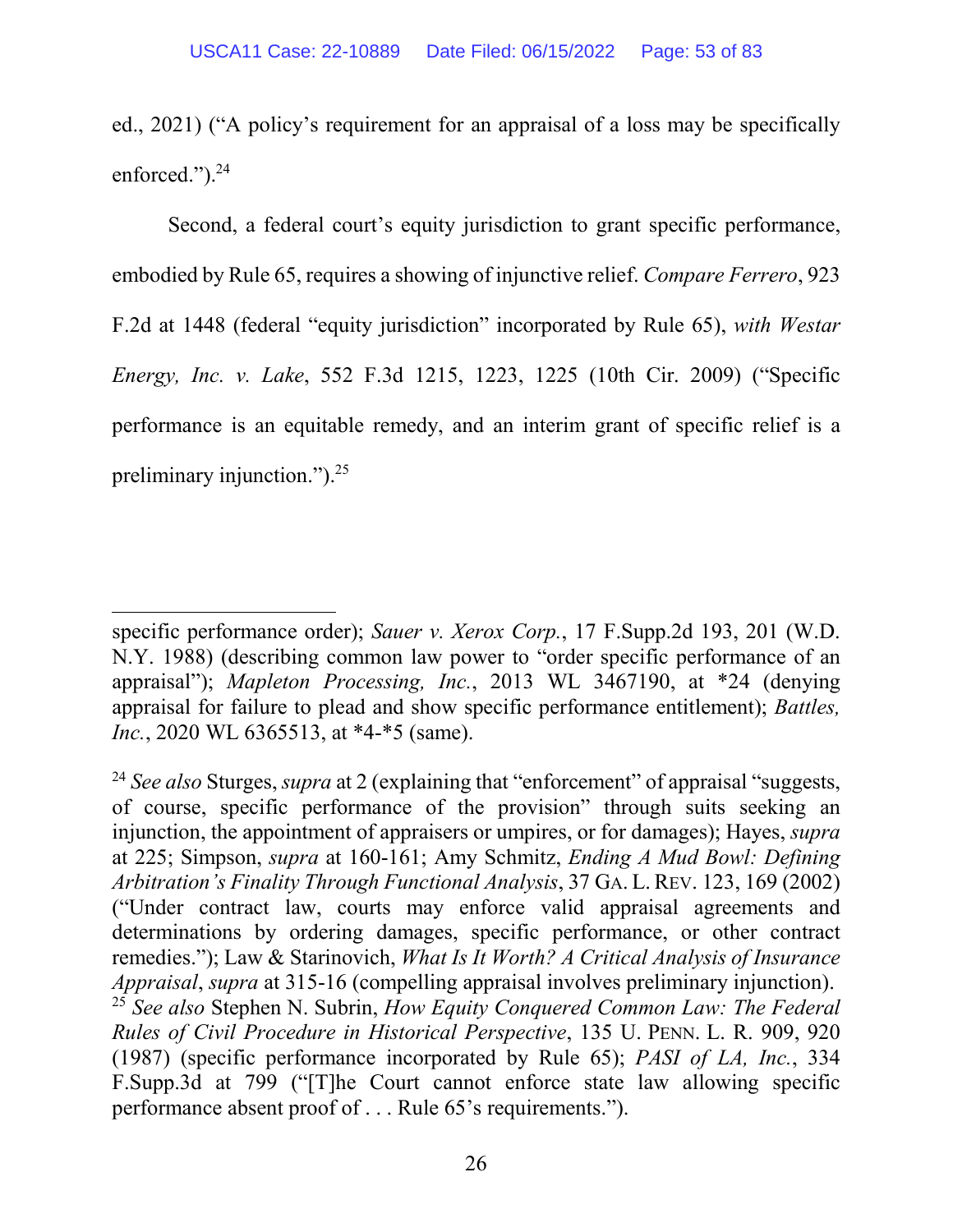ed., 2021) ("A policy's requirement for an appraisal of a loss may be specifically enforced.").[24]

Second, a federal court's equity jurisdiction to grant specific performance, embodied by Rule 65, requires a showing of injunctive relief. *Compare Ferrero*, 923 F.2d at 1448 (federal "equity jurisdiction" incorporated by Rule 65), *with Westar Energy, Inc. v. Lake*, 552 F.3d 1215, 1223, 1225 (10th Cir. 2009) ("Specific performance is an equitable remedy, and an interim grant of specific relief is a preliminary injunction.").[25]

---

specific performance order); *Sauer v. Xerox Corp.*, 17 F.Supp.2d 193, 201 (W.D. N.Y. 1988) (describing common law power to "order specific performance of an appraisal"); *Mapleton Processing, Inc.*, 2013 WL 3467190, at *24 (denying appraisal for failure to plead and show specific performance entitlement); *Battles, Inc.*, 2020 WL 6365513, at *4-*5 (same).

[24] *See also* Sturges, *supra* at 2 (explaining that "enforcement" of appraisal "suggests, of course, specific performance of the provision" through suits seeking an injunction, the appointment of appraisers or umpires, or for damages); Hayes, *supra* at 225; Simpson, *supra* at 160-161; Amy Schmitz, *Ending A Mud Bowl: Defining Arbitration's Finality Through Functional Analysis*, 37 GA. L. REV. 123, 169 (2002) ("Under contract law, courts may enforce valid appraisal agreements and determinations by ordering damages, specific performance, or other contract remedies."); Law & Starinovich, *What Is It Worth? A Critical Analysis of Insurance Appraisal*, *supra* at 315-16 (compelling appraisal involves preliminary injunction).

[25] *See also* Stephen N. Subrin, *How Equity Conquered Common Law: The Federal Rules of Civil Procedure in Historical Perspective*, 135 U. PENN. L. R. 909, 920 (1987) (specific performance incorporated by Rule 65); *PASI of LA, Inc.*, 334 F.Supp.3d at 799 ("[T]he Court cannot enforce state law allowing specific performance absent proof of . . . Rule 65's requirements.").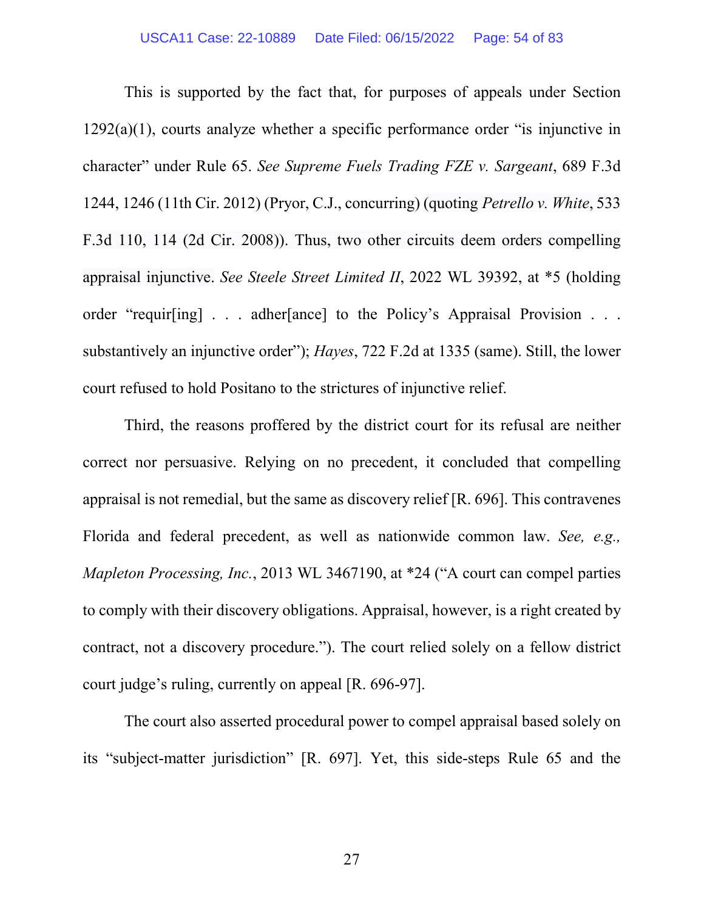This is supported by the fact that, for purposes of appeals under Section 1292(a)(1), courts analyze whether a specific performance order "is injunctive in character" under Rule 65. *See Supreme Fuels Trading FZE v. Sargeant*, 689 F.3d 1244, 1246 (11th Cir. 2012) (Pryor, C.J., concurring) (quoting *Petrello v. White*, 533 F.3d 110, 114 (2d Cir. 2008)). Thus, two other circuits deem orders compelling appraisal injunctive. *See Steele Street Limited II*, 2022 WL 39392, at *5 (holding order "requir[ing] . . . adher[ance] to the Policy's Appraisal Provision . . . substantively an injunctive order"); *Hayes*, 722 F.2d at 1335 (same). Still, the lower court refused to hold Positano to the strictures of injunctive relief.

Third, the reasons proffered by the district court for its refusal are neither correct nor persuasive. Relying on no precedent, it concluded that compelling appraisal is not remedial, but the same as discovery relief [R. 696]. This contravenes Florida and federal precedent, as well as nationwide common law. *See, e.g., Mapleton Processing, Inc.*, 2013 WL 3467190, at *24 ("A court can compel parties to comply with their discovery obligations. Appraisal, however, is a right created by contract, not a discovery procedure."). The court relied solely on a fellow district court judge's ruling, currently on appeal [R. 696-97].

The court also asserted procedural power to compel appraisal based solely on its "subject-matter jurisdiction" [R. 697]. Yet, this side-steps Rule 65 and the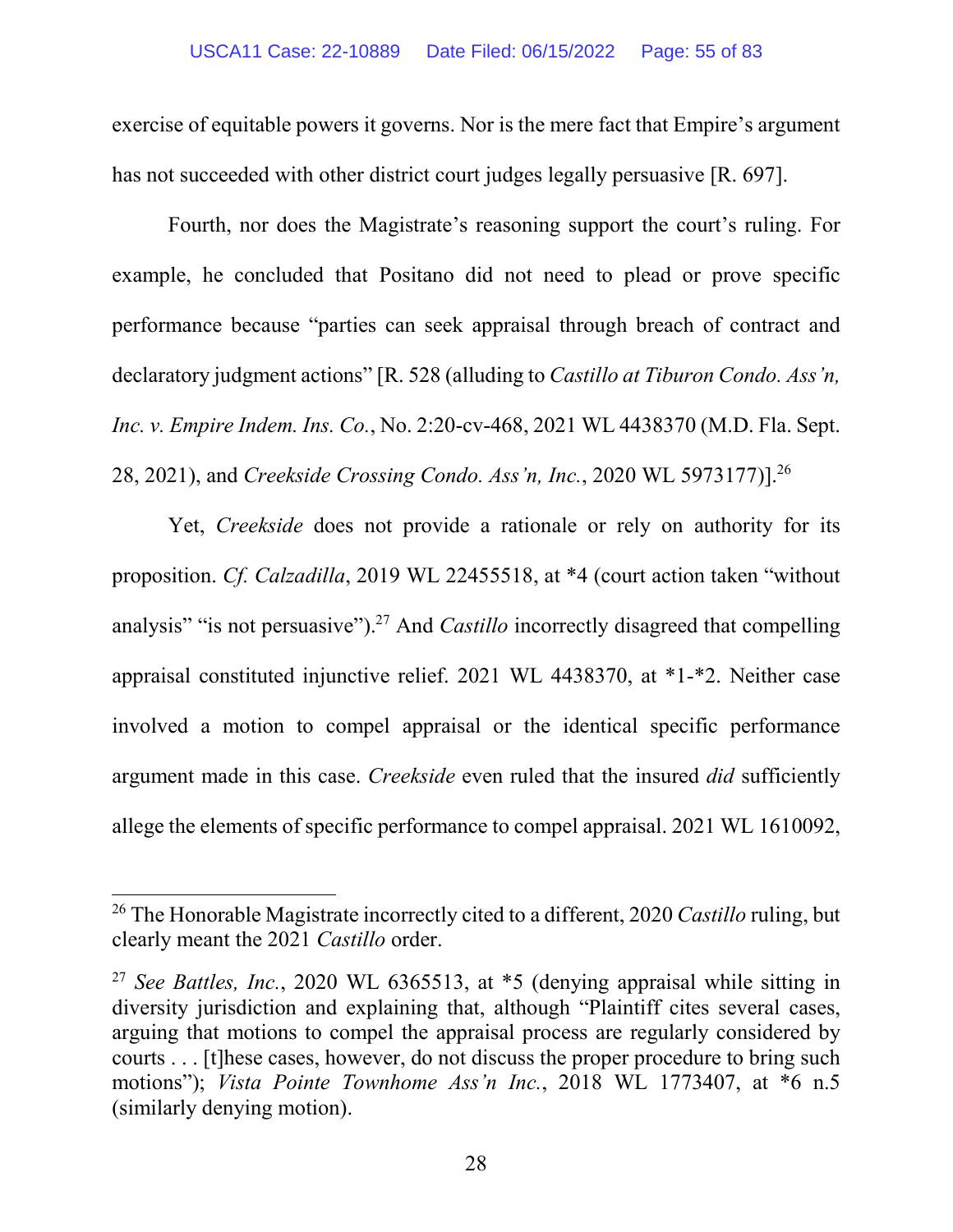exercise of equitable powers it governs. Nor is the mere fact that Empire's argument has not succeeded with other district court judges legally persuasive [R. 697].

Fourth, nor does the Magistrate's reasoning support the court's ruling. For example, he concluded that Positano did not need to plead or prove specific performance because "parties can seek appraisal through breach of contract and declaratory judgment actions" [R. 528 (alluding to *Castillo at Tiburon Condo. Ass'n, Inc. v. Empire Indem. Ins. Co.*, No. 2:20-cv-468, 2021 WL 4438370 (M.D. Fla. Sept. 28, 2021), and *Creekside Crossing Condo. Ass'n, Inc.*, 2020 WL 5973177)].[26]

Yet, *Creekside* does not provide a rationale or rely on authority for its proposition. *Cf. Calzadilla*, 2019 WL 22455518, at *4 (court action taken "without analysis" "is not persuasive").[27] And *Castillo* incorrectly disagreed that compelling appraisal constituted injunctive relief. 2021 WL 4438370, at *1-*2. Neither case involved a motion to compel appraisal or the identical specific performance argument made in this case. *Creekside* even ruled that the insured *did* sufficiently allege the elements of specific performance to compel appraisal. 2021 WL 1610092,

---

[26] The Honorable Magistrate incorrectly cited to a different, 2020 *Castillo* ruling, but clearly meant the 2021 *Castillo* order.

[27] *See Battles, Inc.*, 2020 WL 6365513, at *5 (denying appraisal while sitting in diversity jurisdiction and explaining that, although "Plaintiff cites several cases, arguing that motions to compel the appraisal process are regularly considered by courts . . . [t]hese cases, however, do not discuss the proper procedure to bring such motions"); *Vista Pointe Townhome Ass'n Inc.*, 2018 WL 1773407, at *6 n.5 (similarly denying motion).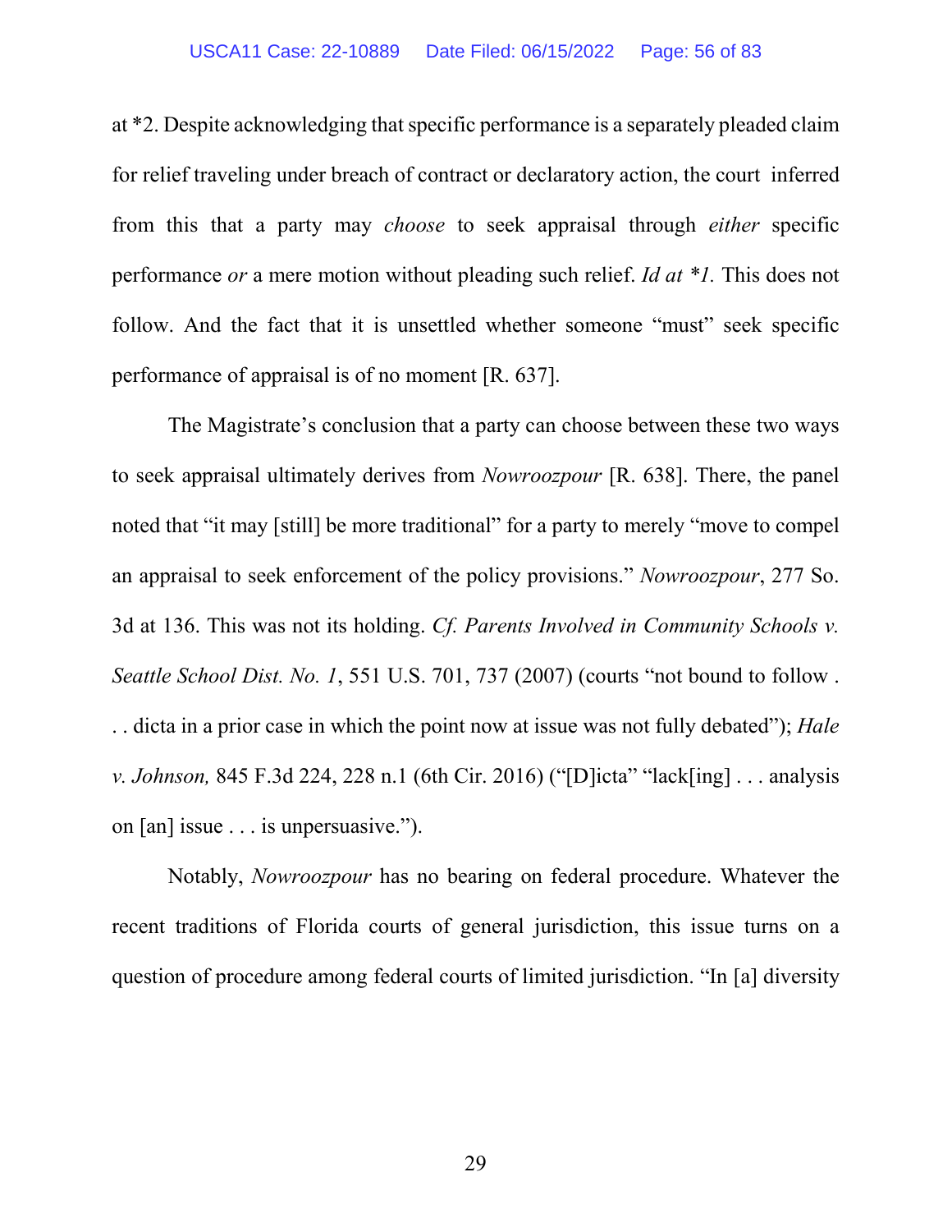at *2. Despite acknowledging that specific performance is a separately pleaded claim for relief traveling under breach of contract or declaratory action, the court inferred from this that a party may *choose* to seek appraisal through *either* specific performance *or* a mere motion without pleading such relief. *Id at *1.* This does not follow. And the fact that it is unsettled whether someone "must" seek specific performance of appraisal is of no moment [R. 637].

The Magistrate's conclusion that a party can choose between these two ways to seek appraisal ultimately derives from *Nowroozpour* [R. 638]. There, the panel noted that "it may [still] be more traditional" for a party to merely "move to compel an appraisal to seek enforcement of the policy provisions." *Nowroozpour*, 277 So. 3d at 136. This was not its holding. *Cf. Parents Involved in Community Schools v. Seattle School Dist. No. 1*, 551 U.S. 701, 737 (2007) (courts "not bound to follow . . . dicta in a prior case in which the point now at issue was not fully debated"); *Hale v. Johnson,* 845 F.3d 224, 228 n.1 (6th Cir. 2016) ("[D]icta" "lack[ing] . . . analysis on [an] issue . . . is unpersuasive.").

Notably, *Nowroozpour* has no bearing on federal procedure. Whatever the recent traditions of Florida courts of general jurisdiction, this issue turns on a question of procedure among federal courts of limited jurisdiction. "In [a] diversity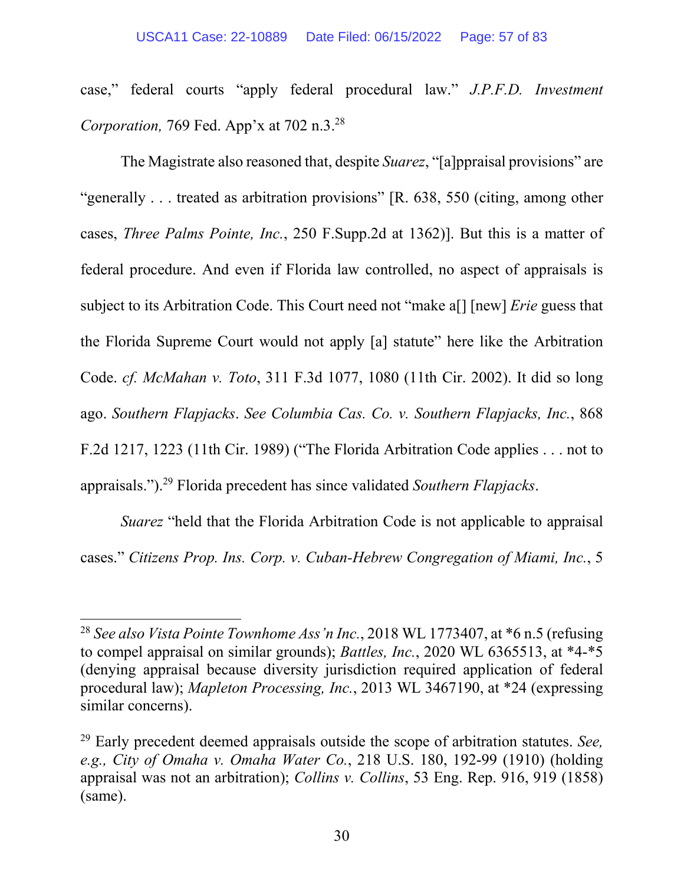case," federal courts "apply federal procedural law." *J.P.F.D. Investment Corporation,* 769 Fed. App'x at 702 n.3.[28]

The Magistrate also reasoned that, despite *Suarez*, "[a]ppraisal provisions" are "generally . . . treated as arbitration provisions" [R. 638, 550 (citing, among other cases, *Three Palms Pointe, Inc.*, 250 F.Supp.2d at 1362)]. But this is a matter of federal procedure. And even if Florida law controlled, no aspect of appraisals is subject to its Arbitration Code. This Court need not "make a[] [new] *Erie* guess that the Florida Supreme Court would not apply [a] statute" here like the Arbitration Code. *cf. McMahan v. Toto*, 311 F.3d 1077, 1080 (11th Cir. 2002). It did so long ago. *Southern Flapjacks*. *See Columbia Cas. Co. v. Southern Flapjacks, Inc.*, 868 F.2d 1217, 1223 (11th Cir. 1989) ("The Florida Arbitration Code applies . . . not to appraisals.").[29] Florida precedent has since validated *Southern Flapjacks*.

*Suarez* "held that the Florida Arbitration Code is not applicable to appraisal cases." *Citizens Prop. Ins. Corp. v. Cuban-Hebrew Congregation of Miami, Inc.*, 5

---

[28] *See also Vista Pointe Townhome Ass'n Inc.*, 2018 WL 1773407, at *6 n.5 (refusing to compel appraisal on similar grounds); *Battles, Inc.*, 2020 WL 6365513, at *4-*5 (denying appraisal because diversity jurisdiction required application of federal procedural law); *Mapleton Processing, Inc.*, 2013 WL 3467190, at *24 (expressing similar concerns).

[29] Early precedent deemed appraisals outside the scope of arbitration statutes. *See, e.g., City of Omaha v. Omaha Water Co.*, 218 U.S. 180, 192-99 (1910) (holding appraisal was not an arbitration); *Collins v. Collins*, 53 Eng. Rep. 916, 919 (1858) (same).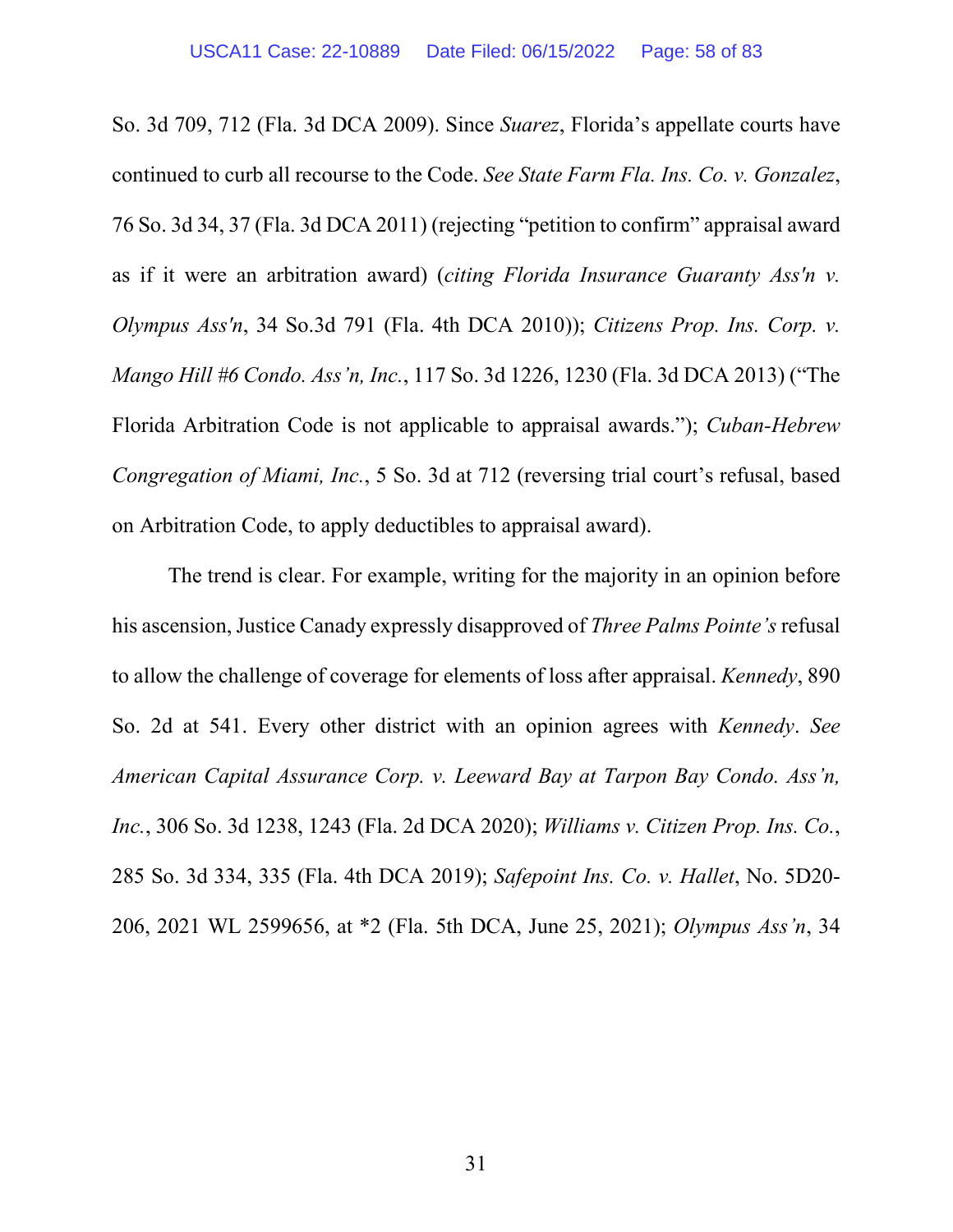So. 3d 709, 712 (Fla. 3d DCA 2009). Since *Suarez*, Florida's appellate courts have continued to curb all recourse to the Code. *See State Farm Fla. Ins. Co. v. Gonzalez*, 76 So. 3d 34, 37 (Fla. 3d DCA 2011) (rejecting "petition to confirm" appraisal award as if it were an arbitration award) (*citing Florida Insurance Guaranty Ass'n v. Olympus Ass'n*, 34 So.3d 791 (Fla. 4th DCA 2010)); *Citizens Prop. Ins. Corp. v. Mango Hill #6 Condo. Ass'n, Inc.*, 117 So. 3d 1226, 1230 (Fla. 3d DCA 2013) ("The Florida Arbitration Code is not applicable to appraisal awards."); *Cuban-Hebrew Congregation of Miami, Inc.*, 5 So. 3d at 712 (reversing trial court's refusal, based on Arbitration Code, to apply deductibles to appraisal award).

The trend is clear. For example, writing for the majority in an opinion before his ascension, Justice Canady expressly disapproved of *Three Palms Pointe's* refusal to allow the challenge of coverage for elements of loss after appraisal. *Kennedy*, 890 So. 2d at 541. Every other district with an opinion agrees with *Kennedy*. *See American Capital Assurance Corp. v. Leeward Bay at Tarpon Bay Condo. Ass'n, Inc.*, 306 So. 3d 1238, 1243 (Fla. 2d DCA 2020); *Williams v. Citizen Prop. Ins. Co.*, 285 So. 3d 334, 335 (Fla. 4th DCA 2019); *Safepoint Ins. Co. v. Hallet*, No. 5D20-206, 2021 WL 2599656, at *2 (Fla. 5th DCA, June 25, 2021); *Olympus Ass'n*, 34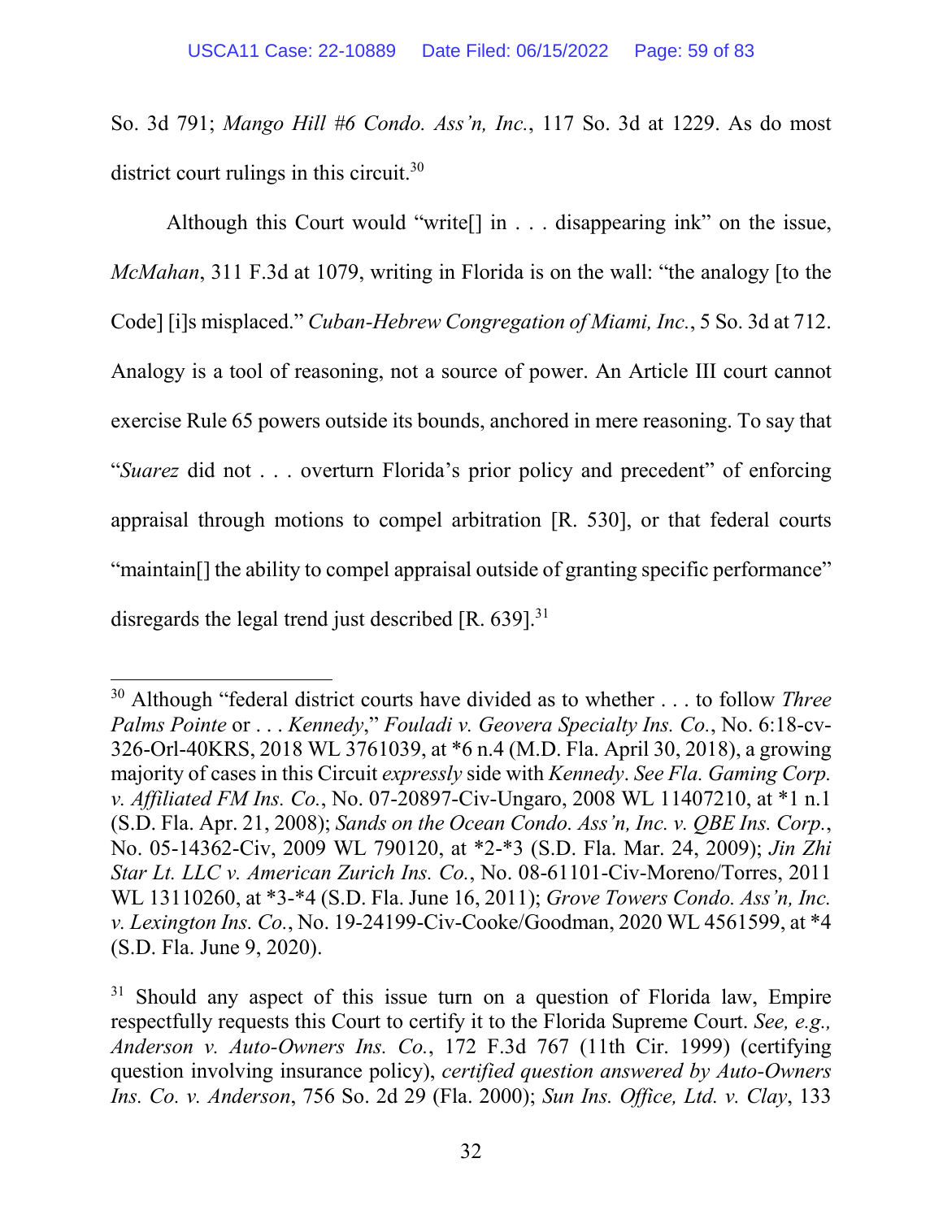So. 3d 791; *Mango Hill #6 Condo. Ass'n, Inc.*, 117 So. 3d at 1229. As do most district court rulings in this circuit.[30]

Although this Court would "write[] in . . . disappearing ink" on the issue, *McMahan*, 311 F.3d at 1079, writing in Florida is on the wall: "the analogy [to the Code] [i]s misplaced." *Cuban-Hebrew Congregation of Miami, Inc.*, 5 So. 3d at 712. Analogy is a tool of reasoning, not a source of power. An Article III court cannot exercise Rule 65 powers outside its bounds, anchored in mere reasoning. To say that "*Suarez* did not . . . overturn Florida's prior policy and precedent" of enforcing appraisal through motions to compel arbitration [R. 530], or that federal courts "maintain[] the ability to compel appraisal outside of granting specific performance" disregards the legal trend just described [R. 639].[31]

---

[30] Although "federal district courts have divided as to whether . . . to follow *Three Palms Pointe* or . . . *Kennedy*," *Fouladi v. Geovera Specialty Ins. Co.*, No. 6:18-cv-326-Orl-40KRS, 2018 WL 3761039, at *6 n.4 (M.D. Fla. April 30, 2018), a growing majority of cases in this Circuit *expressly* side with *Kennedy*. *See Fla. Gaming Corp. v. Affiliated FM Ins. Co.*, No. 07-20897-Civ-Ungaro, 2008 WL 11407210, at *1 n.1 (S.D. Fla. Apr. 21, 2008); *Sands on the Ocean Condo. Ass'n, Inc. v. QBE Ins. Corp.*, No. 05-14362-Civ, 2009 WL 790120, at *2-*3 (S.D. Fla. Mar. 24, 2009); *Jin Zhi Star Lt. LLC v. American Zurich Ins. Co.*, No. 08-61101-Civ-Moreno/Torres, 2011 WL 13110260, at *3-*4 (S.D. Fla. June 16, 2011); *Grove Towers Condo. Ass'n, Inc. v. Lexington Ins. Co.*, No. 19-24199-Civ-Cooke/Goodman, 2020 WL 4561599, at *4 (S.D. Fla. June 9, 2020).

[31] Should any aspect of this issue turn on a question of Florida law, Empire respectfully requests this Court to certify it to the Florida Supreme Court. *See, e.g., Anderson v. Auto-Owners Ins. Co.*, 172 F.3d 767 (11th Cir. 1999) (certifying question involving insurance policy), *certified question answered by Auto-Owners Ins. Co. v. Anderson*, 756 So. 2d 29 (Fla. 2000); *Sun Ins. Office, Ltd. v. Clay*, 133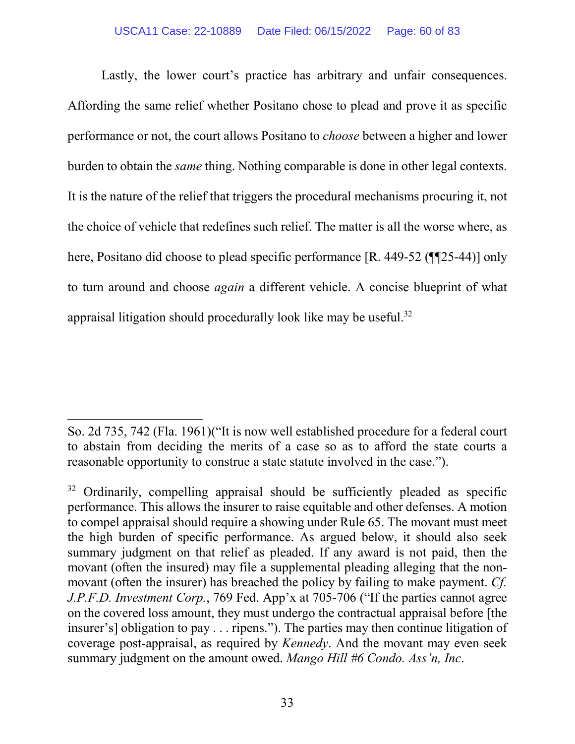Lastly, the lower court's practice has arbitrary and unfair consequences. Affording the same relief whether Positano chose to plead and prove it as specific performance or not, the court allows Positano to *choose* between a higher and lower burden to obtain the *same* thing. Nothing comparable is done in other legal contexts. It is the nature of the relief that triggers the procedural mechanisms procuring it, not the choice of vehicle that redefines such relief. The matter is all the worse where, as here, Positano did choose to plead specific performance [R. 449-52 (¶¶25-44)] only to turn around and choose *again* a different vehicle. A concise blueprint of what appraisal litigation should procedurally look like may be useful.[32]

---

So. 2d 735, 742 (Fla. 1961)("It is now well established procedure for a federal court to abstain from deciding the merits of a case so as to afford the state courts a reasonable opportunity to construe a state statute involved in the case.").

[32] Ordinarily, compelling appraisal should be sufficiently pleaded as specific performance. This allows the insurer to raise equitable and other defenses. A motion to compel appraisal should require a showing under Rule 65. The movant must meet the high burden of specific performance. As argued below, it should also seek summary judgment on that relief as pleaded. If any award is not paid, then the movant (often the insured) may file a supplemental pleading alleging that the non-movant (often the insurer) has breached the policy by failing to make payment. *Cf. J.P.F.D. Investment Corp.*, 769 Fed. App'x at 705-706 ("If the parties cannot agree on the covered loss amount, they must undergo the contractual appraisal before [the insurer's] obligation to pay . . . ripens."). The parties may then continue litigation of coverage post-appraisal, as required by *Kennedy*. And the movant may even seek summary judgment on the amount owed. *Mango Hill #6 Condo. Ass'n, Inc*.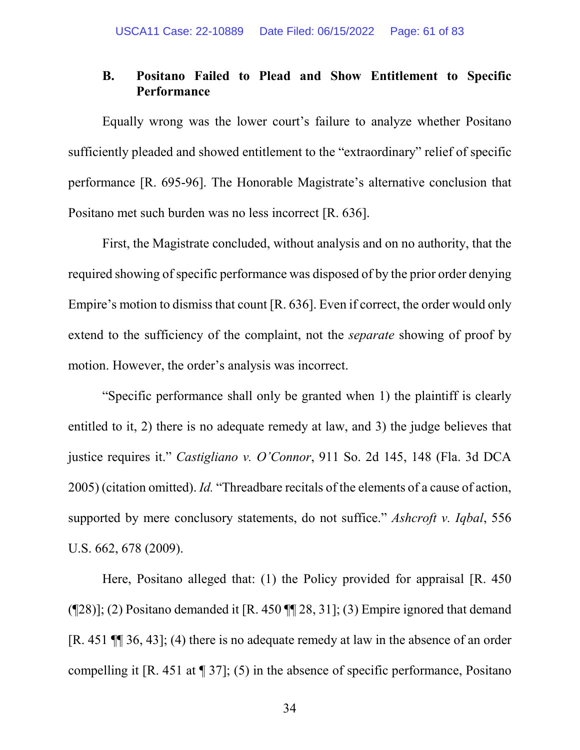### B. Positano Failed to Plead and Show Entitlement to Specific Performance

Equally wrong was the lower court's failure to analyze whether Positano sufficiently pleaded and showed entitlement to the "extraordinary" relief of specific performance [R. 695-96]. The Honorable Magistrate's alternative conclusion that Positano met such burden was no less incorrect [R. 636].

First, the Magistrate concluded, without analysis and on no authority, that the required showing of specific performance was disposed of by the prior order denying Empire's motion to dismiss that count [R. 636]. Even if correct, the order would only extend to the sufficiency of the complaint, not the *separate* showing of proof by motion. However, the order's analysis was incorrect.

"Specific performance shall only be granted when 1) the plaintiff is clearly entitled to it, 2) there is no adequate remedy at law, and 3) the judge believes that justice requires it." *Castigliano v. O'Connor*, 911 So. 2d 145, 148 (Fla. 3d DCA 2005) (citation omitted). *Id.* "Threadbare recitals of the elements of a cause of action, supported by mere conclusory statements, do not suffice." *Ashcroft v. Iqbal*, 556 U.S. 662, 678 (2009).

Here, Positano alleged that: (1) the Policy provided for appraisal [R. 450 (¶28)]; (2) Positano demanded it [R. 450 ¶¶ 28, 31]; (3) Empire ignored that demand [R. 451 ¶¶ 36, 43]; (4) there is no adequate remedy at law in the absence of an order compelling it [R. 451 at ¶ 37]; (5) in the absence of specific performance, Positano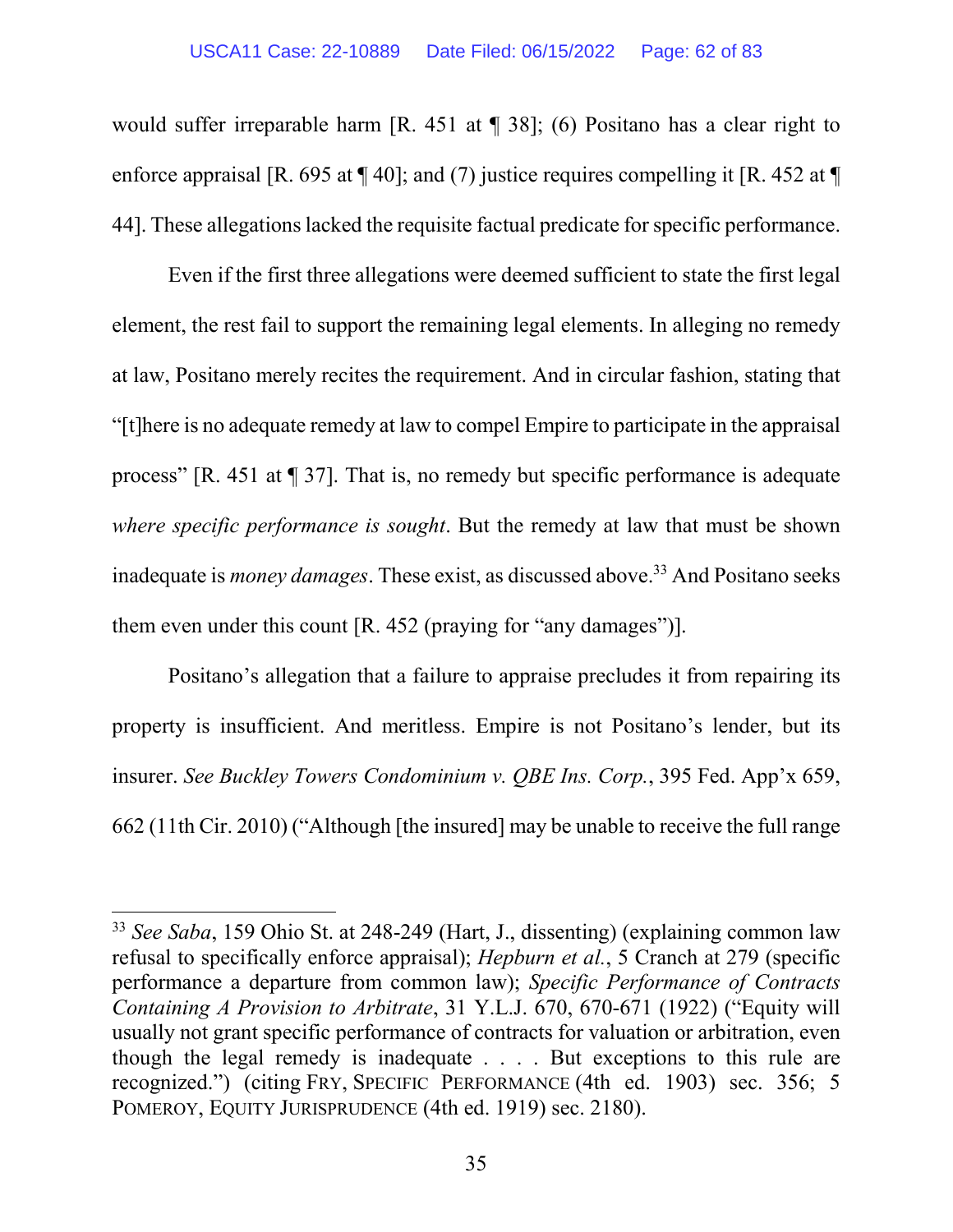would suffer irreparable harm [R. 451 at ¶ 38]; (6) Positano has a clear right to enforce appraisal [R. 695 at ¶ 40]; and (7) justice requires compelling it [R. 452 at ¶ 44]. These allegations lacked the requisite factual predicate for specific performance.

Even if the first three allegations were deemed sufficient to state the first legal element, the rest fail to support the remaining legal elements. In alleging no remedy at law, Positano merely recites the requirement. And in circular fashion, stating that "[t]here is no adequate remedy at law to compel Empire to participate in the appraisal process" [R. 451 at ¶ 37]. That is, no remedy but specific performance is adequate *where specific performance is sought*. But the remedy at law that must be shown inadequate is *money damages*. These exist, as discussed above.[33] And Positano seeks them even under this count [R. 452 (praying for "any damages")].

Positano's allegation that a failure to appraise precludes it from repairing its property is insufficient. And meritless. Empire is not Positano's lender, but its insurer. *See Buckley Towers Condominium v. QBE Ins. Corp.*, 395 Fed. App'x 659, 662 (11th Cir. 2010) ("Although [the insured] may be unable to receive the full range

---

[33] *See Saba*, 159 Ohio St. at 248-249 (Hart, J., dissenting) (explaining common law refusal to specifically enforce appraisal); *Hepburn et al.*, 5 Cranch at 279 (specific performance a departure from common law); *Specific Performance of Contracts Containing A Provision to Arbitrate*, 31 Y.L.J. 670, 670-671 (1922) ("Equity will usually not grant specific performance of contracts for valuation or arbitration, even though the legal remedy is inadequate . . . . But exceptions to this rule are recognized.") (citing FRY, SPECIFIC PERFORMANCE (4th ed. 1903) sec. 356; 5 POMEROY, EQUITY JURISPRUDENCE (4th ed. 1919) sec. 2180).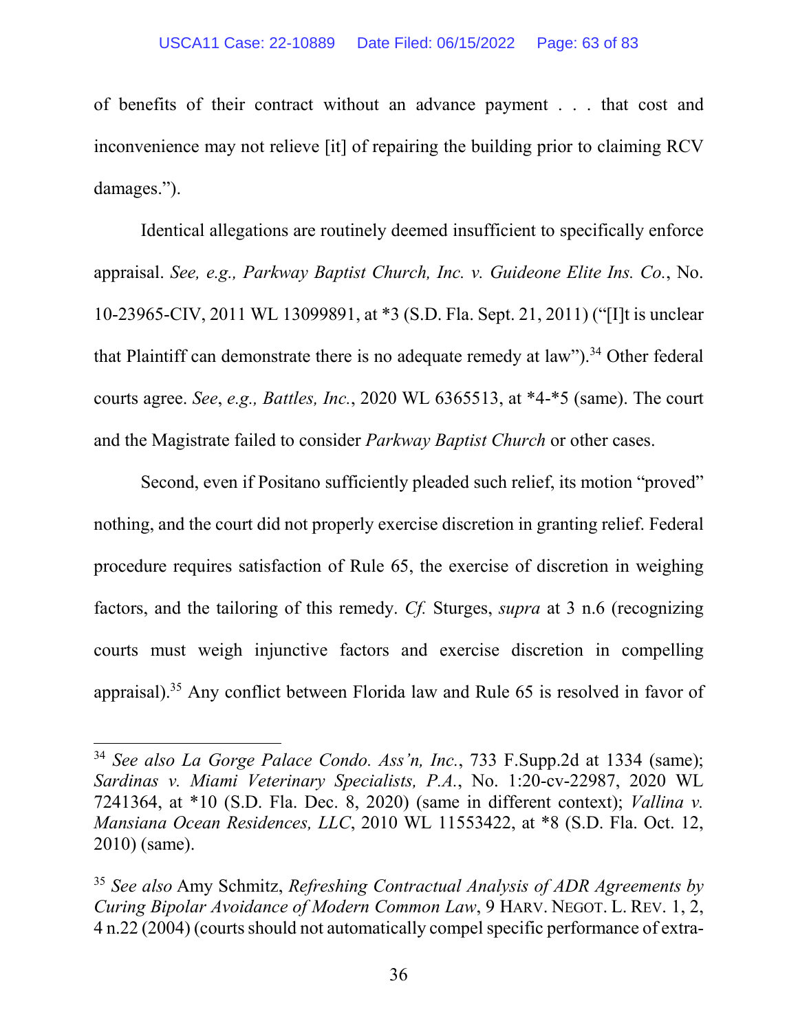of benefits of their contract without an advance payment . . . that cost and inconvenience may not relieve [it] of repairing the building prior to claiming RCV damages.").

Identical allegations are routinely deemed insufficient to specifically enforce appraisal. *See, e.g., Parkway Baptist Church, Inc. v. Guideone Elite Ins. Co.*, No. 10-23965-CIV, 2011 WL 13099891, at *3 (S.D. Fla. Sept. 21, 2011) ("[I]t is unclear that Plaintiff can demonstrate there is no adequate remedy at law").[34] Other federal courts agree. *See*, *e.g., Battles, Inc.*, 2020 WL 6365513, at *4-*5 (same). The court and the Magistrate failed to consider *Parkway Baptist Church* or other cases.

Second, even if Positano sufficiently pleaded such relief, its motion "proved" nothing, and the court did not properly exercise discretion in granting relief. Federal procedure requires satisfaction of Rule 65, the exercise of discretion in weighing factors, and the tailoring of this remedy. *Cf.* Sturges, *supra* at 3 n.6 (recognizing courts must weigh injunctive factors and exercise discretion in compelling appraisal).[35] Any conflict between Florida law and Rule 65 is resolved in favor of

---

[34] *See also La Gorge Palace Condo. Ass'n, Inc.*, 733 F.Supp.2d at 1334 (same); *Sardinas v. Miami Veterinary Specialists, P.A.*, No. 1:20-cv-22987, 2020 WL 7241364, at *10 (S.D. Fla. Dec. 8, 2020) (same in different context); *Vallina v. Mansiana Ocean Residences, LLC*, 2010 WL 11553422, at *8 (S.D. Fla. Oct. 12, 2010) (same).

[35] *See also* Amy Schmitz, *Refreshing Contractual Analysis of ADR Agreements by Curing Bipolar Avoidance of Modern Common Law*, 9 HARV. NEGOT. L. REV. 1, 2, 4 n.22 (2004) (courts should not automatically compel specific performance of extra-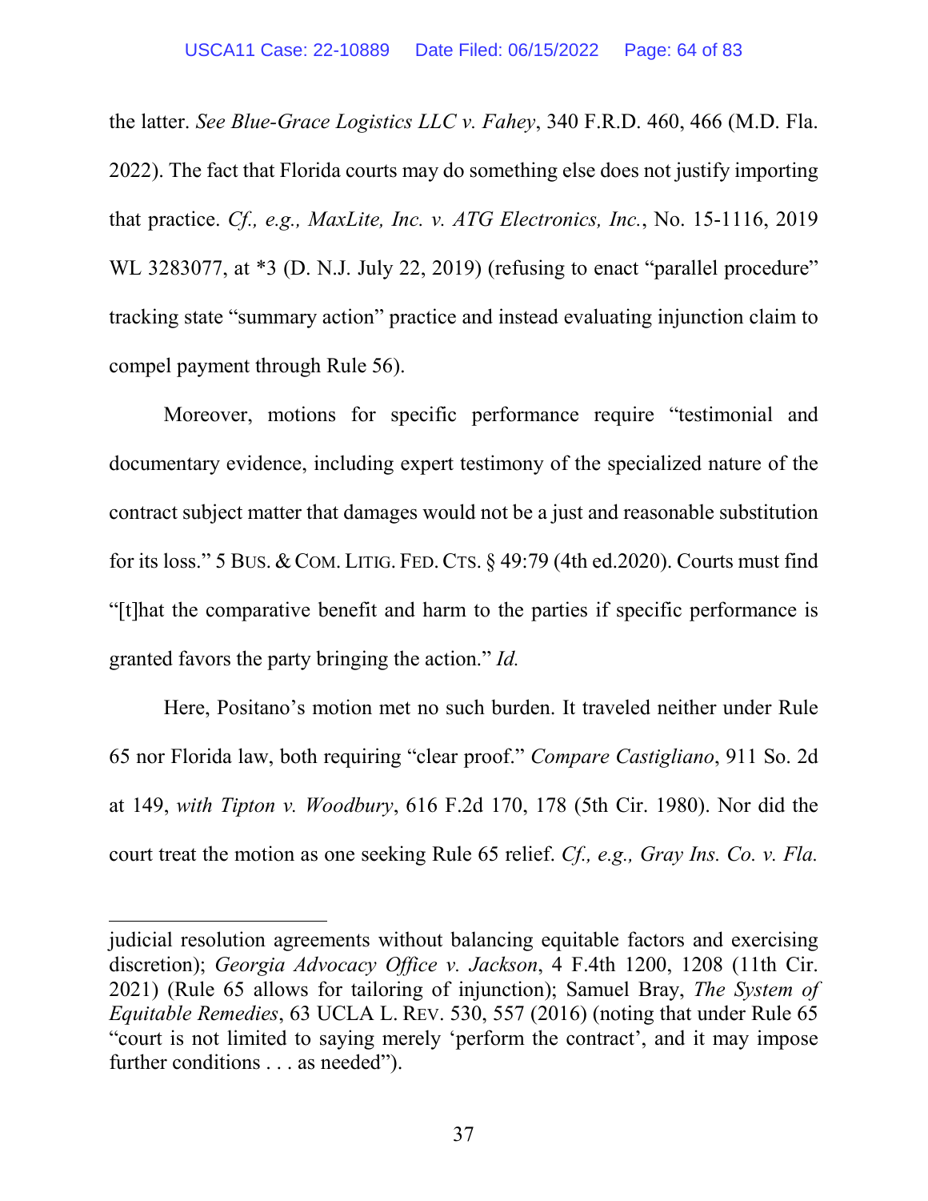the latter. *See Blue-Grace Logistics LLC v. Fahey*, 340 F.R.D. 460, 466 (M.D. Fla. 2022). The fact that Florida courts may do something else does not justify importing that practice. *Cf., e.g., MaxLite, Inc. v. ATG Electronics, Inc.*, No. 15-1116, 2019 WL 3283077, at *3 (D. N.J. July 22, 2019) (refusing to enact "parallel procedure" tracking state "summary action" practice and instead evaluating injunction claim to compel payment through Rule 56).

Moreover, motions for specific performance require "testimonial and documentary evidence, including expert testimony of the specialized nature of the contract subject matter that damages would not be a just and reasonable substitution for its loss." 5 BUS. & COM. LITIG. FED. CTS. § 49:79 (4th ed.2020). Courts must find "[t]hat the comparative benefit and harm to the parties if specific performance is granted favors the party bringing the action." *Id.*

Here, Positano's motion met no such burden. It traveled neither under Rule 65 nor Florida law, both requiring "clear proof." *Compare Castigliano*, 911 So. 2d at 149, *with Tipton v. Woodbury*, 616 F.2d 170, 178 (5th Cir. 1980). Nor did the court treat the motion as one seeking Rule 65 relief. *Cf., e.g., Gray Ins. Co. v. Fla.*

---

judicial resolution agreements without balancing equitable factors and exercising discretion); *Georgia Advocacy Office v. Jackson*, 4 F.4th 1200, 1208 (11th Cir. 2021) (Rule 65 allows for tailoring of injunction); Samuel Bray, *The System of Equitable Remedies*, 63 UCLA L. REV. 530, 557 (2016) (noting that under Rule 65 "court is not limited to saying merely 'perform the contract', and it may impose further conditions . . . as needed").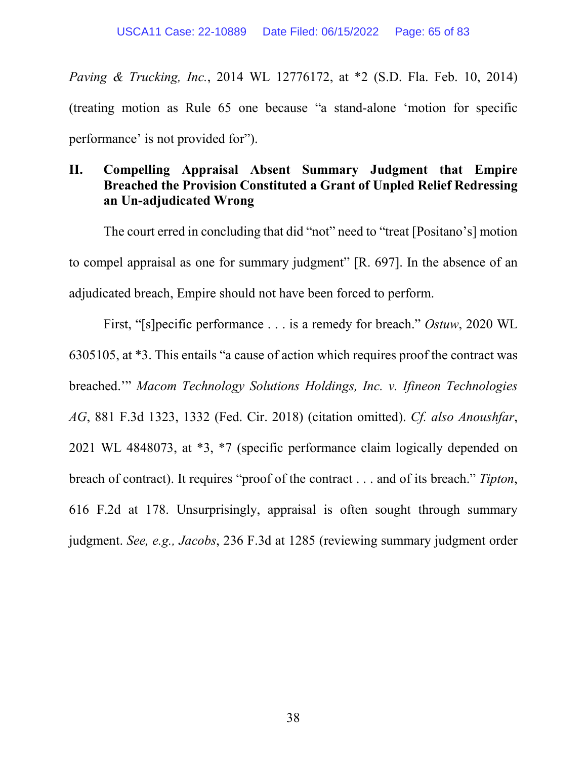*Paving & Trucking, Inc.*, 2014 WL 12776172, at *2 (S.D. Fla. Feb. 10, 2014) (treating motion as Rule 65 one because "a stand-alone 'motion for specific performance' is not provided for").

## II. Compelling Appraisal Absent Summary Judgment that Empire Breached the Provision Constituted a Grant of Unpled Relief Redressing an Un-adjudicated Wrong

The court erred in concluding that did "not" need to "treat [Positano's] motion to compel appraisal as one for summary judgment" [R. 697]. In the absence of an adjudicated breach, Empire should not have been forced to perform.

First, "[s]pecific performance . . . is a remedy for breach." *Ostuw*, 2020 WL 6305105, at *3. This entails "a cause of action which requires proof the contract was breached.'" *Macom Technology Solutions Holdings, Inc. v. Ifineon Technologies AG*, 881 F.3d 1323, 1332 (Fed. Cir. 2018) (citation omitted). *Cf. also Anoushfar*, 2021 WL 4848073, at *3, *7 (specific performance claim logically depended on breach of contract). It requires "proof of the contract . . . and of its breach." *Tipton*, 616 F.2d at 178. Unsurprisingly, appraisal is often sought through summary judgment. *See, e.g., Jacobs*, 236 F.3d at 1285 (reviewing summary judgment order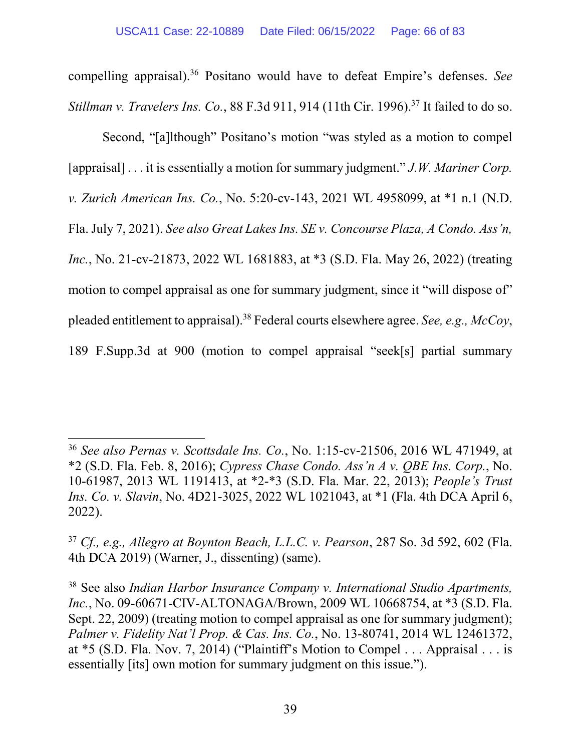compelling appraisal).[36] Positano would have to defeat Empire's defenses. *See Stillman v. Travelers Ins. Co.*, 88 F.3d 911, 914 (11th Cir. 1996).[37] It failed to do so.

Second, "[a]lthough" Positano's motion "was styled as a motion to compel [appraisal] . . . it is essentially a motion for summary judgment." *J.W. Mariner Corp. v. Zurich American Ins. Co.*, No. 5:20-cv-143, 2021 WL 4958099, at *1 n.1 (N.D. Fla. July 7, 2021). *See also Great Lakes Ins. SE v. Concourse Plaza, A Condo. Ass'n, Inc.*, No. 21-cv-21873, 2022 WL 1681883, at *3 (S.D. Fla. May 26, 2022) (treating motion to compel appraisal as one for summary judgment, since it "will dispose of" pleaded entitlement to appraisal).[38] Federal courts elsewhere agree. *See, e.g., McCoy*, 189 F.Supp.3d at 900 (motion to compel appraisal "seek[s] partial summary

---

[36] *See also Pernas v. Scottsdale Ins. Co.*, No. 1:15-cv-21506, 2016 WL 471949, at *2 (S.D. Fla. Feb. 8, 2016); *Cypress Chase Condo. Ass'n A v. QBE Ins. Corp.*, No. 10-61987, 2013 WL 1191413, at *2-*3 (S.D. Fla. Mar. 22, 2013); *People's Trust Ins. Co. v. Slavin*, No. 4D21-3025, 2022 WL 1021043, at *1 (Fla. 4th DCA April 6, 2022).

[37] *Cf., e.g., Allegro at Boynton Beach, L.L.C. v. Pearson*, 287 So. 3d 592, 602 (Fla. 4th DCA 2019) (Warner, J., dissenting) (same).

[38] See also *Indian Harbor Insurance Company v. International Studio Apartments, Inc.*, No. 09-60671-CIV-ALTONAGA/Brown, 2009 WL 10668754, at *3 (S.D. Fla. Sept. 22, 2009) (treating motion to compel appraisal as one for summary judgment); *Palmer v. Fidelity Nat'l Prop. & Cas. Ins. Co.*, No. 13-80741, 2014 WL 12461372, at *5 (S.D. Fla. Nov. 7, 2014) ("Plaintiff's Motion to Compel . . . Appraisal . . . is essentially [its] own motion for summary judgment on this issue.").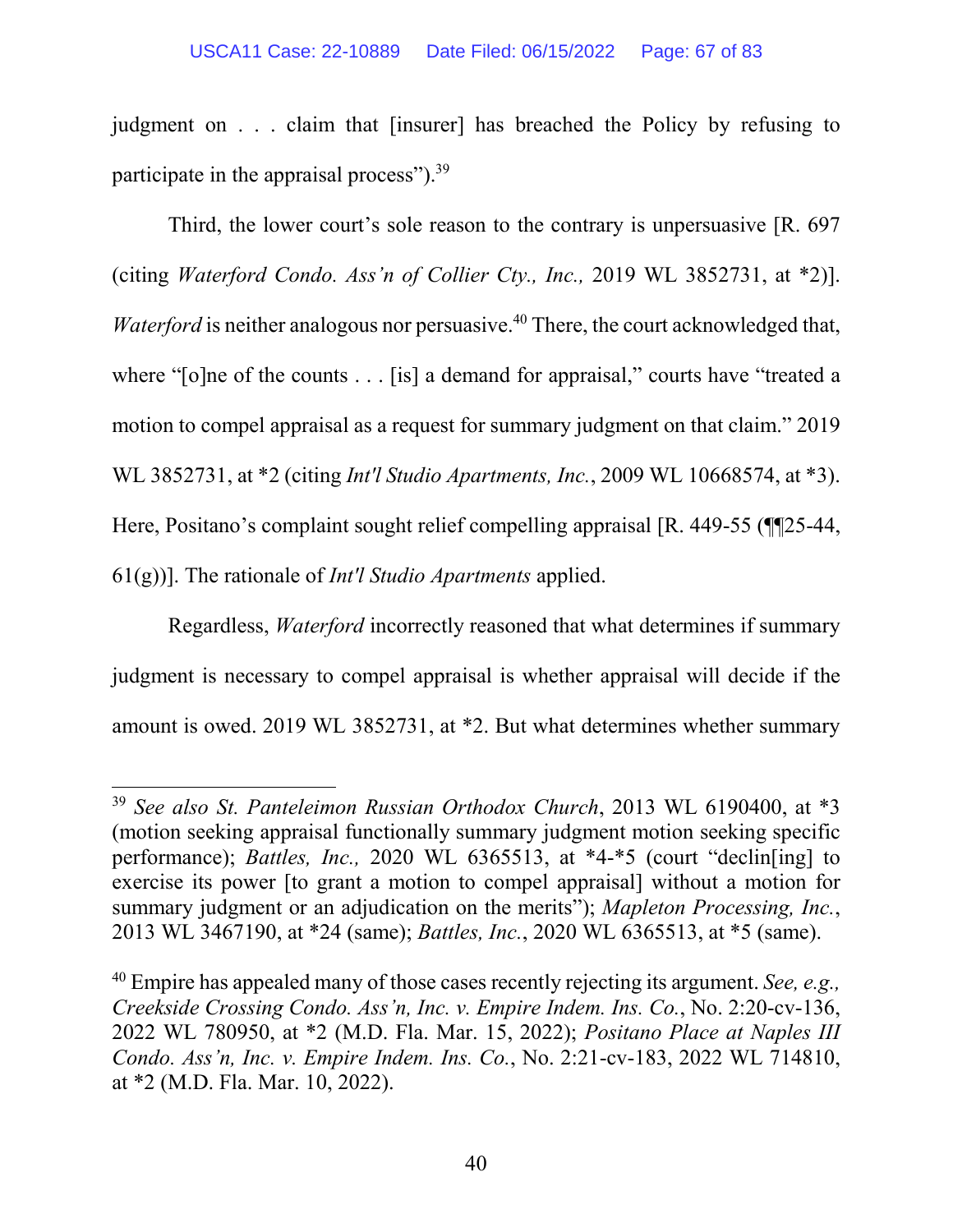judgment on . . . claim that [insurer] has breached the Policy by refusing to participate in the appraisal process").[39]

Third, the lower court's sole reason to the contrary is unpersuasive [R. 697 (citing *Waterford Condo. Ass'n of Collier Cty., Inc.,* 2019 WL 3852731, at *2)]. *Waterford* is neither analogous nor persuasive.[40] There, the court acknowledged that, where "[o]ne of the counts . . . [is] a demand for appraisal," courts have "treated a motion to compel appraisal as a request for summary judgment on that claim." 2019 WL 3852731, at *2 (citing *Int'l Studio Apartments, Inc.*, 2009 WL 10668574, at *3). Here, Positano's complaint sought relief compelling appraisal [R. 449-55 (¶¶25-44, 61(g))]. The rationale of *Int'l Studio Apartments* applied.

Regardless, *Waterford* incorrectly reasoned that what determines if summary judgment is necessary to compel appraisal is whether appraisal will decide if the amount is owed. 2019 WL 3852731, at *2. But what determines whether summary

---

[39] *See also St. Panteleimon Russian Orthodox Church*, 2013 WL 6190400, at *3 (motion seeking appraisal functionally summary judgment motion seeking specific performance); *Battles, Inc.,* 2020 WL 6365513, at *4-*5 (court "declin[ing] to exercise its power [to grant a motion to compel appraisal] without a motion for summary judgment or an adjudication on the merits"); *Mapleton Processing, Inc.*, 2013 WL 3467190, at *24 (same); *Battles, Inc.*, 2020 WL 6365513, at *5 (same).

[40] Empire has appealed many of those cases recently rejecting its argument. *See, e.g., Creekside Crossing Condo. Ass'n, Inc. v. Empire Indem. Ins. Co.*, No. 2:20-cv-136, 2022 WL 780950, at *2 (M.D. Fla. Mar. 15, 2022); *Positano Place at Naples III Condo. Ass'n, Inc. v. Empire Indem. Ins. Co.*, No. 2:21-cv-183, 2022 WL 714810, at *2 (M.D. Fla. Mar. 10, 2022).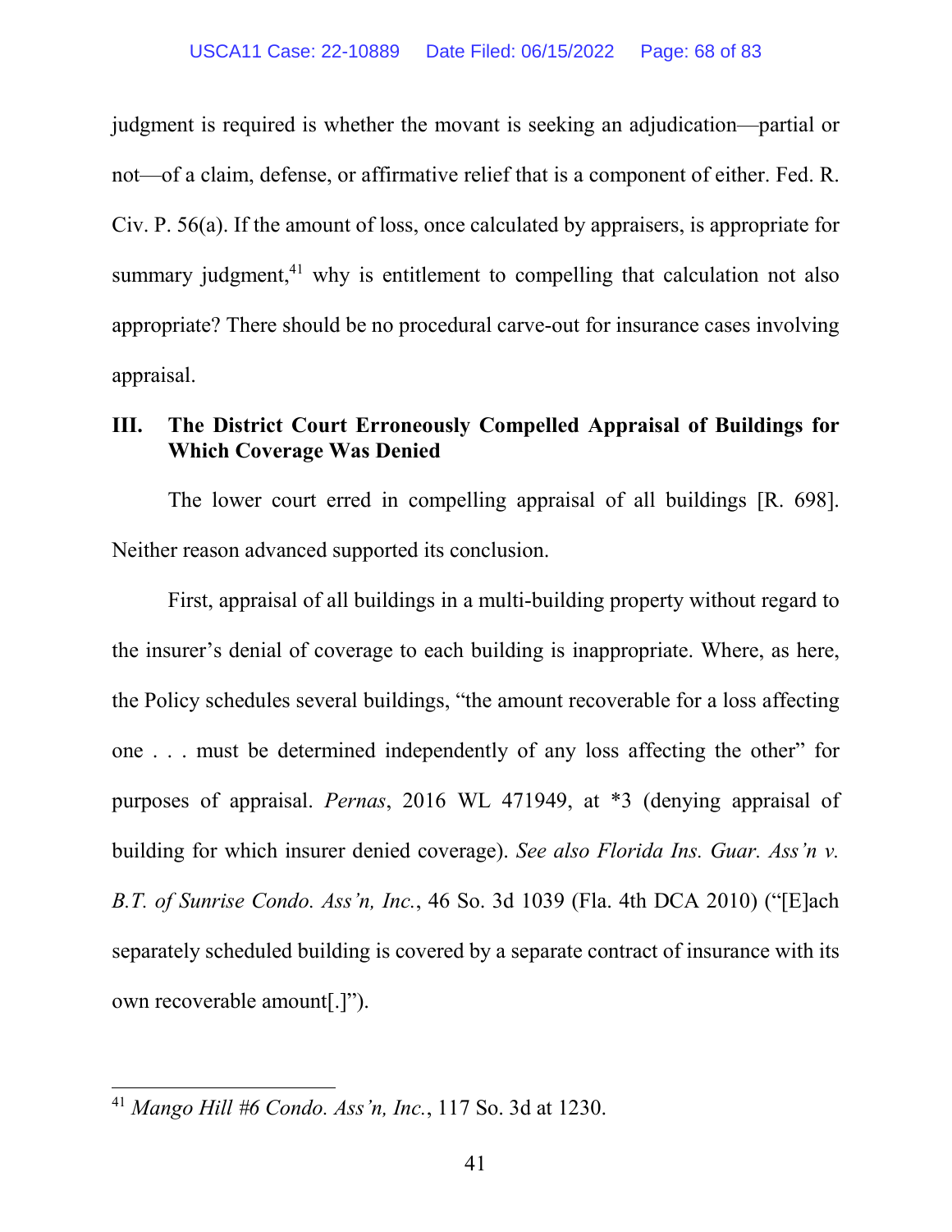judgment is required is whether the movant is seeking an adjudication—partial or not—of a claim, defense, or affirmative relief that is a component of either. Fed. R. Civ. P. 56(a). If the amount of loss, once calculated by appraisers, is appropriate for summary judgment,[41] why is entitlement to compelling that calculation not also appropriate? There should be no procedural carve-out for insurance cases involving appraisal.

## III. The District Court Erroneously Compelled Appraisal of Buildings for Which Coverage Was Denied

The lower court erred in compelling appraisal of all buildings [R. 698]. Neither reason advanced supported its conclusion.

First, appraisal of all buildings in a multi-building property without regard to the insurer's denial of coverage to each building is inappropriate. Where, as here, the Policy schedules several buildings, "the amount recoverable for a loss affecting one . . . must be determined independently of any loss affecting the other" for purposes of appraisal. *Pernas*, 2016 WL 471949, at *3 (denying appraisal of building for which insurer denied coverage). *See also Florida Ins. Guar. Ass'n v. B.T. of Sunrise Condo. Ass'n, Inc.*, 46 So. 3d 1039 (Fla. 4th DCA 2010) ("[E]ach separately scheduled building is covered by a separate contract of insurance with its own recoverable amount[.]").

---

[41] *Mango Hill #6 Condo. Ass'n, Inc.*, 117 So. 3d at 1230.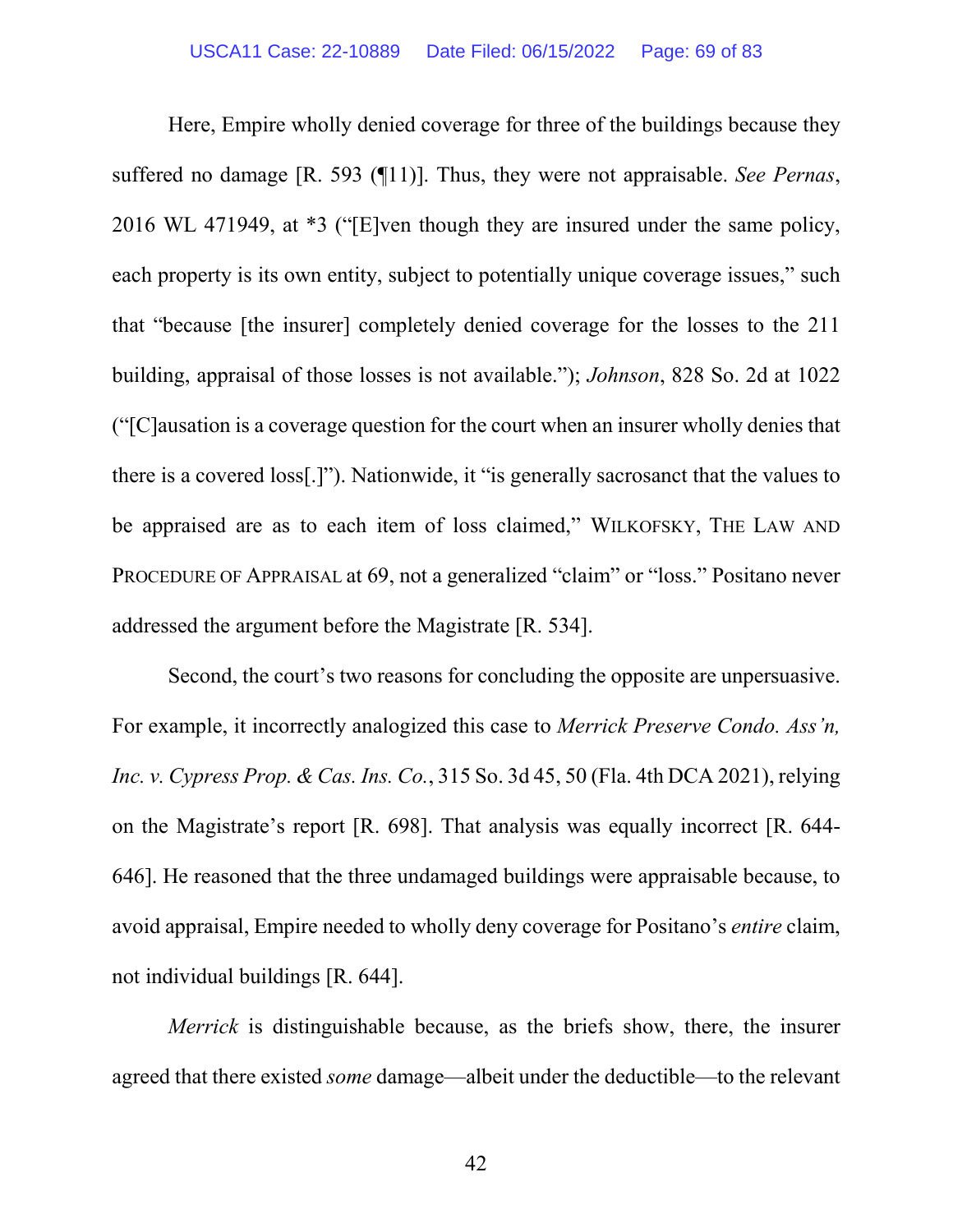Here, Empire wholly denied coverage for three of the buildings because they suffered no damage [R. 593 (¶11)]. Thus, they were not appraisable. *See Pernas*, 2016 WL 471949, at *3 ("[E]ven though they are insured under the same policy, each property is its own entity, subject to potentially unique coverage issues," such that "because [the insurer] completely denied coverage for the losses to the 211 building, appraisal of those losses is not available."); *Johnson*, 828 So. 2d at 1022 ("[C]ausation is a coverage question for the court when an insurer wholly denies that there is a covered loss[.]"). Nationwide, it "is generally sacrosanct that the values to be appraised are as to each item of loss claimed," WILKOFSKY, THE LAW AND PROCEDURE OF APPRAISAL at 69, not a generalized "claim" or "loss." Positano never addressed the argument before the Magistrate [R. 534].

Second, the court's two reasons for concluding the opposite are unpersuasive. For example, it incorrectly analogized this case to *Merrick Preserve Condo. Ass'n, Inc. v. Cypress Prop. & Cas. Ins. Co.*, 315 So. 3d 45, 50 (Fla. 4th DCA 2021), relying on the Magistrate's report [R. 698]. That analysis was equally incorrect [R. 644-646]. He reasoned that the three undamaged buildings were appraisable because, to avoid appraisal, Empire needed to wholly deny coverage for Positano's *entire* claim, not individual buildings [R. 644].

*Merrick* is distinguishable because, as the briefs show, there, the insurer agreed that there existed *some* damage—albeit under the deductible—to the relevant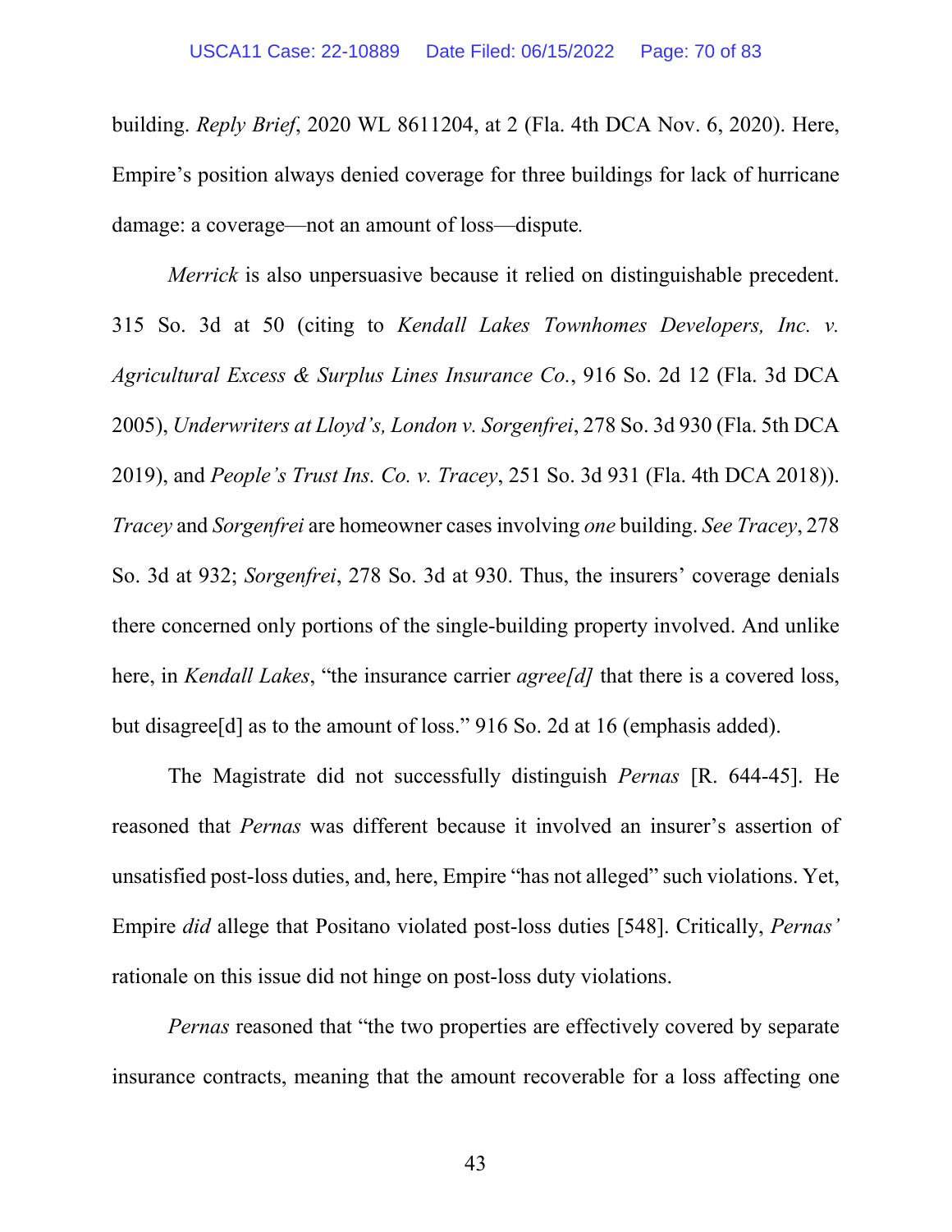building. *Reply Brief*, 2020 WL 8611204, at 2 (Fla. 4th DCA Nov. 6, 2020). Here, Empire's position always denied coverage for three buildings for lack of hurricane damage: a coverage—not an amount of loss—dispute.

*Merrick* is also unpersuasive because it relied on distinguishable precedent. 315 So. 3d at 50 (citing to *Kendall Lakes Townhomes Developers, Inc. v. Agricultural Excess & Surplus Lines Insurance Co.*, 916 So. 2d 12 (Fla. 3d DCA 2005), *Underwriters at Lloyd's, London v. Sorgenfrei*, 278 So. 3d 930 (Fla. 5th DCA 2019), and *People's Trust Ins. Co. v. Tracey*, 251 So. 3d 931 (Fla. 4th DCA 2018)). *Tracey* and *Sorgenfrei* are homeowner cases involving *one* building. *See Tracey*, 278 So. 3d at 932; *Sorgenfrei*, 278 So. 3d at 930. Thus, the insurers' coverage denials there concerned only portions of the single-building property involved. And unlike here, in *Kendall Lakes*, "the insurance carrier *agree[d]* that there is a covered loss, but disagree[d] as to the amount of loss." 916 So. 2d at 16 (emphasis added).

The Magistrate did not successfully distinguish *Pernas* [R. 644-45]. He reasoned that *Pernas* was different because it involved an insurer's assertion of unsatisfied post-loss duties, and, here, Empire "has not alleged" such violations. Yet, Empire *did* allege that Positano violated post-loss duties [548]. Critically, *Pernas'* rationale on this issue did not hinge on post-loss duty violations.

*Pernas* reasoned that "the two properties are effectively covered by separate insurance contracts, meaning that the amount recoverable for a loss affecting one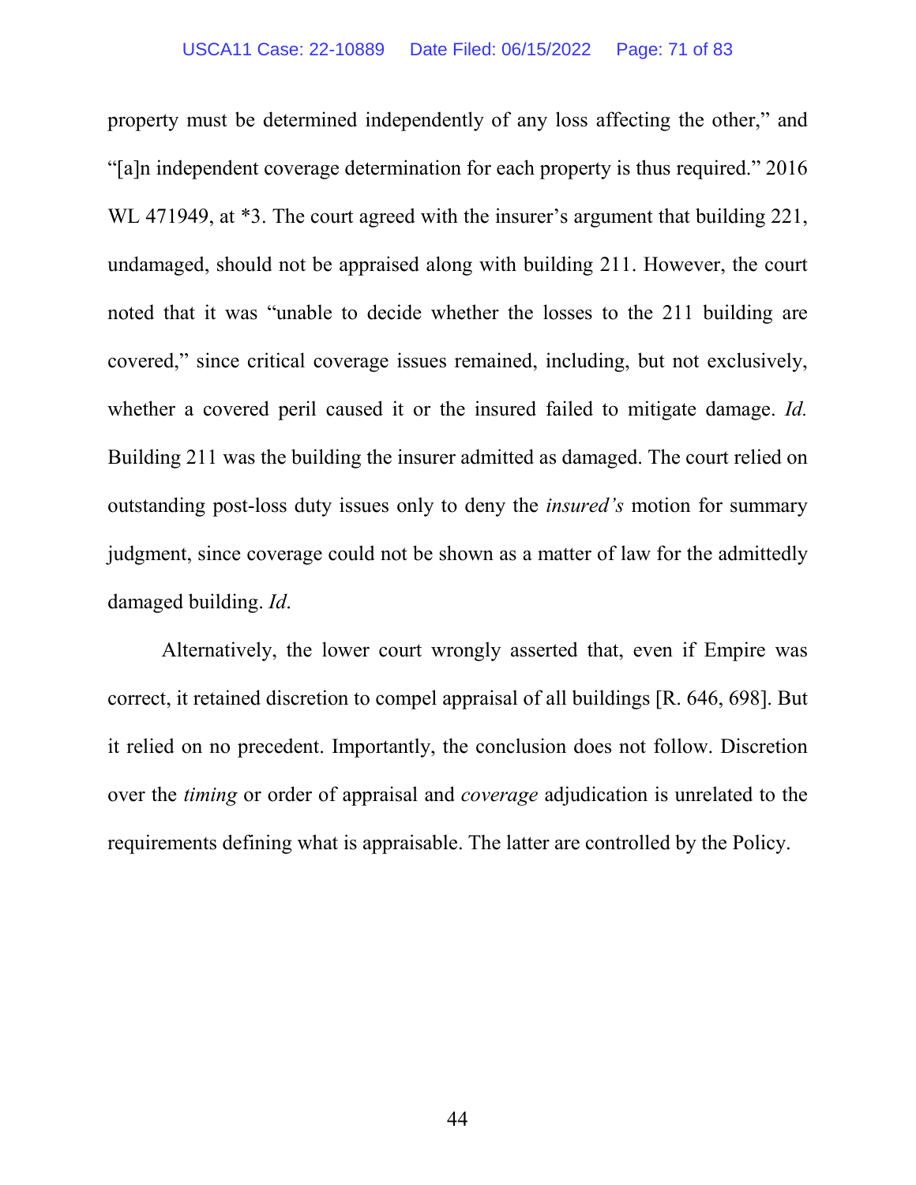property must be determined independently of any loss affecting the other," and "[a]n independent coverage determination for each property is thus required." 2016 WL 471949, at *3. The court agreed with the insurer's argument that building 221, undamaged, should not be appraised along with building 211. However, the court noted that it was "unable to decide whether the losses to the 211 building are covered," since critical coverage issues remained, including, but not exclusively, whether a covered peril caused it or the insured failed to mitigate damage. *Id.* Building 211 was the building the insurer admitted as damaged. The court relied on outstanding post-loss duty issues only to deny the *insured's* motion for summary judgment, since coverage could not be shown as a matter of law for the admittedly damaged building. *Id*.

Alternatively, the lower court wrongly asserted that, even if Empire was correct, it retained discretion to compel appraisal of all buildings [R. 646, 698]. But it relied on no precedent. Importantly, the conclusion does not follow. Discretion over the *timing* or order of appraisal and *coverage* adjudication is unrelated to the requirements defining what is appraisable. The latter are controlled by the Policy.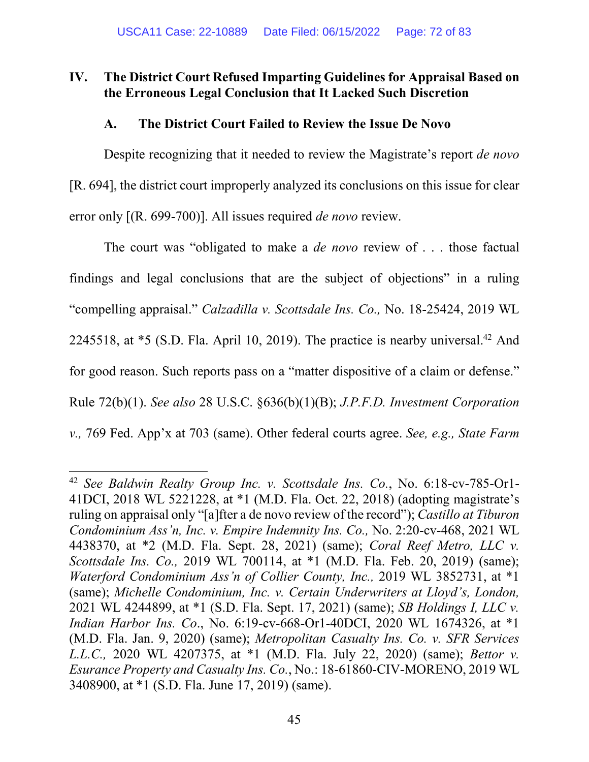## IV. The District Court Refused Imparting Guidelines for Appraisal Based on the Erroneous Legal Conclusion that It Lacked Such Discretion

### A. The District Court Failed to Review the Issue De Novo

Despite recognizing that it needed to review the Magistrate's report *de novo* [R. 694], the district court improperly analyzed its conclusions on this issue for clear error only [(R. 699-700)]. All issues required *de novo* review.

The court was "obligated to make a *de novo* review of . . . those factual findings and legal conclusions that are the subject of objections" in a ruling "compelling appraisal." *Calzadilla v. Scottsdale Ins. Co.,* No. 18-25424, 2019 WL 2245518, at *5 (S.D. Fla. April 10, 2019). The practice is nearby universal.[42] And for good reason. Such reports pass on a "matter dispositive of a claim or defense." Rule 72(b)(1). *See also* 28 U.S.C. §636(b)(1)(B); *J.P.F.D. Investment Corporation v.,* 769 Fed. App'x at 703 (same). Other federal courts agree. *See, e.g., State Farm*

---

[42] *See Baldwin Realty Group Inc. v. Scottsdale Ins. Co.*, No. 6:18-cv-785-Or1-41DCI, 2018 WL 5221228, at *1 (M.D. Fla. Oct. 22, 2018) (adopting magistrate's ruling on appraisal only "[a]fter a de novo review of the record"); *Castillo at Tiburon Condominium Ass'n, Inc. v. Empire Indemnity Ins. Co.,* No. 2:20-cv-468, 2021 WL 4438370, at *2 (M.D. Fla. Sept. 28, 2021) (same); *Coral Reef Metro, LLC v. Scottsdale Ins. Co.,* 2019 WL 700114, at *1 (M.D. Fla. Feb. 20, 2019) (same); *Waterford Condominium Ass'n of Collier County, Inc.,* 2019 WL 3852731, at *1 (same); *Michelle Condominium, Inc. v. Certain Underwriters at Lloyd's, London,* 2021 WL 4244899, at *1 (S.D. Fla. Sept. 17, 2021) (same); *SB Holdings I, LLC v. Indian Harbor Ins. Co*., No. 6:19-cv-668-Or1-40DCI, 2020 WL 1674326, at *1 (M.D. Fla. Jan. 9, 2020) (same); *Metropolitan Casualty Ins. Co. v. SFR Services L.L.C.,* 2020 WL 4207375, at *1 (M.D. Fla. July 22, 2020) (same); *Bettor v. Esurance Property and Casualty Ins. Co.*, No.: 18-61860-CIV-MORENO, 2019 WL 3408900, at *1 (S.D. Fla. June 17, 2019) (same).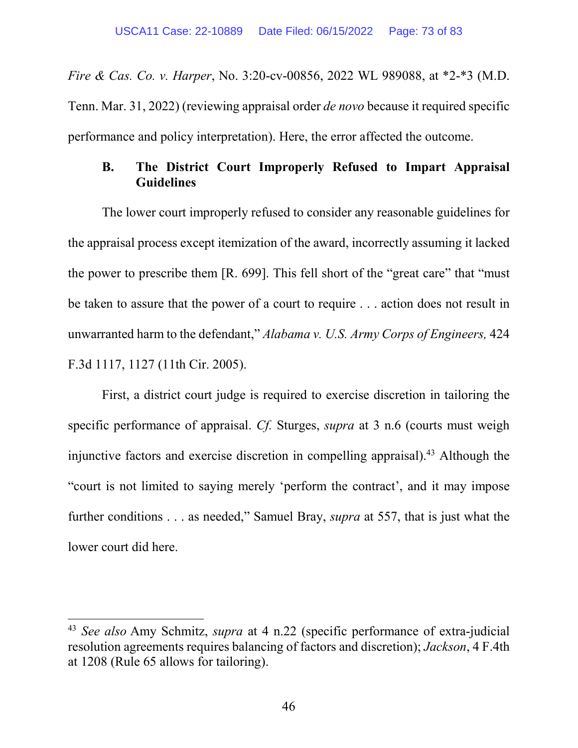*Fire & Cas. Co. v. Harper*, No. 3:20-cv-00856, 2022 WL 989088, at *2-*3 (M.D. Tenn. Mar. 31, 2022) (reviewing appraisal order *de novo* because it required specific performance and policy interpretation). Here, the error affected the outcome.

### B. The District Court Improperly Refused to Impart Appraisal Guidelines

The lower court improperly refused to consider any reasonable guidelines for the appraisal process except itemization of the award, incorrectly assuming it lacked the power to prescribe them [R. 699]. This fell short of the "great care" that "must be taken to assure that the power of a court to require . . . action does not result in unwarranted harm to the defendant," *Alabama v. U.S. Army Corps of Engineers,* 424 F.3d 1117, 1127 (11th Cir. 2005).

First, a district court judge is required to exercise discretion in tailoring the specific performance of appraisal. *Cf.* Sturges, *supra* at 3 n.6 (courts must weigh injunctive factors and exercise discretion in compelling appraisal).[43] Although the "court is not limited to saying merely 'perform the contract', and it may impose further conditions . . . as needed," Samuel Bray, *supra* at 557, that is just what the lower court did here.

---

[43] *See also* Amy Schmitz, *supra* at 4 n.22 (specific performance of extra-judicial resolution agreements requires balancing of factors and discretion); *Jackson*, 4 F.4th at 1208 (Rule 65 allows for tailoring).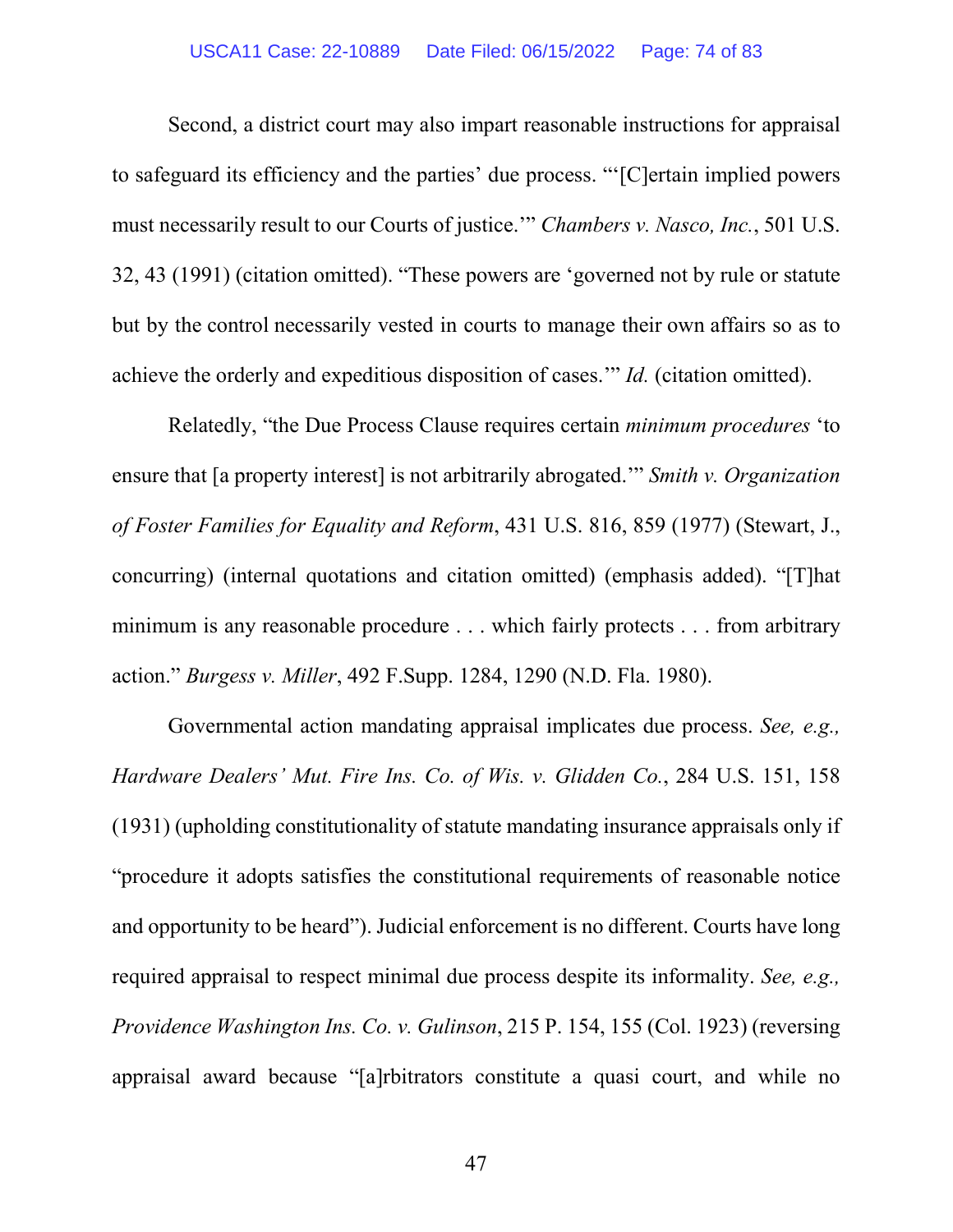Second, a district court may also impart reasonable instructions for appraisal to safeguard its efficiency and the parties' due process. "'[C]ertain implied powers must necessarily result to our Courts of justice.'" *Chambers v. Nasco, Inc.*, 501 U.S. 32, 43 (1991) (citation omitted). "These powers are 'governed not by rule or statute but by the control necessarily vested in courts to manage their own affairs so as to achieve the orderly and expeditious disposition of cases.'" *Id.* (citation omitted).

Relatedly, "the Due Process Clause requires certain *minimum procedures* 'to ensure that [a property interest] is not arbitrarily abrogated.'" *Smith v. Organization of Foster Families for Equality and Reform*, 431 U.S. 816, 859 (1977) (Stewart, J., concurring) (internal quotations and citation omitted) (emphasis added). "[T]hat minimum is any reasonable procedure . . . which fairly protects . . . from arbitrary action." *Burgess v. Miller*, 492 F.Supp. 1284, 1290 (N.D. Fla. 1980).

Governmental action mandating appraisal implicates due process. *See, e.g., Hardware Dealers' Mut. Fire Ins. Co. of Wis. v. Glidden Co.*, 284 U.S. 151, 158 (1931) (upholding constitutionality of statute mandating insurance appraisals only if "procedure it adopts satisfies the constitutional requirements of reasonable notice and opportunity to be heard"). Judicial enforcement is no different. Courts have long required appraisal to respect minimal due process despite its informality. *See, e.g., Providence Washington Ins. Co. v. Gulinson*, 215 P. 154, 155 (Col. 1923) (reversing appraisal award because "[a]rbitrators constitute a quasi court, and while no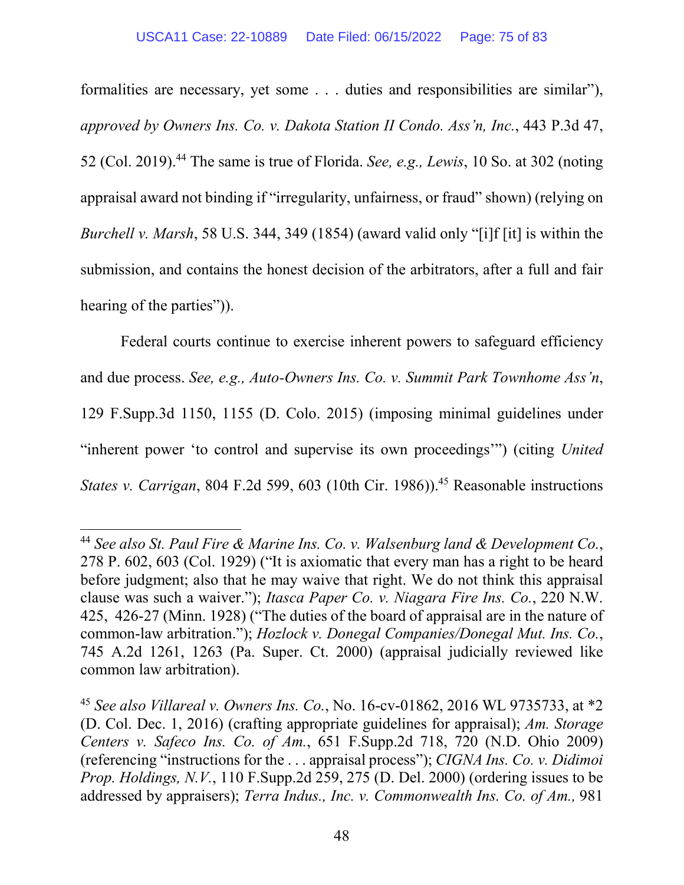formalities are necessary, yet some . . . duties and responsibilities are similar"), *approved by Owners Ins. Co. v. Dakota Station II Condo. Ass'n, Inc.*, 443 P.3d 47, 52 (Col. 2019).[44] The same is true of Florida. *See, e.g., Lewis*, 10 So. at 302 (noting appraisal award not binding if "irregularity, unfairness, or fraud" shown) (relying on *Burchell v. Marsh*, 58 U.S. 344, 349 (1854) (award valid only "[i]f [it] is within the submission, and contains the honest decision of the arbitrators, after a full and fair hearing of the parties")).

Federal courts continue to exercise inherent powers to safeguard efficiency and due process. *See, e.g., Auto-Owners Ins. Co. v. Summit Park Townhome Ass'n*, 129 F.Supp.3d 1150, 1155 (D. Colo. 2015) (imposing minimal guidelines under "inherent power 'to control and supervise its own proceedings'") (citing *United States v. Carrigan*, 804 F.2d 599, 603 (10th Cir. 1986)).[45] Reasonable instructions

---

[44] *See also St. Paul Fire & Marine Ins. Co. v. Walsenburg land & Development Co.*, 278 P. 602, 603 (Col. 1929) ("It is axiomatic that every man has a right to be heard before judgment; also that he may waive that right. We do not think this appraisal clause was such a waiver."); *Itasca Paper Co. v. Niagara Fire Ins. Co.*, 220 N.W. 425, 426-27 (Minn. 1928) ("The duties of the board of appraisal are in the nature of common-law arbitration."); *Hozlock v. Donegal Companies/Donegal Mut. Ins. Co.*, 745 A.2d 1261, 1263 (Pa. Super. Ct. 2000) (appraisal judicially reviewed like common law arbitration).

[45] *See also Villareal v. Owners Ins. Co.*, No. 16-cv-01862, 2016 WL 9735733, at *2 (D. Col. Dec. 1, 2016) (crafting appropriate guidelines for appraisal); *Am. Storage Centers v. Safeco Ins. Co. of Am.*, 651 F.Supp.2d 718, 720 (N.D. Ohio 2009) (referencing "instructions for the . . . appraisal process"); *CIGNA Ins. Co. v. Didimoi Prop. Holdings, N.V.*, 110 F.Supp.2d 259, 275 (D. Del. 2000) (ordering issues to be addressed by appraisers); *Terra Indus., Inc. v. Commonwealth Ins. Co. of Am.,* 981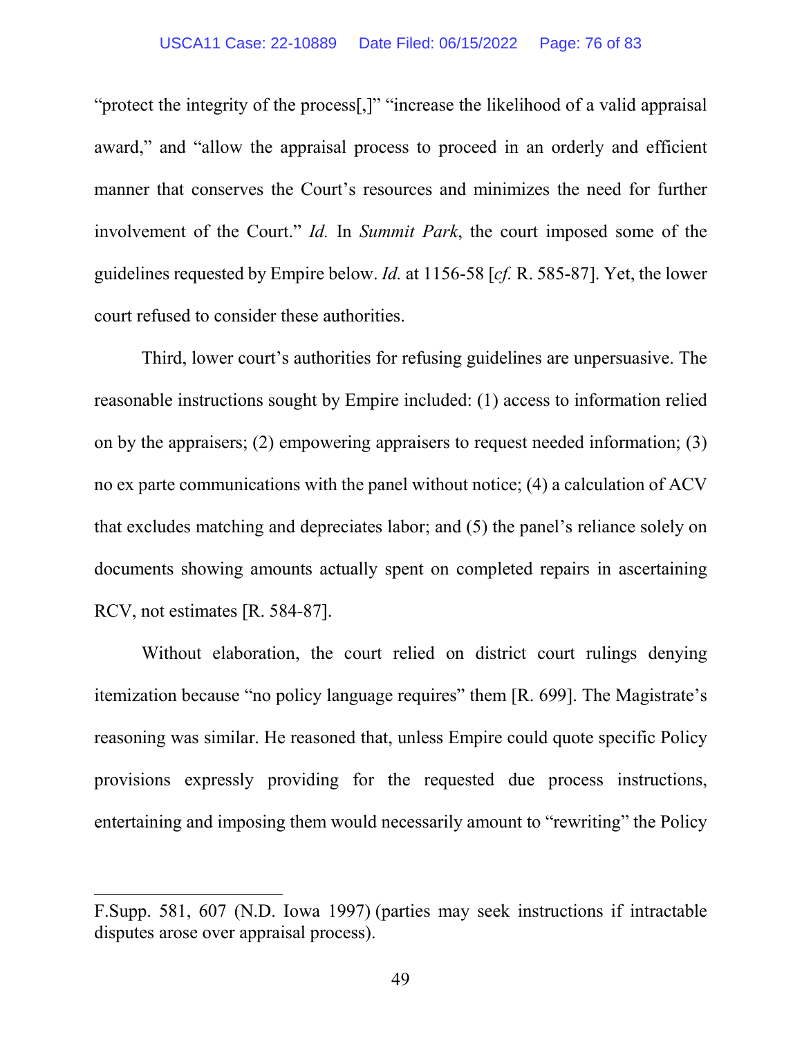"protect the integrity of the process[,]" "increase the likelihood of a valid appraisal award," and "allow the appraisal process to proceed in an orderly and efficient manner that conserves the Court's resources and minimizes the need for further involvement of the Court." *Id.* In *Summit Park*, the court imposed some of the guidelines requested by Empire below. *Id.* at 1156-58 [*cf.* R. 585-87]. Yet, the lower court refused to consider these authorities.

Third, lower court's authorities for refusing guidelines are unpersuasive. The reasonable instructions sought by Empire included: (1) access to information relied on by the appraisers; (2) empowering appraisers to request needed information; (3) no ex parte communications with the panel without notice; (4) a calculation of ACV that excludes matching and depreciates labor; and (5) the panel's reliance solely on documents showing amounts actually spent on completed repairs in ascertaining RCV, not estimates [R. 584-87].

Without elaboration, the court relied on district court rulings denying itemization because "no policy language requires" them [R. 699]. The Magistrate's reasoning was similar. He reasoned that, unless Empire could quote specific Policy provisions expressly providing for the requested due process instructions, entertaining and imposing them would necessarily amount to "rewriting" the Policy

---

F.Supp. 581, 607 (N.D. Iowa 1997) (parties may seek instructions if intractable disputes arose over appraisal process).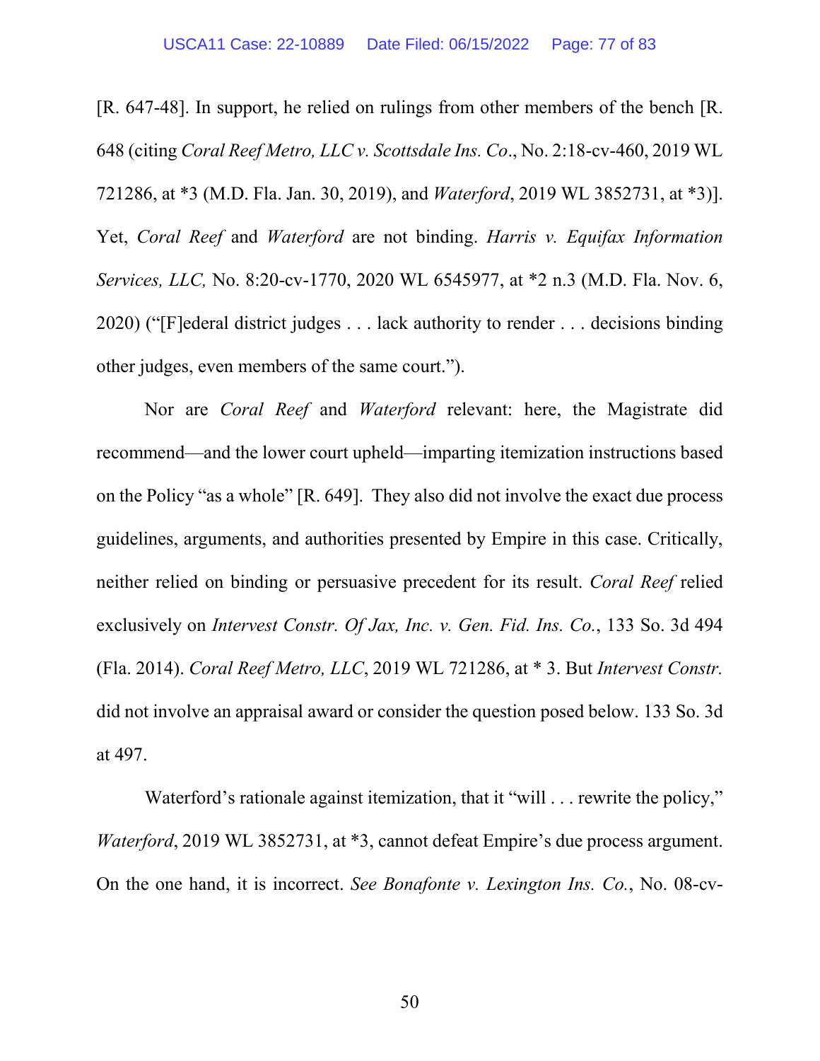[R. 647-48]. In support, he relied on rulings from other members of the bench [R. 648 (citing *Coral Reef Metro, LLC v. Scottsdale Ins. Co*., No. 2:18-cv-460, 2019 WL 721286, at *3 (M.D. Fla. Jan. 30, 2019), and *Waterford*, 2019 WL 3852731, at *3)]. Yet, *Coral Reef* and *Waterford* are not binding. *Harris v. Equifax Information Services, LLC,* No. 8:20-cv-1770, 2020 WL 6545977, at *2 n.3 (M.D. Fla. Nov. 6, 2020) ("[F]ederal district judges . . . lack authority to render . . . decisions binding other judges, even members of the same court.").

Nor are *Coral Reef* and *Waterford* relevant: here, the Magistrate did recommend—and the lower court upheld—imparting itemization instructions based on the Policy "as a whole" [R. 649]. They also did not involve the exact due process guidelines, arguments, and authorities presented by Empire in this case. Critically, neither relied on binding or persuasive precedent for its result. *Coral Reef* relied exclusively on *Intervest Constr. Of Jax, Inc. v. Gen. Fid. Ins. Co.*, 133 So. 3d 494 (Fla. 2014). *Coral Reef Metro, LLC*, 2019 WL 721286, at * 3. But *Intervest Constr.* did not involve an appraisal award or consider the question posed below. 133 So. 3d at 497.

Waterford's rationale against itemization, that it "will . . . rewrite the policy," *Waterford*, 2019 WL 3852731, at *3, cannot defeat Empire's due process argument. On the one hand, it is incorrect. *See Bonafonte v. Lexington Ins. Co.*, No. 08-cv-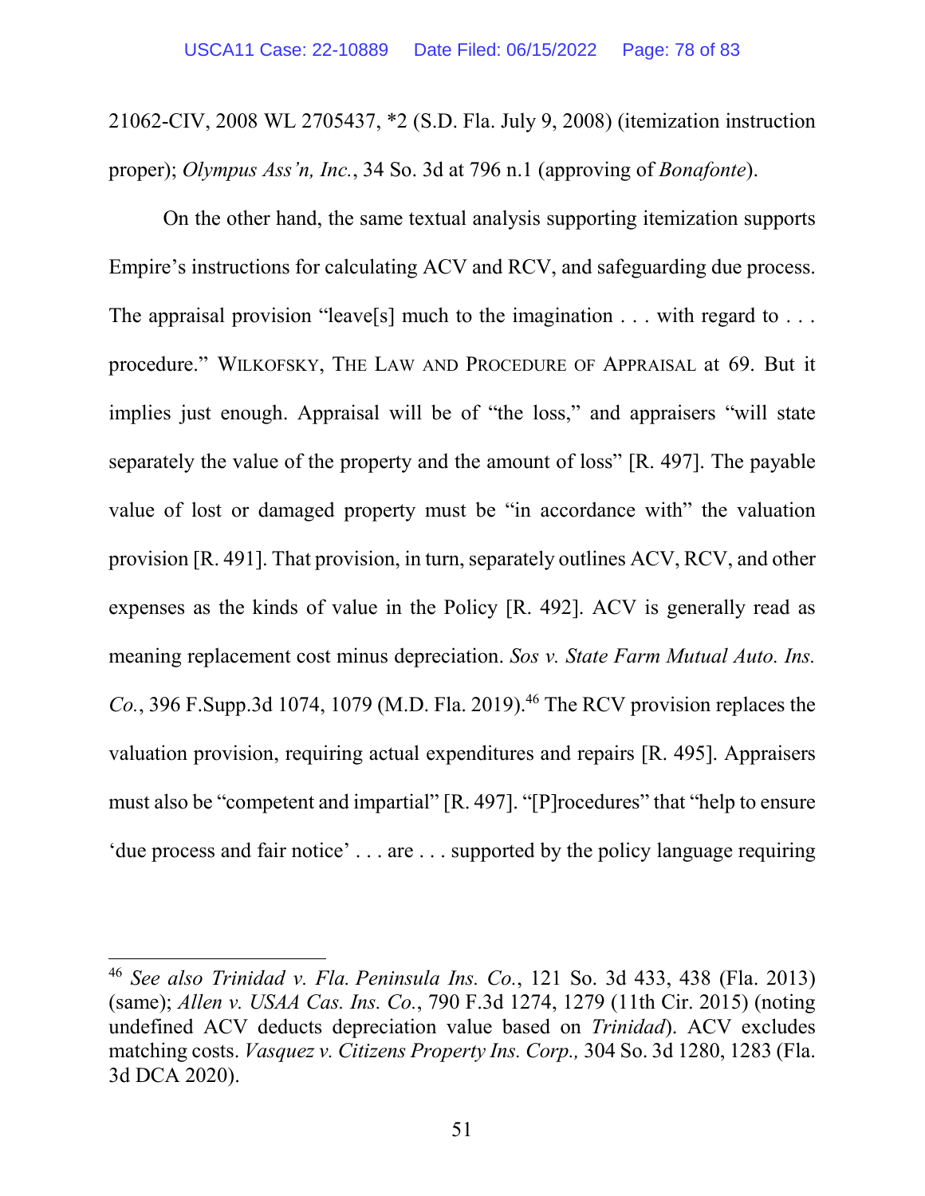21062-CIV, 2008 WL 2705437, *2 (S.D. Fla. July 9, 2008) (itemization instruction proper); *Olympus Ass'n, Inc.*, 34 So. 3d at 796 n.1 (approving of *Bonafonte*).

On the other hand, the same textual analysis supporting itemization supports Empire's instructions for calculating ACV and RCV, and safeguarding due process. The appraisal provision "leave[s] much to the imagination . . . with regard to . . . procedure." WILKOFSKY, THE LAW AND PROCEDURE OF APPRAISAL at 69. But it implies just enough. Appraisal will be of "the loss," and appraisers "will state separately the value of the property and the amount of loss" [R. 497]. The payable value of lost or damaged property must be "in accordance with" the valuation provision [R. 491]. That provision, in turn, separately outlines ACV, RCV, and other expenses as the kinds of value in the Policy [R. 492]. ACV is generally read as meaning replacement cost minus depreciation. *Sos v. State Farm Mutual Auto. Ins. Co.*, 396 F.Supp.3d 1074, 1079 (M.D. Fla. 2019).[46] The RCV provision replaces the valuation provision, requiring actual expenditures and repairs [R. 495]. Appraisers must also be "competent and impartial" [R. 497]. "[P]rocedures" that "help to ensure 'due process and fair notice' . . . are . . . supported by the policy language requiring

---

[46] *See also Trinidad v. Fla. Peninsula Ins. Co.*, 121 So. 3d 433, 438 (Fla. 2013) (same); *Allen v. USAA Cas. Ins. Co.*, 790 F.3d 1274, 1279 (11th Cir. 2015) (noting undefined ACV deducts depreciation value based on *Trinidad*). ACV excludes matching costs. *Vasquez v. Citizens Property Ins. Corp.,* 304 So. 3d 1280, 1283 (Fla. 3d DCA 2020).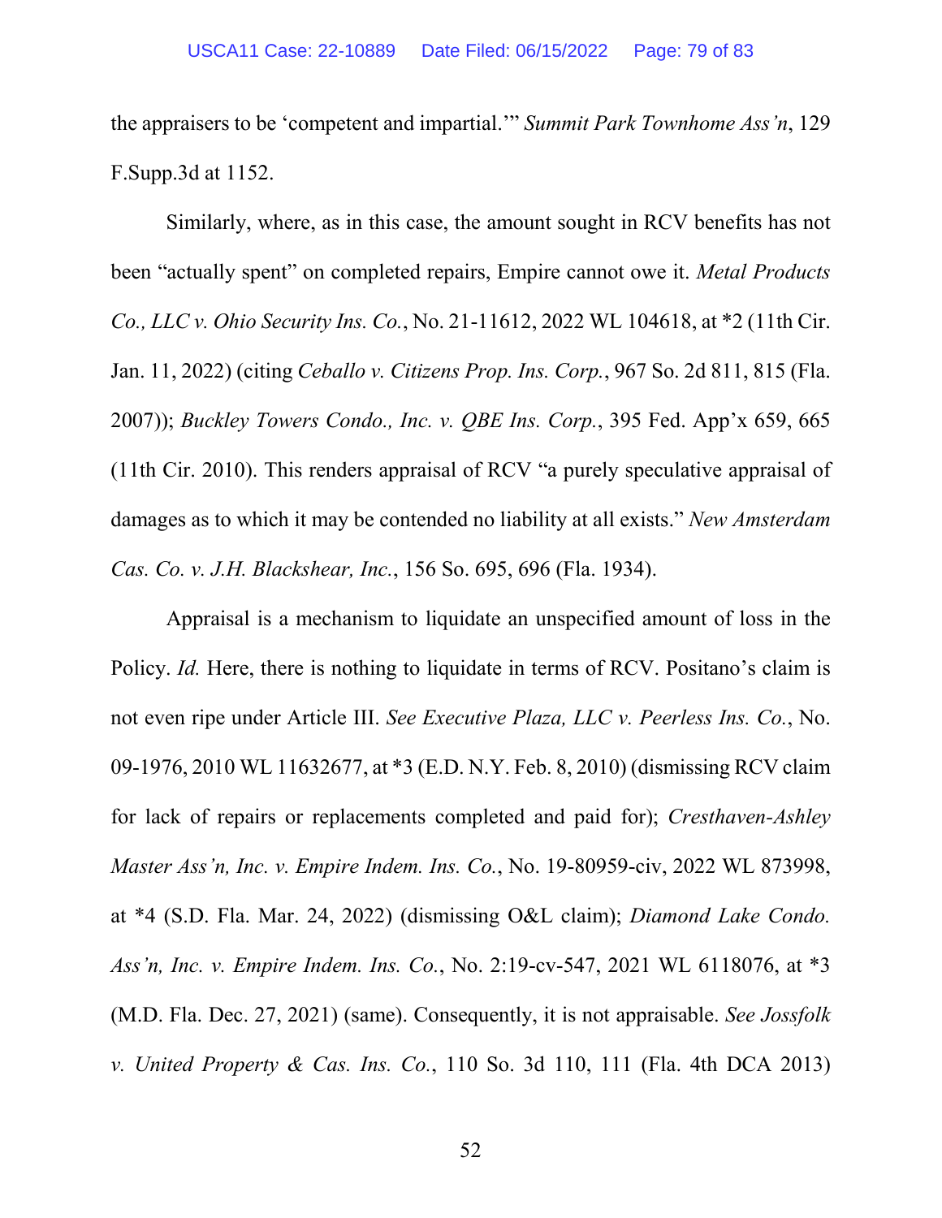the appraisers to be 'competent and impartial.'" *Summit Park Townhome Ass'n*, 129 F.Supp.3d at 1152.

Similarly, where, as in this case, the amount sought in RCV benefits has not been "actually spent" on completed repairs, Empire cannot owe it. *Metal Products Co., LLC v. Ohio Security Ins. Co.*, No. 21-11612, 2022 WL 104618, at *2 (11th Cir. Jan. 11, 2022) (citing *Ceballo v. Citizens Prop. Ins. Corp.*, 967 So. 2d 811, 815 (Fla. 2007)); *Buckley Towers Condo., Inc. v. QBE Ins. Corp.*, 395 Fed. App'x 659, 665 (11th Cir. 2010). This renders appraisal of RCV "a purely speculative appraisal of damages as to which it may be contended no liability at all exists." *New Amsterdam Cas. Co. v. J.H. Blackshear, Inc.*, 156 So. 695, 696 (Fla. 1934).

Appraisal is a mechanism to liquidate an unspecified amount of loss in the Policy. *Id.* Here, there is nothing to liquidate in terms of RCV. Positano's claim is not even ripe under Article III. *See Executive Plaza, LLC v. Peerless Ins. Co.*, No. 09-1976, 2010 WL 11632677, at *3 (E.D. N.Y. Feb. 8, 2010) (dismissing RCV claim for lack of repairs or replacements completed and paid for); *Cresthaven-Ashley Master Ass'n, Inc. v. Empire Indem. Ins. Co.*, No. 19-80959-civ, 2022 WL 873998, at *4 (S.D. Fla. Mar. 24, 2022) (dismissing O&L claim); *Diamond Lake Condo. Ass'n, Inc. v. Empire Indem. Ins. Co.*, No. 2:19-cv-547, 2021 WL 6118076, at *3 (M.D. Fla. Dec. 27, 2021) (same). Consequently, it is not appraisable. *See Jossfolk v. United Property & Cas. Ins. Co.*, 110 So. 3d 110, 111 (Fla. 4th DCA 2013)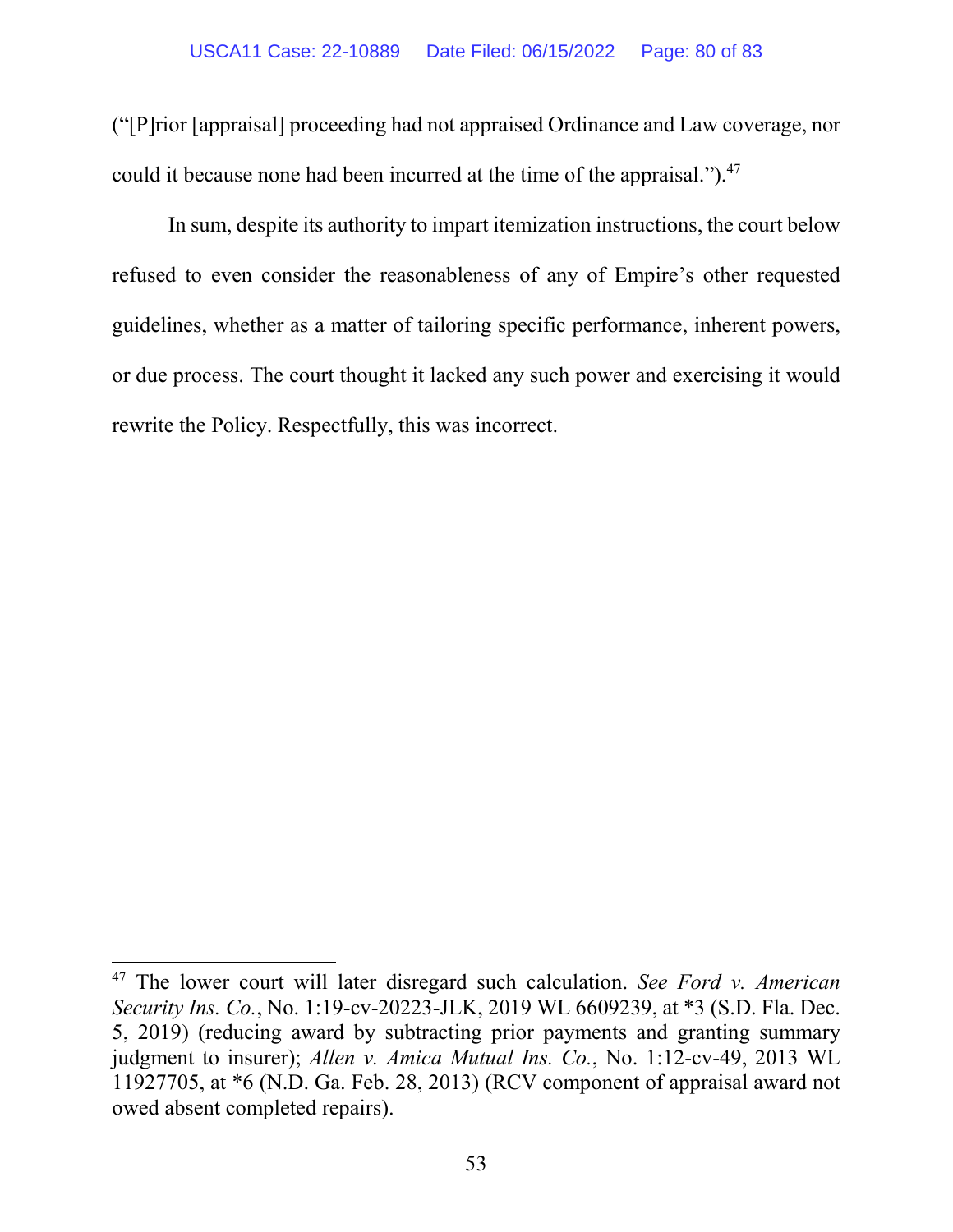("[P]rior [appraisal] proceeding had not appraised Ordinance and Law coverage, nor could it because none had been incurred at the time of the appraisal.").[47]

In sum, despite its authority to impart itemization instructions, the court below refused to even consider the reasonableness of any of Empire's other requested guidelines, whether as a matter of tailoring specific performance, inherent powers, or due process. The court thought it lacked any such power and exercising it would rewrite the Policy. Respectfully, this was incorrect.

---

[47] The lower court will later disregard such calculation. *See Ford v. American Security Ins. Co.*, No. 1:19-cv-20223-JLK, 2019 WL 6609239, at *3 (S.D. Fla. Dec. 5, 2019) (reducing award by subtracting prior payments and granting summary judgment to insurer); *Allen v. Amica Mutual Ins. Co.*, No. 1:12-cv-49, 2013 WL 11927705, at *6 (N.D. Ga. Feb. 28, 2013) (RCV component of appraisal award not owed absent completed repairs).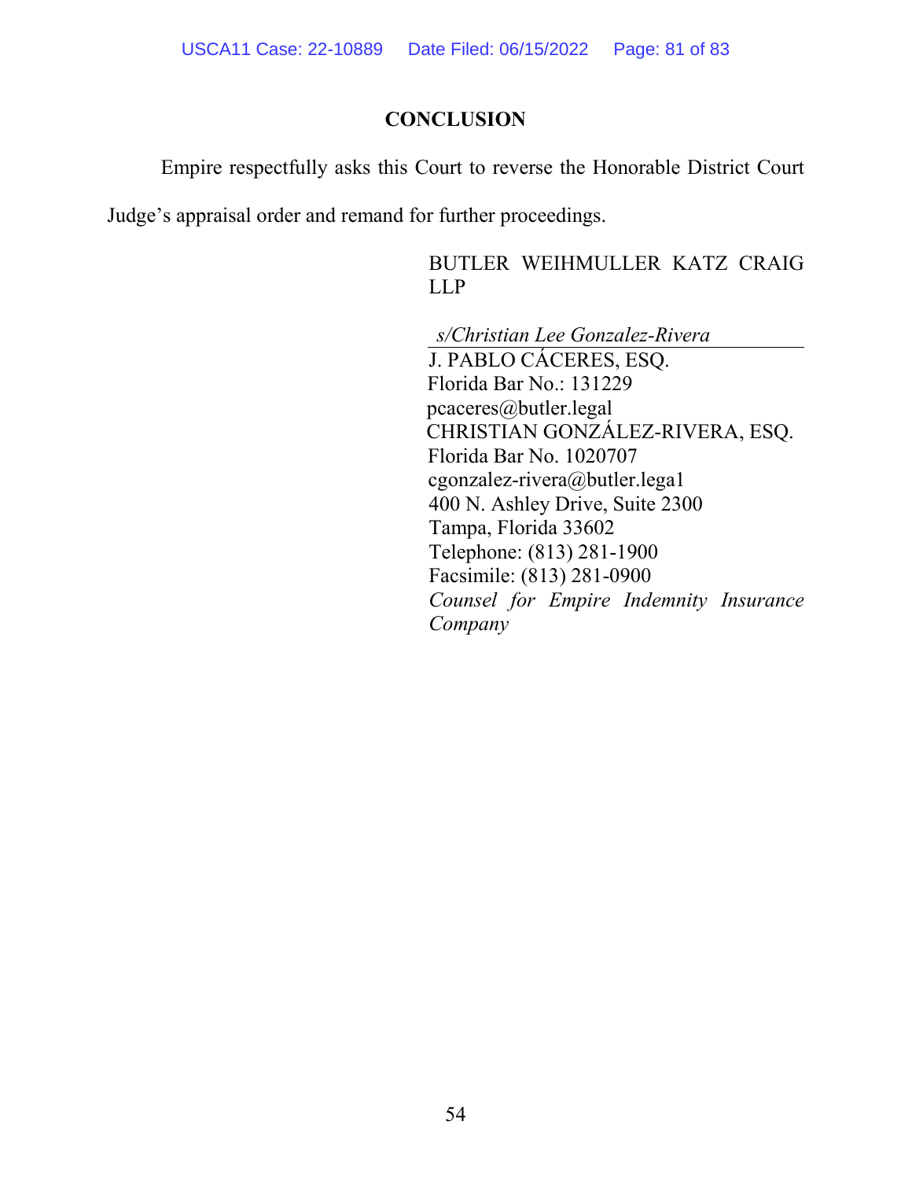## CONCLUSION

Empire respectfully asks this Court to reverse the Honorable District Court Judge's appraisal order and remand for further proceedings.

BUTLER WEIHMULLER KATZ CRAIG LLP

*s/Christian Lee Gonzalez-Rivera*
J. PABLO CÁCERES, ESQ.
Florida Bar No.: 131229
pcaceres@butler.legal
CHRISTIAN GONZÁLEZ-RIVERA, ESQ.
Florida Bar No. 1020707
cgonzalez-rivera@butler.lega1
400 N. Ashley Drive, Suite 2300
Tampa, Florida 33602
Telephone: (813) 281-1900
Facsimile: (813) 281-0900
*Counsel for Empire Indemnity Insurance Company*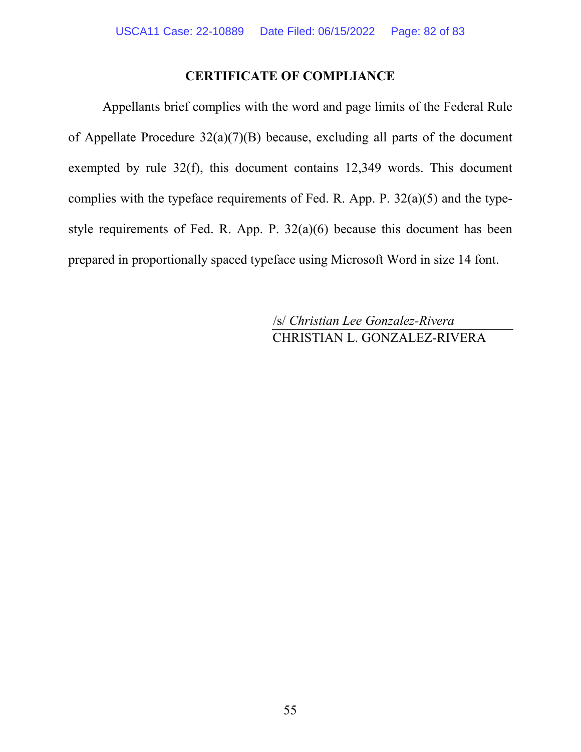## CERTIFICATE OF COMPLIANCE

Appellants brief complies with the word and page limits of the Federal Rule of Appellate Procedure 32(a)(7)(B) because, excluding all parts of the document exempted by rule 32(f), this document contains 12,349 words. This document complies with the typeface requirements of Fed. R. App. P. 32(a)(5) and the type-style requirements of Fed. R. App. P. 32(a)(6) because this document has been prepared in proportionally spaced typeface using Microsoft Word in size 14 font.

/s/ *Christian Lee Gonzalez-Rivera*
CHRISTIAN L. GONZALEZ-RIVERA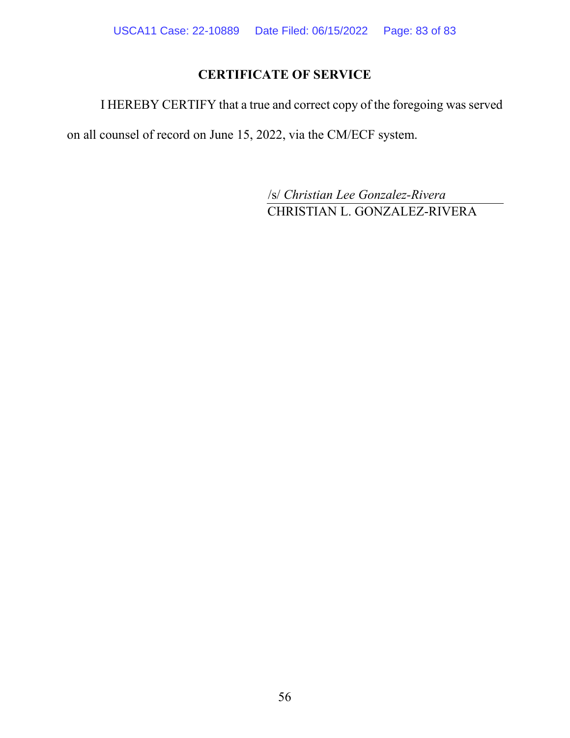## CERTIFICATE OF SERVICE

I HEREBY CERTIFY that a true and correct copy of the foregoing was served on all counsel of record on June 15, 2022, via the CM/ECF system.

/s/ *Christian Lee Gonzalez-Rivera*
CHRISTIAN L. GONZALEZ-RIVERA